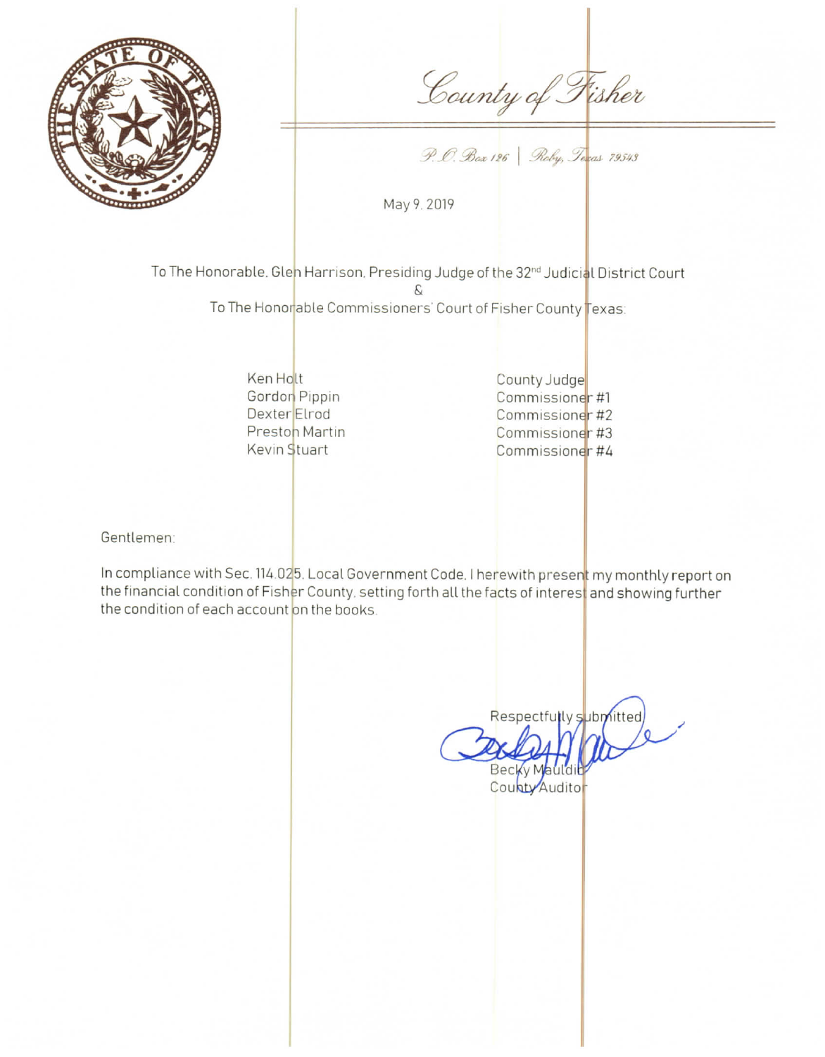# County of Fisher

P.O. Box 126 | Roby, Texas 79543

May 9, 2019

To The Honorable, Glen Harrison, Presiding Judge of the 32nd Judicial District Court

&

To The Honorable Commissioners' Court of Fisher County Texas:

| | |
|---|---|
| Ken Holt | County Judge |
| Gordon Pippin | Commissioner #1 |
| Dexter Elrod | Commissioner #2 |
| Preston Martin | Commissioner #3 |
| Kevin Stuart | Commissioner #4 |

Gentlemen:

In compliance with Sec. 114.025, Local Government Code, I herewith present my monthly report on the financial condition of Fisher County, setting forth all the facts of interest and showing further the condition of each account on the books.

Respectfully submitted

Becky Mauldin
County Auditor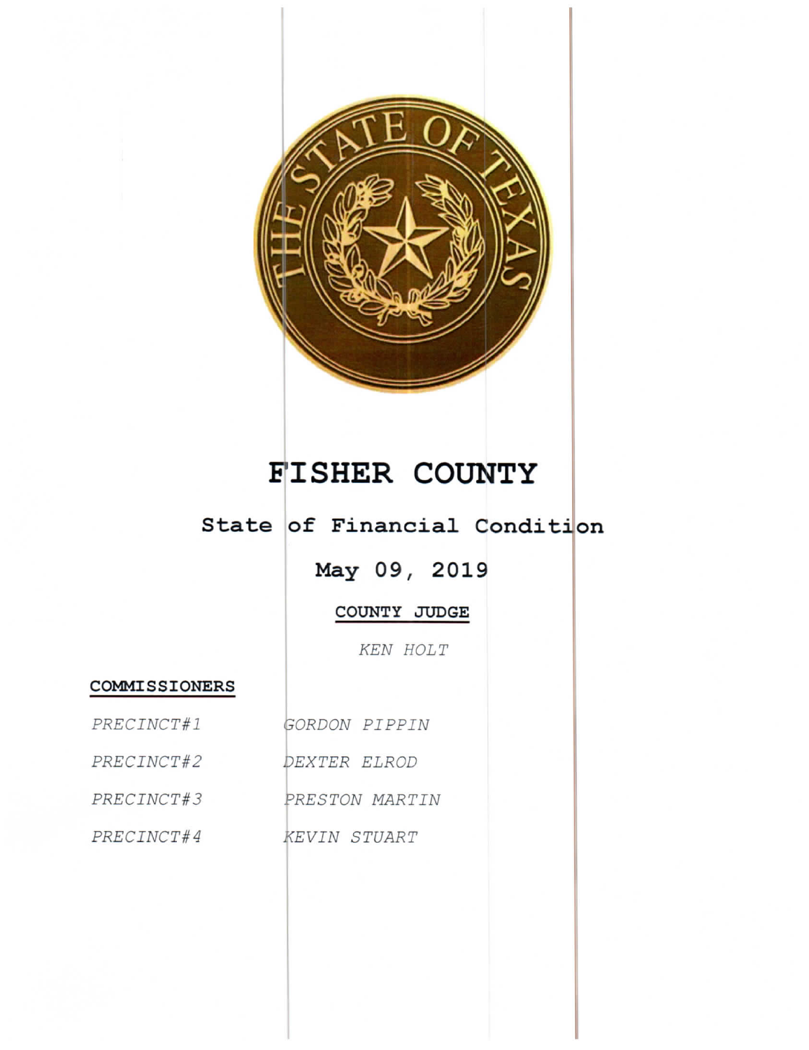# FISHER COUNTY

## State of Financial Condition

## May 09, 2019

**COUNTY JUDGE**

*KEN HOLT*

**COMMISSIONERS**

| | |
|---|---|
| *PRECINCT#1* | *GORDON PIPPIN* |
| *PRECINCT#2* | *DEXTER ELROD* |
| *PRECINCT#3* | *PRESTON MARTIN* |
| *PRECINCT#4* | *KEVIN STUART* |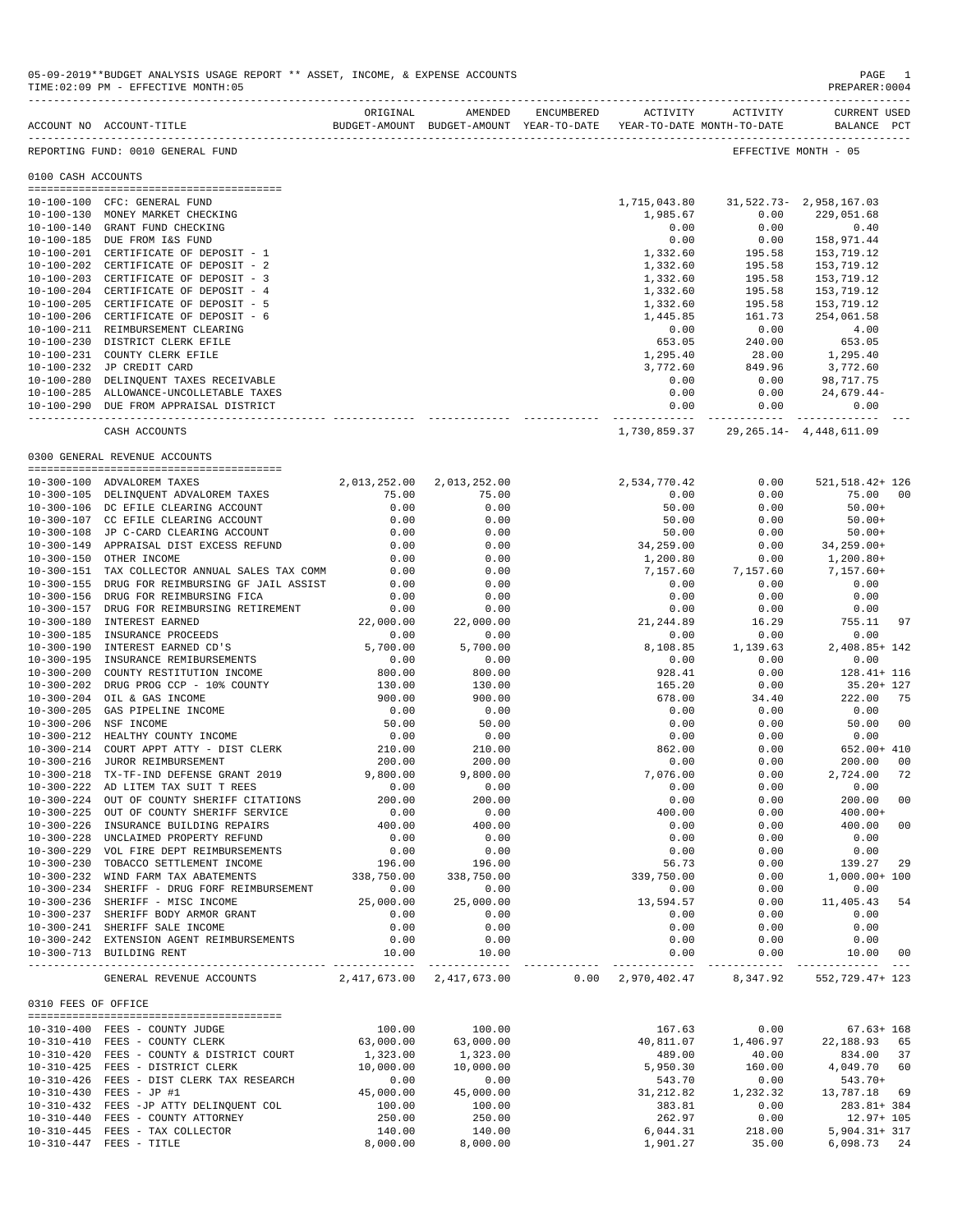05-09-2019**BUDGET ANALYSIS USAGE REPORT ** ASSET, INCOME, & EXPENSE ACCOUNTS
TIME:02:09 PM - EFFECTIVE MONTH:05
PREPARER:0004

| ACCOUNT NO | ACCOUNT-TITLE | ORIGINAL BUDGET-AMOUNT | AMENDED BUDGET-AMOUNT | ENCUMBERED YEAR-TO-DATE | ACTIVITY YEAR-TO-DATE | ACTIVITY MONTH-TO-DATE | CURRENT USED BALANCE | PCT |
|---|---|---|---|---|---|---|---|---|
| REPORTING FUND: 0010 GENERAL FUND | | | | | | EFFECTIVE MONTH - 05 | | |
| **0100 CASH ACCOUNTS** | | | | | | | | |
| 10-100-100 | CFC: GENERAL FUND | | | | 1,715,043.80 | 31,522.73- | 2,958,167.03 | |
| 10-100-130 | MONEY MARKET CHECKING | | | | 1,985.67 | 0.00 | 229,051.68 | |
| 10-100-140 | GRANT FUND CHECKING | | | | 0.00 | 0.00 | 0.40 | |
| 10-100-185 | DUE FROM I&S FUND | | | | 0.00 | 0.00 | 158,971.44 | |
| 10-100-201 | CERTIFICATE OF DEPOSIT - 1 | | | | 1,332.60 | 195.58 | 153,719.12 | |
| 10-100-202 | CERTIFICATE OF DEPOSIT - 2 | | | | 1,332.60 | 195.58 | 153,719.12 | |
| 10-100-203 | CERTIFICATE OF DEPOSIT - 3 | | | | 1,332.60 | 195.58 | 153,719.12 | |
| 10-100-204 | CERTIFICATE OF DEPOSIT - 4 | | | | 1,332.60 | 195.58 | 153,719.12 | |
| 10-100-205 | CERTIFICATE OF DEPOSIT - 5 | | | | 1,332.60 | 195.58 | 153,719.12 | |
| 10-100-206 | CERTIFICATE OF DEPOSIT - 6 | | | | 1,445.85 | 161.73 | 254,061.58 | |
| 10-100-211 | REIMBURSEMENT CLEARING | | | | 0.00 | 0.00 | 4.00 | |
| 10-100-230 | DISTRICT CLERK EFILE | | | | 653.05 | 240.00 | 653.05 | |
| 10-100-231 | COUNTY CLERK EFILE | | | | 1,295.40 | 28.00 | 1,295.40 | |
| 10-100-232 | JP CREDIT CARD | | | | 3,772.60 | 849.96 | 3,772.60 | |
| 10-100-280 | DELINQUENT TAXES RECEIVABLE | | | | 0.00 | 0.00 | 98,717.75 | |
| 10-100-285 | ALLOWANCE-UNCOLLETABLE TAXES | | | | 0.00 | 0.00 | 24,679.44- | |
| 10-100-290 | DUE FROM APPRAISAL DISTRICT | | | | 0.00 | 0.00 | 0.00 | |
| | CASH ACCOUNTS | | | | 1,730,859.37 | 29,265.14- | 4,448,611.09 | |
| **0300 GENERAL REVENUE ACCOUNTS** | | | | | | | | |
| 10-300-100 | ADVALOREM TAXES | 2,013,252.00 | 2,013,252.00 | | 2,534,770.42 | 0.00 | 521,518.42+ | 126 |
| 10-300-105 | DELINQUENT ADVALOREM TAXES | 75.00 | 75.00 | | 0.00 | 0.00 | 75.00 | 00 |
| 10-300-106 | DC EFILE CLEARING ACCOUNT | 0.00 | 0.00 | | 50.00 | 0.00 | 50.00+ | |
| 10-300-107 | CC EFILE CLEARING ACCOUNT | 0.00 | 0.00 | | 50.00 | 0.00 | 50.00+ | |
| 10-300-108 | JP C-CARD CLEARING ACCOUNT | 0.00 | 0.00 | | 50.00 | 0.00 | 50.00+ | |
| 10-300-149 | APPRAISAL DIST EXCESS REFUND | 0.00 | 0.00 | | 34,259.00 | 0.00 | 34,259.00+ | |
| 10-300-150 | OTHER INCOME | 0.00 | 0.00 | | 1,200.80 | 0.00 | 1,200.80+ | |
| 10-300-151 | TAX COLLECTOR ANNUAL SALES TAX COMM | 0.00 | 0.00 | | 7,157.60 | 7,157.60 | 7,157.60+ | |
| 10-300-155 | DRUG FOR REIMBURSING GF JAIL ASSIST | 0.00 | 0.00 | | 0.00 | 0.00 | 0.00 | |
| 10-300-156 | DRUG FOR REIMBURSING FICA | 0.00 | 0.00 | | 0.00 | 0.00 | 0.00 | |
| 10-300-157 | DRUG FOR REIMBURSING RETIREMENT | 0.00 | 0.00 | | 0.00 | 0.00 | 0.00 | |
| 10-300-180 | INTEREST EARNED | 22,000.00 | 22,000.00 | | 21,244.89 | 16.29 | 755.11 | 97 |
| 10-300-185 | INSURANCE PROCEEDS | 0.00 | 0.00 | | 0.00 | 0.00 | 0.00 | |
| 10-300-190 | INTEREST EARNED CD'S | 5,700.00 | 5,700.00 | | 8,108.85 | 1,139.63 | 2,408.85+ | 142 |
| 10-300-195 | INSURANCE REMIBURSEMENTS | 0.00 | 0.00 | | 0.00 | 0.00 | 0.00 | |
| 10-300-200 | COUNTY RESTITUTION INCOME | 800.00 | 800.00 | | 928.41 | 0.00 | 128.41+ | 116 |
| 10-300-202 | DRUG PROG CCP - 10% COUNTY | 130.00 | 130.00 | | 165.20 | 0.00 | 35.20+ | 127 |
| 10-300-204 | OIL & GAS INCOME | 900.00 | 900.00 | | 678.00 | 34.40 | 222.00 | 75 |
| 10-300-205 | GAS PIPELINE INCOME | 0.00 | 0.00 | | 0.00 | 0.00 | 0.00 | |
| 10-300-206 | NSF INCOME | 50.00 | 50.00 | | 0.00 | 0.00 | 50.00 | 00 |
| 10-300-212 | HEALTHY COUNTY INCOME | 0.00 | 0.00 | | 0.00 | 0.00 | 0.00 | |
| 10-300-214 | COURT APPT ATTY - DIST CLERK | 210.00 | 210.00 | | 862.00 | 0.00 | 652.00+ | 410 |
| 10-300-216 | JUROR REIMBURSEMENT | 200.00 | 200.00 | | 0.00 | 0.00 | 200.00 | 00 |
| 10-300-218 | TX-TF-IND DEFENSE GRANT 2019 | 9,800.00 | 9,800.00 | | 7,076.00 | 0.00 | 2,724.00 | 72 |
| 10-300-222 | AD LITEM TAX SUIT T REES | 0.00 | 0.00 | | 0.00 | 0.00 | 0.00 | |
| 10-300-224 | OUT OF COUNTY SHERIFF CITATIONS | 200.00 | 200.00 | | 0.00 | 0.00 | 200.00 | 00 |
| 10-300-225 | OUT OF COUNTY SHERIFF SERVICE | 0.00 | 0.00 | | 400.00 | 0.00 | 400.00+ | |
| 10-300-226 | INSURANCE BUILDING REPAIRS | 400.00 | 400.00 | | 0.00 | 0.00 | 400.00 | 00 |
| 10-300-228 | UNCLAIMED PROPERTY REFUND | 0.00 | 0.00 | | 0.00 | 0.00 | 0.00 | |
| 10-300-229 | VOL FIRE DEPT REIMBURSEMENTS | 0.00 | 0.00 | | 0.00 | 0.00 | 0.00 | |
| 10-300-230 | TOBACCO SETTLEMENT INCOME | 196.00 | 196.00 | | 56.73 | 0.00 | 139.27 | 29 |
| 10-300-232 | WIND FARM TAX ABATEMENTS | 338,750.00 | 338,750.00 | | 339,750.00 | 0.00 | 1,000.00+ | 100 |
| 10-300-234 | SHERIFF - DRUG FORF REIMBURSEMENT | 0.00 | 0.00 | | 0.00 | 0.00 | 0.00 | |
| 10-300-236 | SHERIFF - MISC INCOME | 25,000.00 | 25,000.00 | | 13,594.57 | 0.00 | 11,405.43 | 54 |
| 10-300-237 | SHERIFF BODY ARMOR GRANT | 0.00 | 0.00 | | 0.00 | 0.00 | 0.00 | |
| 10-300-241 | SHERIFF SALE INCOME | 0.00 | 0.00 | | 0.00 | 0.00 | 0.00 | |
| 10-300-242 | EXTENSION AGENT REIMBURSEMENTS | 0.00 | 0.00 | | 0.00 | 0.00 | 0.00 | |
| 10-300-713 | BUILDING RENT | 10.00 | 10.00 | | 0.00 | 0.00 | 10.00 | 00 |
| | GENERAL REVENUE ACCOUNTS | 2,417,673.00 | 2,417,673.00 | 0.00 | 2,970,402.47 | 8,347.92 | 552,729.47+ | 123 |
| **0310 FEES OF OFFICE** | | | | | | | | |
| 10-310-400 | FEES - COUNTY JUDGE | 100.00 | 100.00 | | 167.63 | 0.00 | 67.63+ | 168 |
| 10-310-410 | FEES - COUNTY CLERK | 63,000.00 | 63,000.00 | | 40,811.07 | 1,406.97 | 22,188.93 | 65 |
| 10-310-420 | FEES - COUNTY & DISTRICT COURT | 1,323.00 | 1,323.00 | | 489.00 | 40.00 | 834.00 | 37 |
| 10-310-425 | FEES - DISTRICT CLERK | 10,000.00 | 10,000.00 | | 5,950.30 | 160.00 | 4,049.70 | 60 |
| 10-310-426 | FEES - DIST CLERK TAX RESEARCH | 0.00 | 0.00 | | 543.70 | 0.00 | 543.70+ | |
| 10-310-430 | FEES - JP #1 | 45,000.00 | 45,000.00 | | 31,212.82 | 1,232.32 | 13,787.18 | 69 |
| 10-310-432 | FEES -JP ATTY DELINQUENT COL | 100.00 | 100.00 | | 383.81 | 0.00 | 283.81+ | 384 |
| 10-310-440 | FEES - COUNTY ATTORNEY | 250.00 | 250.00 | | 262.97 | 0.00 | 12.97+ | 105 |
| 10-310-445 | FEES - TAX COLLECTOR | 140.00 | 140.00 | | 6,044.31 | 218.00 | 5,904.31+ | 317 |
| 10-310-447 | FEES - TITLE | 8,000.00 | 8,000.00 | | 1,901.27 | 35.00 | 6,098.73 | 24 |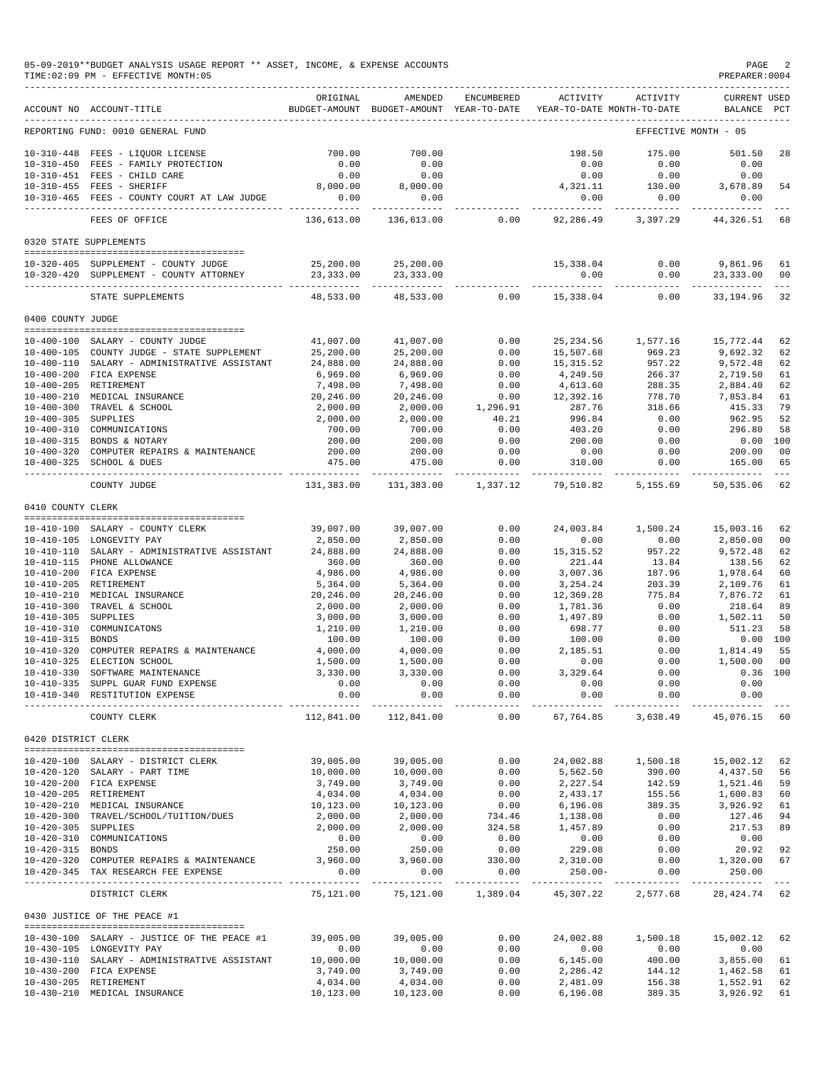05-09-2019**BUDGET ANALYSIS USAGE REPORT ** ASSET, INCOME, & EXPENSE ACCOUNTS
TIME:02:09 PM - EFFECTIVE MONTH:05

| ACCOUNT NO | ACCOUNT-TITLE | ORIGINAL BUDGET-AMOUNT | AMENDED BUDGET-AMOUNT | ENCUMBERED YEAR-TO-DATE | ACTIVITY YEAR-TO-DATE | ACTIVITY MONTH-TO-DATE | CURRENT BALANCE | USED PCT |
|---|---|---|---|---|---|---|---|---|
| REPORTING FUND: 0010 GENERAL FUND | | | | | | EFFECTIVE MONTH - 05 | | |
| 10-310-448 | FEES - LIQUOR LICENSE | 700.00 | 700.00 | | 198.50 | 175.00 | 501.50 | 28 |
| 10-310-450 | FEES - FAMILY PROTECTION | 0.00 | 0.00 | | 0.00 | 0.00 | 0.00 | |
| 10-310-451 | FEES - CHILD CARE | 0.00 | 0.00 | | 0.00 | 0.00 | 0.00 | |
| 10-310-455 | FEES - SHERIFF | 8,000.00 | 8,000.00 | | 4,321.11 | 130.00 | 3,678.89 | 54 |
| 10-310-465 | FEES - COUNTY COURT AT LAW JUDGE | 0.00 | 0.00 | | 0.00 | 0.00 | 0.00 | |
| | FEES OF OFFICE | 136,613.00 | 136,613.00 | 0.00 | 92,286.49 | 3,397.29 | 44,326.51 | 68 |
| 0320 STATE SUPPLEMENTS | | | | | | | | |
| 10-320-405 | SUPPLEMENT - COUNTY JUDGE | 25,200.00 | 25,200.00 | | 15,338.04 | 0.00 | 9,861.96 | 61 |
| 10-320-420 | SUPPLEMENT - COUNTY ATTORNEY | 23,333.00 | 23,333.00 | | 0.00 | 0.00 | 23,333.00 | 00 |
| | STATE SUPPLEMENTS | 48,533.00 | 48,533.00 | 0.00 | 15,338.04 | 0.00 | 33,194.96 | 32 |
| 0400 COUNTY JUDGE | | | | | | | | |
| 10-400-100 | SALARY - COUNTY JUDGE | 41,007.00 | 41,007.00 | 0.00 | 25,234.56 | 1,577.16 | 15,772.44 | 62 |
| 10-400-105 | COUNTY JUDGE - STATE SUPPLEMENT | 25,200.00 | 25,200.00 | 0.00 | 15,507.68 | 969.23 | 9,692.32 | 62 |
| 10-400-110 | SALARY - ADMINISTRATIVE ASSISTANT | 24,888.00 | 24,888.00 | 0.00 | 15,315.52 | 957.22 | 9,572.48 | 62 |
| 10-400-200 | FICA EXPENSE | 6,969.00 | 6,969.00 | 0.00 | 4,249.50 | 266.37 | 2,719.50 | 61 |
| 10-400-205 | RETIREMENT | 7,498.00 | 7,498.00 | 0.00 | 4,613.60 | 288.35 | 2,884.40 | 62 |
| 10-400-210 | MEDICAL INSURANCE | 20,246.00 | 20,246.00 | 0.00 | 12,392.16 | 778.70 | 7,853.84 | 61 |
| 10-400-300 | TRAVEL & SCHOOL | 2,000.00 | 2,000.00 | 1,296.91 | 287.76 | 318.66 | 415.33 | 79 |
| 10-400-305 | SUPPLIES | 2,000.00 | 2,000.00 | 40.21 | 996.84 | 0.00 | 962.95 | 52 |
| 10-400-310 | COMMUNICATIONS | 700.00 | 700.00 | 0.00 | 403.20 | 0.00 | 296.80 | 58 |
| 10-400-315 | BONDS & NOTARY | 200.00 | 200.00 | 0.00 | 200.00 | 0.00 | 0.00 | 100 |
| 10-400-320 | COMPUTER REPAIRS & MAINTENANCE | 200.00 | 200.00 | 0.00 | 0.00 | 0.00 | 200.00 | 00 |
| 10-400-325 | SCHOOL & DUES | 475.00 | 475.00 | 0.00 | 310.00 | 0.00 | 165.00 | 65 |
| | COUNTY JUDGE | 131,383.00 | 131,383.00 | 1,337.12 | 79,510.82 | 5,155.69 | 50,535.06 | 62 |
| 0410 COUNTY CLERK | | | | | | | | |
| 10-410-100 | SALARY - COUNTY CLERK | 39,007.00 | 39,007.00 | 0.00 | 24,003.84 | 1,500.24 | 15,003.16 | 62 |
| 10-410-105 | LONGEVITY PAY | 2,850.00 | 2,850.00 | 0.00 | 0.00 | 0.00 | 2,850.00 | 00 |
| 10-410-110 | SALARY - ADMINISTRATIVE ASSISTANT | 24,888.00 | 24,888.00 | 0.00 | 15,315.52 | 957.22 | 9,572.48 | 62 |
| 10-410-115 | PHONE ALLOWANCE | 360.00 | 360.00 | 0.00 | 221.44 | 13.84 | 138.56 | 62 |
| 10-410-200 | FICA EXPENSE | 4,986.00 | 4,986.00 | 0.00 | 3,007.36 | 187.96 | 1,978.64 | 60 |
| 10-410-205 | RETIREMENT | 5,364.00 | 5,364.00 | 0.00 | 3,254.24 | 203.39 | 2,109.76 | 61 |
| 10-410-210 | MEDICAL INSURANCE | 20,246.00 | 20,246.00 | 0.00 | 12,369.28 | 775.84 | 7,876.72 | 61 |
| 10-410-300 | TRAVEL & SCHOOL | 2,000.00 | 2,000.00 | 0.00 | 1,781.36 | 0.00 | 218.64 | 89 |
| 10-410-305 | SUPPLIES | 3,000.00 | 3,000.00 | 0.00 | 1,497.89 | 0.00 | 1,502.11 | 50 |
| 10-410-310 | COMMUNICATONS | 1,210.00 | 1,210.00 | 0.00 | 698.77 | 0.00 | 511.23 | 58 |
| 10-410-315 | BONDS | 100.00 | 100.00 | 0.00 | 100.00 | 0.00 | 0.00 | 100 |
| 10-410-320 | COMPUTER REPAIRS & MAINTENANCE | 4,000.00 | 4,000.00 | 0.00 | 2,185.51 | 0.00 | 1,814.49 | 55 |
| 10-410-325 | ELECTION SCHOOL | 1,500.00 | 1,500.00 | 0.00 | 0.00 | 0.00 | 1,500.00 | 00 |
| 10-410-330 | SOFTWARE MAINTENANCE | 3,330.00 | 3,330.00 | 0.00 | 3,329.64 | 0.00 | 0.36 | 100 |
| 10-410-335 | SUPPL GUAR FUND EXPENSE | 0.00 | 0.00 | 0.00 | 0.00 | 0.00 | 0.00 | |
| 10-410-340 | RESTITUTION EXPENSE | 0.00 | 0.00 | 0.00 | 0.00 | 0.00 | 0.00 | |
| | COUNTY CLERK | 112,841.00 | 112,841.00 | 0.00 | 67,764.85 | 3,638.49 | 45,076.15 | 60 |
| 0420 DISTRICT CLERK | | | | | | | | |
| 10-420-100 | SALARY - DISTRICT CLERK | 39,005.00 | 39,005.00 | 0.00 | 24,002.88 | 1,500.18 | 15,002.12 | 62 |
| 10-420-120 | SALARY - PART TIME | 10,000.00 | 10,000.00 | 0.00 | 5,562.50 | 390.00 | 4,437.50 | 56 |
| 10-420-200 | FICA EXPENSE | 3,749.00 | 3,749.00 | 0.00 | 2,227.54 | 142.59 | 1,521.46 | 59 |
| 10-420-205 | RETIREMENT | 4,034.00 | 4,034.00 | 0.00 | 2,433.17 | 155.56 | 1,600.83 | 60 |
| 10-420-210 | MEDICAL INSURANCE | 10,123.00 | 10,123.00 | 0.00 | 6,196.08 | 389.35 | 3,926.92 | 61 |
| 10-420-300 | TRAVEL/SCHOOL/TUITION/DUES | 2,000.00 | 2,000.00 | 734.46 | 1,138.08 | 0.00 | 127.46 | 94 |
| 10-420-305 | SUPPLIES | 2,000.00 | 2,000.00 | 324.58 | 1,457.89 | 0.00 | 217.53 | 89 |
| 10-420-310 | COMMUNICATIONS | 0.00 | 0.00 | 0.00 | 0.00 | 0.00 | 0.00 | |
| 10-420-315 | BONDS | 250.00 | 250.00 | 0.00 | 229.08 | 0.00 | 20.92 | 92 |
| 10-420-320 | COMPUTER REPAIRS & MAINTENANCE | 3,960.00 | 3,960.00 | 330.00 | 2,310.00 | 0.00 | 1,320.00 | 67 |
| 10-420-345 | TAX RESEARCH FEE EXPENSE | 0.00 | 0.00 | 0.00 | 250.00- | 0.00 | 250.00 | |
| | DISTRICT CLERK | 75,121.00 | 75,121.00 | 1,389.04 | 45,307.22 | 2,577.68 | 28,424.74 | 62 |
| 0430 JUSTICE OF THE PEACE #1 | | | | | | | | |
| 10-430-100 | SALARY - JUSTICE OF THE PEACE #1 | 39,005.00 | 39,005.00 | 0.00 | 24,002.88 | 1,500.18 | 15,002.12 | 62 |
| 10-430-105 | LONGEVITY PAY | 0.00 | 0.00 | 0.00 | 0.00 | 0.00 | 0.00 | |
| 10-430-110 | SALARY - ADMINISTRATIVE ASSISTANT | 10,000.00 | 10,000.00 | 0.00 | 6,145.00 | 400.00 | 3,855.00 | 61 |
| 10-430-200 | FICA EXPENSE | 3,749.00 | 3,749.00 | 0.00 | 2,286.42 | 144.12 | 1,462.58 | 61 |
| 10-430-205 | RETIREMENT | 4,034.00 | 4,034.00 | 0.00 | 2,481.09 | 156.38 | 1,552.91 | 62 |
| 10-430-210 | MEDICAL INSURANCE | 10,123.00 | 10,123.00 | 0.00 | 6,196.08 | 389.35 | 3,926.92 | 61 |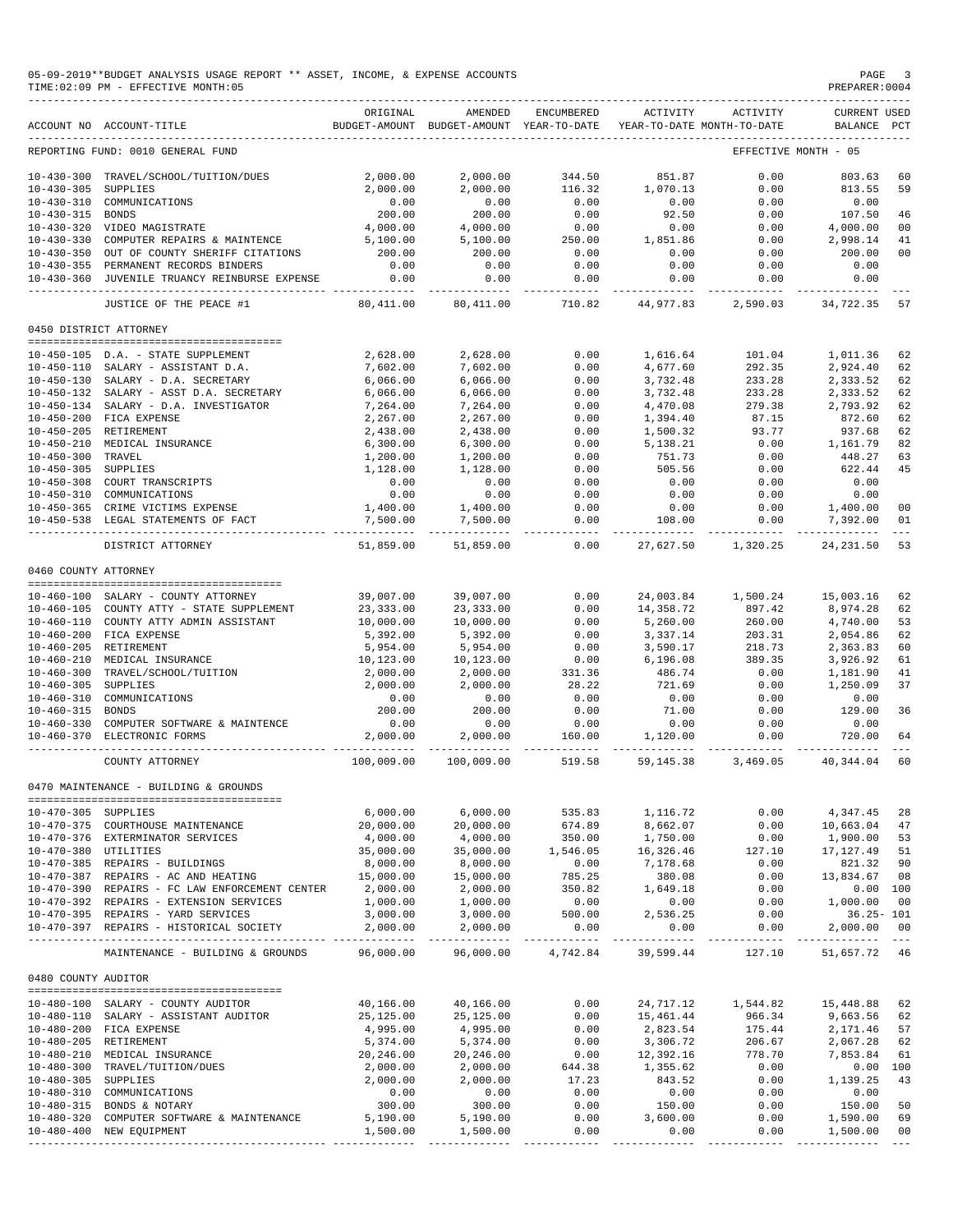05-09-2019**BUDGET ANALYSIS USAGE REPORT ** ASSET, INCOME, & EXPENSE ACCOUNTS
TIME:02:09 PM - EFFECTIVE MONTH:05

| ACCOUNT NO | ACCOUNT-TITLE | ORIGINAL BUDGET-AMOUNT | AMENDED BUDGET-AMOUNT | ENCUMBERED YEAR-TO-DATE | ACTIVITY YEAR-TO-DATE | ACTIVITY MONTH-TO-DATE | CURRENT BALANCE | USED PCT |
|---|---|---|---|---|---|---|---|---|
| REPORTING FUND: 0010 GENERAL FUND | | | | | | EFFECTIVE MONTH - 05 | | |
| 10-430-300 | TRAVEL/SCHOOL/TUITION/DUES | 2,000.00 | 2,000.00 | 344.50 | 851.87 | 0.00 | 803.63 | 60 |
| 10-430-305 | SUPPLIES | 2,000.00 | 2,000.00 | 116.32 | 1,070.13 | 0.00 | 813.55 | 59 |
| 10-430-310 | COMMUNICATIONS | 0.00 | 0.00 | 0.00 | 0.00 | 0.00 | 0.00 | |
| 10-430-315 | BONDS | 200.00 | 200.00 | 0.00 | 92.50 | 0.00 | 107.50 | 46 |
| 10-430-320 | VIDEO MAGISTRATE | 4,000.00 | 4,000.00 | 0.00 | 0.00 | 0.00 | 4,000.00 | 00 |
| 10-430-330 | COMPUTER REPAIRS & MAINTENCE | 5,100.00 | 5,100.00 | 250.00 | 1,851.86 | 0.00 | 2,998.14 | 41 |
| 10-430-350 | OUT OF COUNTY SHERIFF CITATIONS | 200.00 | 200.00 | 0.00 | 0.00 | 0.00 | 200.00 | 00 |
| 10-430-355 | PERMANENT RECORDS BINDERS | 0.00 | 0.00 | 0.00 | 0.00 | 0.00 | 0.00 | |
| 10-430-360 | JUVENILE TRUANCY REINBURSE EXPENSE | 0.00 | 0.00 | 0.00 | 0.00 | 0.00 | 0.00 | |
| | JUSTICE OF THE PEACE #1 | 80,411.00 | 80,411.00 | 710.82 | 44,977.83 | 2,590.03 | 34,722.35 | 57 |
| 0450 DISTRICT ATTORNEY | | | | | | | | |
| 10-450-105 | D.A. - STATE SUPPLEMENT | 2,628.00 | 2,628.00 | 0.00 | 1,616.64 | 101.04 | 1,011.36 | 62 |
| 10-450-110 | SALARY - ASSISTANT D.A. | 7,602.00 | 7,602.00 | 0.00 | 4,677.60 | 292.35 | 2,924.40 | 62 |
| 10-450-130 | SALARY - D.A. SECRETARY | 6,066.00 | 6,066.00 | 0.00 | 3,732.48 | 233.28 | 2,333.52 | 62 |
| 10-450-132 | SALARY - ASST D.A. SECRETARY | 6,066.00 | 6,066.00 | 0.00 | 3,732.48 | 233.28 | 2,333.52 | 62 |
| 10-450-134 | SALARY - D.A. INVESTIGATOR | 7,264.00 | 7,264.00 | 0.00 | 4,470.08 | 279.38 | 2,793.92 | 62 |
| 10-450-200 | FICA EXPENSE | 2,267.00 | 2,267.00 | 0.00 | 1,394.40 | 87.15 | 872.60 | 62 |
| 10-450-205 | RETIREMENT | 2,438.00 | 2,438.00 | 0.00 | 1,500.32 | 93.77 | 937.68 | 62 |
| 10-450-210 | MEDICAL INSURANCE | 6,300.00 | 6,300.00 | 0.00 | 5,138.21 | 0.00 | 1,161.79 | 82 |
| 10-450-300 | TRAVEL | 1,200.00 | 1,200.00 | 0.00 | 751.73 | 0.00 | 448.27 | 63 |
| 10-450-305 | SUPPLIES | 1,128.00 | 1,128.00 | 0.00 | 505.56 | 0.00 | 622.44 | 45 |
| 10-450-308 | COURT TRANSCRIPTS | 0.00 | 0.00 | 0.00 | 0.00 | 0.00 | 0.00 | |
| 10-450-310 | COMMUNICATIONS | 0.00 | 0.00 | 0.00 | 0.00 | 0.00 | 0.00 | |
| 10-450-365 | CRIME VICTIMS EXPENSE | 1,400.00 | 1,400.00 | 0.00 | 0.00 | 0.00 | 1,400.00 | 00 |
| 10-450-538 | LEGAL STATEMENTS OF FACT | 7,500.00 | 7,500.00 | 0.00 | 108.00 | 0.00 | 7,392.00 | 01 |
| | DISTRICT ATTORNEY | 51,859.00 | 51,859.00 | 0.00 | 27,627.50 | 1,320.25 | 24,231.50 | 53 |
| 0460 COUNTY ATTORNEY | | | | | | | | |
| 10-460-100 | SALARY - COUNTY ATTORNEY | 39,007.00 | 39,007.00 | 0.00 | 24,003.84 | 1,500.24 | 15,003.16 | 62 |
| 10-460-105 | COUNTY ATTY - STATE SUPPLEMENT | 23,333.00 | 23,333.00 | 0.00 | 14,358.72 | 897.42 | 8,974.28 | 62 |
| 10-460-110 | COUNTY ATTY ADMIN ASSISTANT | 10,000.00 | 10,000.00 | 0.00 | 5,260.00 | 260.00 | 4,740.00 | 53 |
| 10-460-200 | FICA EXPENSE | 5,392.00 | 5,392.00 | 0.00 | 3,337.14 | 203.31 | 2,054.86 | 62 |
| 10-460-205 | RETIREMENT | 5,954.00 | 5,954.00 | 0.00 | 3,590.17 | 218.73 | 2,363.83 | 60 |
| 10-460-210 | MEDICAL INSURANCE | 10,123.00 | 10,123.00 | 0.00 | 6,196.08 | 389.35 | 3,926.92 | 61 |
| 10-460-300 | TRAVEL/SCHOOL/TUITION | 2,000.00 | 2,000.00 | 331.36 | 486.74 | 0.00 | 1,181.90 | 41 |
| 10-460-305 | SUPPLIES | 2,000.00 | 2,000.00 | 28.22 | 721.69 | 0.00 | 1,250.09 | 37 |
| 10-460-310 | COMMUNICATIONS | 0.00 | 0.00 | 0.00 | 0.00 | 0.00 | 0.00 | |
| 10-460-315 | BONDS | 200.00 | 200.00 | 0.00 | 71.00 | 0.00 | 129.00 | 36 |
| 10-460-330 | COMPUTER SOFTWARE & MAINTENCE | 0.00 | 0.00 | 0.00 | 0.00 | 0.00 | 0.00 | |
| 10-460-370 | ELECTRONIC FORMS | 2,000.00 | 2,000.00 | 160.00 | 1,120.00 | 0.00 | 720.00 | 64 |
| | COUNTY ATTORNEY | 100,009.00 | 100,009.00 | 519.58 | 59,145.38 | 3,469.05 | 40,344.04 | 60 |
| 0470 MAINTENANCE - BUILDING & GROUNDS | | | | | | | | |
| 10-470-305 | SUPPLIES | 6,000.00 | 6,000.00 | 535.83 | 1,116.72 | 0.00 | 4,347.45 | 28 |
| 10-470-375 | COURTHOUSE MAINTENANCE | 20,000.00 | 20,000.00 | 674.89 | 8,662.07 | 0.00 | 10,663.04 | 47 |
| 10-470-376 | EXTERMINATOR SERVICES | 4,000.00 | 4,000.00 | 350.00 | 1,750.00 | 0.00 | 1,900.00 | 53 |
| 10-470-380 | UTILITIES | 35,000.00 | 35,000.00 | 1,546.05 | 16,326.46 | 127.10 | 17,127.49 | 51 |
| 10-470-385 | REPAIRS - BUILDINGS | 8,000.00 | 8,000.00 | 0.00 | 7,178.68 | 0.00 | 821.32 | 90 |
| 10-470-387 | REPAIRS - AC AND HEATING | 15,000.00 | 15,000.00 | 785.25 | 380.08 | 0.00 | 13,834.67 | 08 |
| 10-470-390 | REPAIRS - FC LAW ENFORCEMENT CENTER | 2,000.00 | 2,000.00 | 350.82 | 1,649.18 | 0.00 | 0.00 | 100 |
| 10-470-392 | REPAIRS - EXTENSION SERVICES | 1,000.00 | 1,000.00 | 0.00 | 0.00 | 0.00 | 1,000.00 | 00 |
| 10-470-395 | REPAIRS - YARD SERVICES | 3,000.00 | 3,000.00 | 500.00 | 2,536.25 | 0.00 | 36.25- | 101 |
| 10-470-397 | REPAIRS - HISTORICAL SOCIETY | 2,000.00 | 2,000.00 | 0.00 | 0.00 | 0.00 | 2,000.00 | 00 |
| | MAINTENANCE - BUILDING & GROUNDS | 96,000.00 | 96,000.00 | 4,742.84 | 39,599.44 | 127.10 | 51,657.72 | 46 |
| 0480 COUNTY AUDITOR | | | | | | | | |
| 10-480-100 | SALARY - COUNTY AUDITOR | 40,166.00 | 40,166.00 | 0.00 | 24,717.12 | 1,544.82 | 15,448.88 | 62 |
| 10-480-110 | SALARY - ASSISTANT AUDITOR | 25,125.00 | 25,125.00 | 0.00 | 15,461.44 | 966.34 | 9,663.56 | 62 |
| 10-480-200 | FICA EXPENSE | 4,995.00 | 4,995.00 | 0.00 | 2,823.54 | 175.44 | 2,171.46 | 57 |
| 10-480-205 | RETIREMENT | 5,374.00 | 5,374.00 | 0.00 | 3,306.72 | 206.67 | 2,067.28 | 62 |
| 10-480-210 | MEDICAL INSURANCE | 20,246.00 | 20,246.00 | 0.00 | 12,392.16 | 778.70 | 7,853.84 | 61 |
| 10-480-300 | TRAVEL/TUITION/DUES | 2,000.00 | 2,000.00 | 644.38 | 1,355.62 | 0.00 | 0.00 | 100 |
| 10-480-305 | SUPPLIES | 2,000.00 | 2,000.00 | 17.23 | 843.52 | 0.00 | 1,139.25 | 43 |
| 10-480-310 | COMMUNICATIONS | 0.00 | 0.00 | 0.00 | 0.00 | 0.00 | 0.00 | |
| 10-480-315 | BONDS & NOTARY | 300.00 | 300.00 | 0.00 | 150.00 | 0.00 | 150.00 | 50 |
| 10-480-320 | COMPUTER SOFTWARE & MAINTENANCE | 5,190.00 | 5,190.00 | 0.00 | 3,600.00 | 0.00 | 1,590.00 | 69 |
| 10-480-400 | NEW EQUIPMENT | 1,500.00 | 1,500.00 | 0.00 | 0.00 | 0.00 | 1,500.00 | 00 |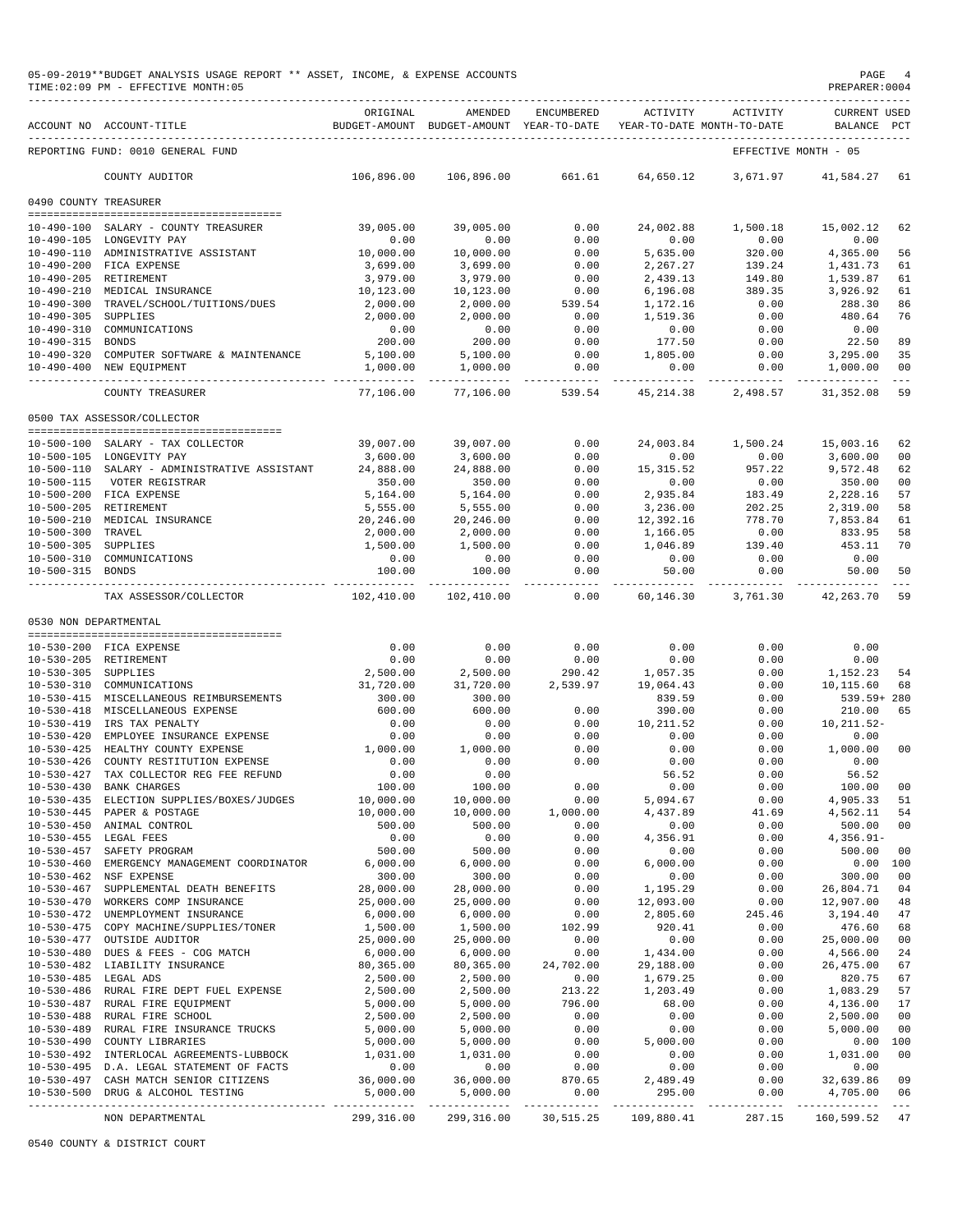05-09-2019**BUDGET ANALYSIS USAGE REPORT ** ASSET, INCOME, & EXPENSE ACCOUNTS

TIME:02:09 PM - EFFECTIVE MONTH:05

| ACCOUNT NO | ACCOUNT-TITLE | ORIGINAL BUDGET-AMOUNT | AMENDED BUDGET-AMOUNT | ENCUMBERED YEAR-TO-DATE | ACTIVITY YEAR-TO-DATE | ACTIVITY MONTH-TO-DATE | CURRENT BALANCE | USED PCT |
|---|---|---|---|---|---|---|---|---|
| REPORTING FUND: 0010 GENERAL FUND | | | | | | EFFECTIVE MONTH - 05 | | |
| | COUNTY AUDITOR | 106,896.00 | 106,896.00 | 661.61 | 64,650.12 | 3,671.97 | 41,584.27 | 61 |
| 0490 COUNTY TREASURER | | | | | | | | |
| 10-490-100 | SALARY - COUNTY TREASURER | 39,005.00 | 39,005.00 | 0.00 | 24,002.88 | 1,500.18 | 15,002.12 | 62 |
| 10-490-105 | LONGEVITY PAY | 0.00 | 0.00 | 0.00 | 0.00 | 0.00 | 0.00 | |
| 10-490-110 | ADMINISTRATIVE ASSISTANT | 10,000.00 | 10,000.00 | 0.00 | 5,635.00 | 320.00 | 4,365.00 | 56 |
| 10-490-200 | FICA EXPENSE | 3,699.00 | 3,699.00 | 0.00 | 2,267.27 | 139.24 | 1,431.73 | 61 |
| 10-490-205 | RETIREMENT | 3,979.00 | 3,979.00 | 0.00 | 2,439.13 | 149.80 | 1,539.87 | 61 |
| 10-490-210 | MEDICAL INSURANCE | 10,123.00 | 10,123.00 | 0.00 | 6,196.08 | 389.35 | 3,926.92 | 61 |
| 10-490-300 | TRAVEL/SCHOOL/TUITIONS/DUES | 2,000.00 | 2,000.00 | 539.54 | 1,172.16 | 0.00 | 288.30 | 86 |
| 10-490-305 | SUPPLIES | 2,000.00 | 2,000.00 | 0.00 | 1,519.36 | 0.00 | 480.64 | 76 |
| 10-490-310 | COMMUNICATIONS | 0.00 | 0.00 | 0.00 | 0.00 | 0.00 | 0.00 | |
| 10-490-315 | BONDS | 200.00 | 200.00 | 0.00 | 177.50 | 0.00 | 22.50 | 89 |
| 10-490-320 | COMPUTER SOFTWARE & MAINTENANCE | 5,100.00 | 5,100.00 | 0.00 | 1,805.00 | 0.00 | 3,295.00 | 35 |
| 10-490-400 | NEW EQUIPMENT | 1,000.00 | 1,000.00 | 0.00 | 0.00 | 0.00 | 1,000.00 | 00 |
| | COUNTY TREASURER | 77,106.00 | 77,106.00 | 539.54 | 45,214.38 | 2,498.57 | 31,352.08 | 59 |
| 0500 TAX ASSESSOR/COLLECTOR | | | | | | | | |
| 10-500-100 | SALARY - TAX COLLECTOR | 39,007.00 | 39,007.00 | 0.00 | 24,003.84 | 1,500.24 | 15,003.16 | 62 |
| 10-500-105 | LONGEVITY PAY | 3,600.00 | 3,600.00 | 0.00 | 0.00 | 0.00 | 3,600.00 | 00 |
| 10-500-110 | SALARY - ADMINISTRATIVE ASSISTANT | 24,888.00 | 24,888.00 | 0.00 | 15,315.52 | 957.22 | 9,572.48 | 62 |
| 10-500-115 | VOTER REGISTRAR | 350.00 | 350.00 | 0.00 | 0.00 | 0.00 | 350.00 | 00 |
| 10-500-200 | FICA EXPENSE | 5,164.00 | 5,164.00 | 0.00 | 2,935.84 | 183.49 | 2,228.16 | 57 |
| 10-500-205 | RETIREMENT | 5,555.00 | 5,555.00 | 0.00 | 3,236.00 | 202.25 | 2,319.00 | 58 |
| 10-500-210 | MEDICAL INSURANCE | 20,246.00 | 20,246.00 | 0.00 | 12,392.16 | 778.70 | 7,853.84 | 61 |
| 10-500-300 | TRAVEL | 2,000.00 | 2,000.00 | 0.00 | 1,166.05 | 0.00 | 833.95 | 58 |
| 10-500-305 | SUPPLIES | 1,500.00 | 1,500.00 | 0.00 | 1,046.89 | 139.40 | 453.11 | 70 |
| 10-500-310 | COMMUNICATIONS | 0.00 | 0.00 | 0.00 | 0.00 | 0.00 | 0.00 | |
| 10-500-315 | BONDS | 100.00 | 100.00 | 0.00 | 50.00 | 0.00 | 50.00 | 50 |
| | TAX ASSESSOR/COLLECTOR | 102,410.00 | 102,410.00 | 0.00 | 60,146.30 | 3,761.30 | 42,263.70 | 59 |
| 0530 NON DEPARTMENTAL | | | | | | | | |
| 10-530-200 | FICA EXPENSE | 0.00 | 0.00 | 0.00 | 0.00 | 0.00 | 0.00 | |
| 10-530-205 | RETIREMENT | 0.00 | 0.00 | 0.00 | 0.00 | 0.00 | 0.00 | |
| 10-530-305 | SUPPLIES | 2,500.00 | 2,500.00 | 290.42 | 1,057.35 | 0.00 | 1,152.23 | 54 |
| 10-530-310 | COMMUNICATIONS | 31,720.00 | 31,720.00 | 2,539.97 | 19,064.43 | 0.00 | 10,115.60 | 68 |
| 10-530-415 | MISCELLANEOUS REIMBURSEMENTS | 300.00 | 300.00 | | 839.59 | 0.00 | 539.59+ | 280 |
| 10-530-418 | MISCELLANEOUS EXPENSE | 600.00 | 600.00 | 0.00 | 390.00 | 0.00 | 210.00 | 65 |
| 10-530-419 | IRS TAX PENALTY | 0.00 | 0.00 | 0.00 | 10,211.52 | 0.00 | 10,211.52- | |
| 10-530-420 | EMPLOYEE INSURANCE EXPENSE | 0.00 | 0.00 | 0.00 | 0.00 | 0.00 | 0.00 | |
| 10-530-425 | HEALTHY COUNTY EXPENSE | 1,000.00 | 1,000.00 | 0.00 | 0.00 | 0.00 | 1,000.00 | 00 |
| 10-530-426 | COUNTY RESTITUTION EXPENSE | 0.00 | 0.00 | 0.00 | 0.00 | 0.00 | 0.00 | |
| 10-530-427 | TAX COLLECTOR REG FEE REFUND | 0.00 | 0.00 | | 56.52 | 0.00 | 56.52 | |
| 10-530-430 | BANK CHARGES | 100.00 | 100.00 | 0.00 | 0.00 | 0.00 | 100.00 | 00 |
| 10-530-435 | ELECTION SUPPLIES/BOXES/JUDGES | 10,000.00 | 10,000.00 | 0.00 | 5,094.67 | 0.00 | 4,905.33 | 51 |
| 10-530-445 | PAPER & POSTAGE | 10,000.00 | 10,000.00 | 1,000.00 | 4,437.89 | 41.69 | 4,562.11 | 54 |
| 10-530-450 | ANIMAL CONTROL | 500.00 | 500.00 | 0.00 | 0.00 | 0.00 | 500.00 | 00 |
| 10-530-455 | LEGAL FEES | 0.00 | 0.00 | 0.00 | 4,356.91 | 0.00 | 4,356.91- | |
| 10-530-457 | SAFETY PROGRAM | 500.00 | 500.00 | 0.00 | 0.00 | 0.00 | 500.00 | 00 |
| 10-530-460 | EMERGENCY MANAGEMENT COORDINATOR | 6,000.00 | 6,000.00 | 0.00 | 6,000.00 | 0.00 | 0.00 | 100 |
| 10-530-462 | NSF EXPENSE | 300.00 | 300.00 | 0.00 | 0.00 | 0.00 | 300.00 | 00 |
| 10-530-467 | SUPPLEMENTAL DEATH BENEFITS | 28,000.00 | 28,000.00 | 0.00 | 1,195.29 | 0.00 | 26,804.71 | 04 |
| 10-530-470 | WORKERS COMP INSURANCE | 25,000.00 | 25,000.00 | 0.00 | 12,093.00 | 0.00 | 12,907.00 | 48 |
| 10-530-472 | UNEMPLOYMENT INSURANCE | 6,000.00 | 6,000.00 | 0.00 | 2,805.60 | 245.46 | 3,194.40 | 47 |
| 10-530-475 | COPY MACHINE/SUPPLIES/TONER | 1,500.00 | 1,500.00 | 102.99 | 920.41 | 0.00 | 476.60 | 68 |
| 10-530-477 | OUTSIDE AUDITOR | 25,000.00 | 25,000.00 | 0.00 | 0.00 | 0.00 | 25,000.00 | 00 |
| 10-530-480 | DUES & FEES - COG MATCH | 6,000.00 | 6,000.00 | 0.00 | 1,434.00 | 0.00 | 4,566.00 | 24 |
| 10-530-482 | LIABILITY INSURANCE | 80,365.00 | 80,365.00 | 24,702.00 | 29,188.00 | 0.00 | 26,475.00 | 67 |
| 10-530-485 | LEGAL ADS | 2,500.00 | 2,500.00 | 0.00 | 1,679.25 | 0.00 | 820.75 | 67 |
| 10-530-486 | RURAL FIRE DEPT FUEL EXPENSE | 2,500.00 | 2,500.00 | 213.22 | 1,203.49 | 0.00 | 1,083.29 | 57 |
| 10-530-487 | RURAL FIRE EQUIPMENT | 5,000.00 | 5,000.00 | 796.00 | 68.00 | 0.00 | 4,136.00 | 17 |
| 10-530-488 | RURAL FIRE SCHOOL | 2,500.00 | 2,500.00 | 0.00 | 0.00 | 0.00 | 2,500.00 | 00 |
| 10-530-489 | RURAL FIRE INSURANCE TRUCKS | 5,000.00 | 5,000.00 | 0.00 | 0.00 | 0.00 | 5,000.00 | 00 |
| 10-530-490 | COUNTY LIBRARIES | 5,000.00 | 5,000.00 | 0.00 | 5,000.00 | 0.00 | 0.00 | 100 |
| 10-530-492 | INTERLOCAL AGREEMENTS-LUBBOCK | 1,031.00 | 1,031.00 | 0.00 | 0.00 | 0.00 | 1,031.00 | 00 |
| 10-530-495 | D.A. LEGAL STATEMENT OF FACTS | 0.00 | 0.00 | 0.00 | 0.00 | 0.00 | 0.00 | |
| 10-530-497 | CASH MATCH SENIOR CITIZENS | 36,000.00 | 36,000.00 | 870.65 | 2,489.49 | 0.00 | 32,639.86 | 09 |
| 10-530-500 | DRUG & ALCOHOL TESTING | 5,000.00 | 5,000.00 | 0.00 | 295.00 | 0.00 | 4,705.00 | 06 |
| | NON DEPARTMENTAL | 299,316.00 | 299,316.00 | 30,515.25 | 109,880.41 | 287.15 | 160,599.52 | 47 |

0540 COUNTY & DISTRICT COURT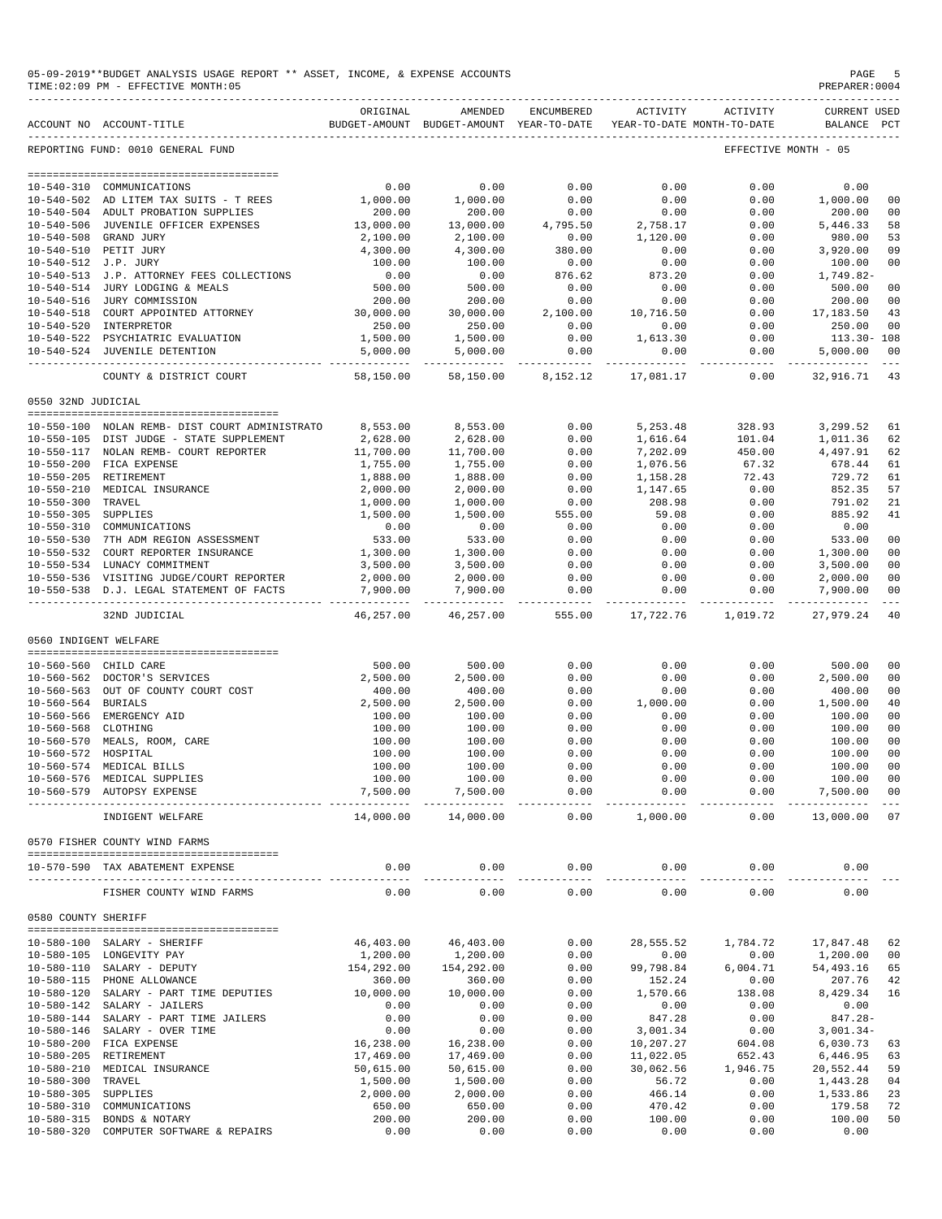05-09-2019**BUDGET ANALYSIS USAGE REPORT ** ASSET, INCOME, & EXPENSE ACCOUNTS
TIME:02:09 PM - EFFECTIVE MONTH:05

REPORTING FUND: 0010 GENERAL FUND — EFFECTIVE MONTH - 05

| ACCOUNT NO | ACCOUNT-TITLE | ORIGINAL BUDGET-AMOUNT | AMENDED BUDGET-AMOUNT | ENCUMBERED YEAR-TO-DATE | ACTIVITY YEAR-TO-DATE | ACTIVITY MONTH-TO-DATE | CURRENT BALANCE | USED PCT |
|---|---|---|---|---|---|---|---|---|
| 10-540-310 | COMMUNICATIONS | 0.00 | 0.00 | 0.00 | 0.00 | 0.00 | 0.00 | |
| 10-540-502 | AD LITEM TAX SUITS - T REES | 1,000.00 | 1,000.00 | 0.00 | 0.00 | 0.00 | 1,000.00 | 00 |
| 10-540-504 | ADULT PROBATION SUPPLIES | 200.00 | 200.00 | 0.00 | 0.00 | 0.00 | 200.00 | 00 |
| 10-540-506 | JUVENILE OFFICER EXPENSES | 13,000.00 | 13,000.00 | 4,795.50 | 2,758.17 | 0.00 | 5,446.33 | 58 |
| 10-540-508 | GRAND JURY | 2,100.00 | 2,100.00 | 0.00 | 1,120.00 | 0.00 | 980.00 | 53 |
| 10-540-510 | PETIT JURY | 4,300.00 | 4,300.00 | 380.00 | 0.00 | 0.00 | 3,920.00 | 09 |
| 10-540-512 | J.P. JURY | 100.00 | 100.00 | 0.00 | 0.00 | 0.00 | 100.00 | 00 |
| 10-540-513 | J.P. ATTORNEY FEES COLLECTIONS | 0.00 | 0.00 | 876.62 | 873.20 | 0.00 | 1,749.82- | |
| 10-540-514 | JURY LODGING & MEALS | 500.00 | 500.00 | 0.00 | 0.00 | 0.00 | 500.00 | 00 |
| 10-540-516 | JURY COMMISSION | 200.00 | 200.00 | 0.00 | 0.00 | 0.00 | 200.00 | 00 |
| 10-540-518 | COURT APPOINTED ATTORNEY | 30,000.00 | 30,000.00 | 2,100.00 | 10,716.50 | 0.00 | 17,183.50 | 43 |
| 10-540-520 | INTERPRETOR | 250.00 | 250.00 | 0.00 | 0.00 | 0.00 | 250.00 | 00 |
| 10-540-522 | PSYCHIATRIC EVALUATION | 1,500.00 | 1,500.00 | 0.00 | 1,613.30 | 0.00 | 113.30- | 108 |
| 10-540-524 | JUVENILE DETENTION | 5,000.00 | 5,000.00 | 0.00 | 0.00 | 0.00 | 5,000.00 | 00 |
| | COUNTY & DISTRICT COURT | 58,150.00 | 58,150.00 | 8,152.12 | 17,081.17 | 0.00 | 32,916.71 | 43 |
| **0550 32ND JUDICIAL** | | | | | | | | |
| 10-550-100 | NOLAN REMB- DIST COURT ADMINISTRATO | 8,553.00 | 8,553.00 | 0.00 | 5,253.48 | 328.93 | 3,299.52 | 61 |
| 10-550-105 | DIST JUDGE - STATE SUPPLEMENT | 2,628.00 | 2,628.00 | 0.00 | 1,616.64 | 101.04 | 1,011.36 | 62 |
| 10-550-117 | NOLAN REMB- COURT REPORTER | 11,700.00 | 11,700.00 | 0.00 | 7,202.09 | 450.00 | 4,497.91 | 62 |
| 10-550-200 | FICA EXPENSE | 1,755.00 | 1,755.00 | 0.00 | 1,076.56 | 67.32 | 678.44 | 61 |
| 10-550-205 | RETIREMENT | 1,888.00 | 1,888.00 | 0.00 | 1,158.28 | 72.43 | 729.72 | 61 |
| 10-550-210 | MEDICAL INSURANCE | 2,000.00 | 2,000.00 | 0.00 | 1,147.65 | 0.00 | 852.35 | 57 |
| 10-550-300 | TRAVEL | 1,000.00 | 1,000.00 | 0.00 | 208.98 | 0.00 | 791.02 | 21 |
| 10-550-305 | SUPPLIES | 1,500.00 | 1,500.00 | 555.00 | 59.08 | 0.00 | 885.92 | 41 |
| 10-550-310 | COMMUNICATIONS | 0.00 | 0.00 | 0.00 | 0.00 | 0.00 | 0.00 | |
| 10-550-530 | 7TH ADM REGION ASSESSMENT | 533.00 | 533.00 | 0.00 | 0.00 | 0.00 | 533.00 | 00 |
| 10-550-532 | COURT REPORTER INSURANCE | 1,300.00 | 1,300.00 | 0.00 | 0.00 | 0.00 | 1,300.00 | 00 |
| 10-550-534 | LUNACY COMMITMENT | 3,500.00 | 3,500.00 | 0.00 | 0.00 | 0.00 | 3,500.00 | 00 |
| 10-550-536 | VISITING JUDGE/COURT REPORTER | 2,000.00 | 2,000.00 | 0.00 | 0.00 | 0.00 | 2,000.00 | 00 |
| 10-550-538 | D.J. LEGAL STATEMENT OF FACTS | 7,900.00 | 7,900.00 | 0.00 | 0.00 | 0.00 | 7,900.00 | 00 |
| | 32ND JUDICIAL | 46,257.00 | 46,257.00 | 555.00 | 17,722.76 | 1,019.72 | 27,979.24 | 40 |
| **0560 INDIGENT WELFARE** | | | | | | | | |
| 10-560-560 | CHILD CARE | 500.00 | 500.00 | 0.00 | 0.00 | 0.00 | 500.00 | 00 |
| 10-560-562 | DOCTOR'S SERVICES | 2,500.00 | 2,500.00 | 0.00 | 0.00 | 0.00 | 2,500.00 | 00 |
| 10-560-563 | OUT OF COUNTY COURT COST | 400.00 | 400.00 | 0.00 | 0.00 | 0.00 | 400.00 | 00 |
| 10-560-564 | BURIALS | 2,500.00 | 2,500.00 | 0.00 | 1,000.00 | 0.00 | 1,500.00 | 40 |
| 10-560-566 | EMERGENCY AID | 100.00 | 100.00 | 0.00 | 0.00 | 0.00 | 100.00 | 00 |
| 10-560-568 | CLOTHING | 100.00 | 100.00 | 0.00 | 0.00 | 0.00 | 100.00 | 00 |
| 10-560-570 | MEALS, ROOM, CARE | 100.00 | 100.00 | 0.00 | 0.00 | 0.00 | 100.00 | 00 |
| 10-560-572 | HOSPITAL | 100.00 | 100.00 | 0.00 | 0.00 | 0.00 | 100.00 | 00 |
| 10-560-574 | MEDICAL BILLS | 100.00 | 100.00 | 0.00 | 0.00 | 0.00 | 100.00 | 00 |
| 10-560-576 | MEDICAL SUPPLIES | 100.00 | 100.00 | 0.00 | 0.00 | 0.00 | 100.00 | 00 |
| 10-560-579 | AUTOPSY EXPENSE | 7,500.00 | 7,500.00 | 0.00 | 0.00 | 0.00 | 7,500.00 | 00 |
| | INDIGENT WELFARE | 14,000.00 | 14,000.00 | 0.00 | 1,000.00 | 0.00 | 13,000.00 | 07 |
| **0570 FISHER COUNTY WIND FARMS** | | | | | | | | |
| 10-570-590 | TAX ABATEMENT EXPENSE | 0.00 | 0.00 | 0.00 | 0.00 | 0.00 | 0.00 | |
| | FISHER COUNTY WIND FARMS | 0.00 | 0.00 | 0.00 | 0.00 | 0.00 | 0.00 | |
| **0580 COUNTY SHERIFF** | | | | | | | | |
| 10-580-100 | SALARY - SHERIFF | 46,403.00 | 46,403.00 | 0.00 | 28,555.52 | 1,784.72 | 17,847.48 | 62 |
| 10-580-105 | LONGEVITY PAY | 1,200.00 | 1,200.00 | 0.00 | 0.00 | 0.00 | 1,200.00 | 00 |
| 10-580-110 | SALARY - DEPUTY | 154,292.00 | 154,292.00 | 0.00 | 99,798.84 | 6,004.71 | 54,493.16 | 65 |
| 10-580-115 | PHONE ALLOWANCE | 360.00 | 360.00 | 0.00 | 152.24 | 0.00 | 207.76 | 42 |
| 10-580-120 | SALARY - PART TIME DEPUTIES | 10,000.00 | 10,000.00 | 0.00 | 1,570.66 | 138.08 | 8,429.34 | 16 |
| 10-580-142 | SALARY - JAILERS | 0.00 | 0.00 | 0.00 | 0.00 | 0.00 | 0.00 | |
| 10-580-144 | SALARY - PART TIME JAILERS | 0.00 | 0.00 | 0.00 | 847.28 | 0.00 | 847.28- | |
| 10-580-146 | SALARY - OVER TIME | 0.00 | 0.00 | 0.00 | 3,001.34 | 0.00 | 3,001.34- | |
| 10-580-200 | FICA EXPENSE | 16,238.00 | 16,238.00 | 0.00 | 10,207.27 | 604.08 | 6,030.73 | 63 |
| 10-580-205 | RETIREMENT | 17,469.00 | 17,469.00 | 0.00 | 11,022.05 | 652.43 | 6,446.95 | 63 |
| 10-580-210 | MEDICAL INSURANCE | 50,615.00 | 50,615.00 | 0.00 | 30,062.56 | 1,946.75 | 20,552.44 | 59 |
| 10-580-300 | TRAVEL | 1,500.00 | 1,500.00 | 0.00 | 56.72 | 0.00 | 1,443.28 | 04 |
| 10-580-305 | SUPPLIES | 2,000.00 | 2,000.00 | 0.00 | 466.14 | 0.00 | 1,533.86 | 23 |
| 10-580-310 | COMMUNICATIONS | 650.00 | 650.00 | 0.00 | 470.42 | 0.00 | 179.58 | 72 |
| 10-580-315 | BONDS & NOTARY | 200.00 | 200.00 | 0.00 | 100.00 | 0.00 | 100.00 | 50 |
| 10-580-320 | COMPUTER SOFTWARE & REPAIRS | 0.00 | 0.00 | 0.00 | 0.00 | 0.00 | 0.00 | |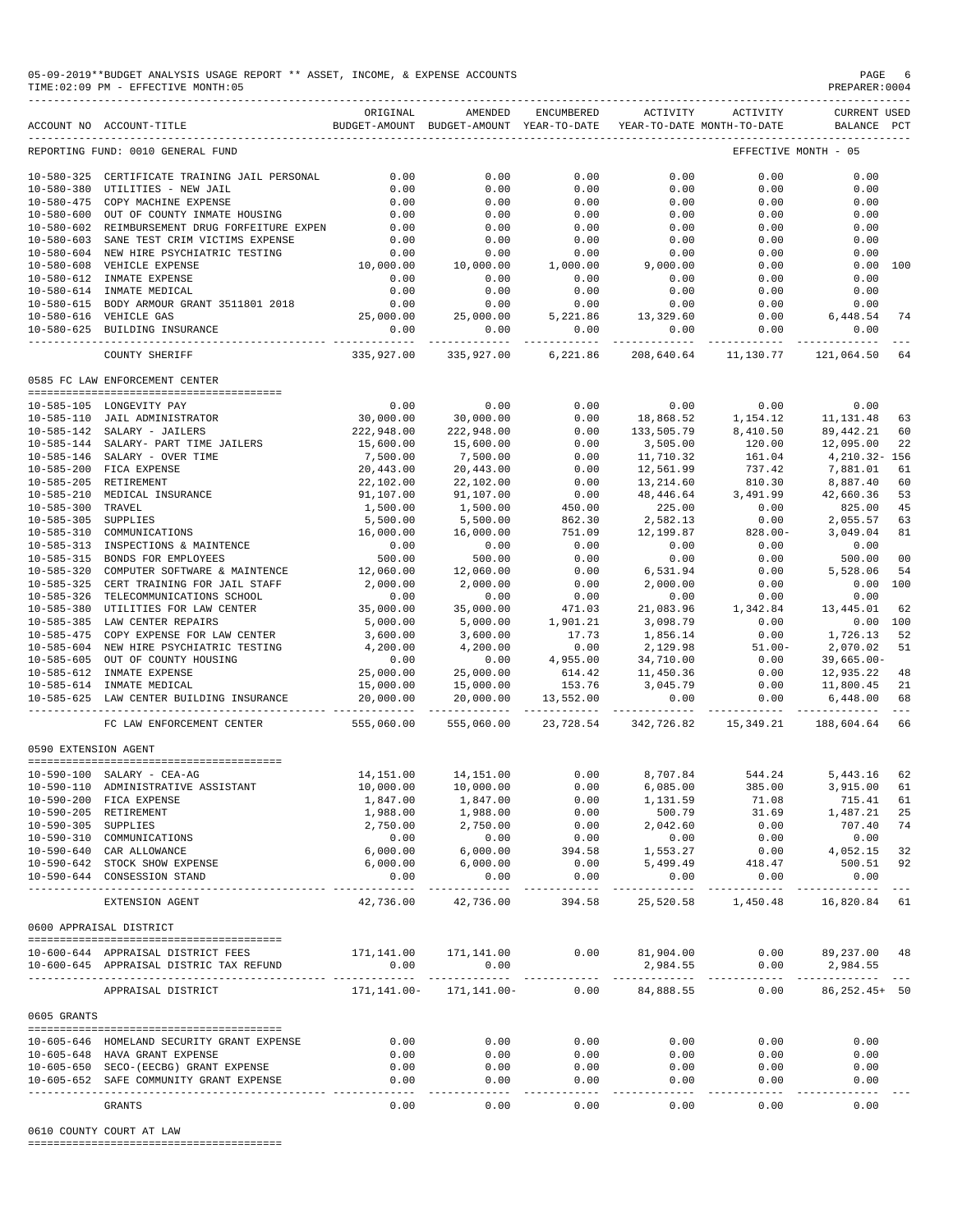05-09-2019**BUDGET ANALYSIS USAGE REPORT ** ASSET, INCOME, & EXPENSE ACCOUNTS
TIME:02:09 PM - EFFECTIVE MONTH:05

| ACCOUNT NO | ACCOUNT-TITLE | ORIGINAL BUDGET-AMOUNT | AMENDED BUDGET-AMOUNT | ENCUMBERED YEAR-TO-DATE | ACTIVITY YEAR-TO-DATE | ACTIVITY MONTH-TO-DATE | CURRENT BALANCE | USED PCT |
|---|---|---|---|---|---|---|---|---|
| REPORTING FUND: 0010 GENERAL FUND | | | | | | EFFECTIVE MONTH - 05 | | |
| 10-580-325 | CERTIFICATE TRAINING JAIL PERSONAL | 0.00 | 0.00 | 0.00 | 0.00 | 0.00 | 0.00 | |
| 10-580-380 | UTILITIES - NEW JAIL | 0.00 | 0.00 | 0.00 | 0.00 | 0.00 | 0.00 | |
| 10-580-475 | COPY MACHINE EXPENSE | 0.00 | 0.00 | 0.00 | 0.00 | 0.00 | 0.00 | |
| 10-580-600 | OUT OF COUNTY INMATE HOUSING | 0.00 | 0.00 | 0.00 | 0.00 | 0.00 | 0.00 | |
| 10-580-602 | REIMBURSEMENT DRUG FORFEITURE EXPEN | 0.00 | 0.00 | 0.00 | 0.00 | 0.00 | 0.00 | |
| 10-580-603 | SANE TEST CRIM VICTIMS EXPENSE | 0.00 | 0.00 | 0.00 | 0.00 | 0.00 | 0.00 | |
| 10-580-604 | NEW HIRE PSYCHIATRIC TESTING | 0.00 | 0.00 | 0.00 | 0.00 | 0.00 | 0.00 | |
| 10-580-608 | VEHICLE EXPENSE | 10,000.00 | 10,000.00 | 1,000.00 | 9,000.00 | 0.00 | 0.00 | 100 |
| 10-580-612 | INMATE EXPENSE | 0.00 | 0.00 | 0.00 | 0.00 | 0.00 | 0.00 | |
| 10-580-614 | INMATE MEDICAL | 0.00 | 0.00 | 0.00 | 0.00 | 0.00 | 0.00 | |
| 10-580-615 | BODY ARMOUR GRANT 3511801 2018 | 0.00 | 0.00 | 0.00 | 0.00 | 0.00 | 0.00 | |
| 10-580-616 | VEHICLE GAS | 25,000.00 | 25,000.00 | 5,221.86 | 13,329.60 | 0.00 | 6,448.54 | 74 |
| 10-580-625 | BUILDING INSURANCE | 0.00 | 0.00 | 0.00 | 0.00 | 0.00 | 0.00 | |
| | COUNTY SHERIFF | 335,927.00 | 335,927.00 | 6,221.86 | 208,640.64 | 11,130.77 | 121,064.50 | 64 |
| 0585 FC LAW ENFORCEMENT CENTER | | | | | | | | |
| 10-585-105 | LONGEVITY PAY | 0.00 | 0.00 | 0.00 | 0.00 | 0.00 | 0.00 | |
| 10-585-110 | JAIL ADMINISTRATOR | 30,000.00 | 30,000.00 | 0.00 | 18,868.52 | 1,154.12 | 11,131.48 | 63 |
| 10-585-142 | SALARY - JAILERS | 222,948.00 | 222,948.00 | 0.00 | 133,505.79 | 8,410.50 | 89,442.21 | 60 |
| 10-585-144 | SALARY- PART TIME JAILERS | 15,600.00 | 15,600.00 | 0.00 | 3,505.00 | 120.00 | 12,095.00 | 22 |
| 10-585-146 | SALARY - OVER TIME | 7,500.00 | 7,500.00 | 0.00 | 11,710.32 | 161.04 | 4,210.32- | 156 |
| 10-585-200 | FICA EXPENSE | 20,443.00 | 20,443.00 | 0.00 | 12,561.99 | 737.42 | 7,881.01 | 61 |
| 10-585-205 | RETIREMENT | 22,102.00 | 22,102.00 | 0.00 | 13,214.60 | 810.30 | 8,887.40 | 60 |
| 10-585-210 | MEDICAL INSURANCE | 91,107.00 | 91,107.00 | 0.00 | 48,446.64 | 3,491.99 | 42,660.36 | 53 |
| 10-585-300 | TRAVEL | 1,500.00 | 1,500.00 | 450.00 | 225.00 | 0.00 | 825.00 | 45 |
| 10-585-305 | SUPPLIES | 5,500.00 | 5,500.00 | 862.30 | 2,582.13 | 0.00 | 2,055.57 | 63 |
| 10-585-310 | COMMUNICATIONS | 16,000.00 | 16,000.00 | 751.09 | 12,199.87 | 828.00- | 3,049.04 | 81 |
| 10-585-313 | INSPECTIONS & MAINTENCE | 0.00 | 0.00 | 0.00 | 0.00 | 0.00 | 0.00 | |
| 10-585-315 | BONDS FOR EMPLOYEES | 500.00 | 500.00 | 0.00 | 0.00 | 0.00 | 500.00 | 00 |
| 10-585-320 | COMPUTER SOFTWARE & MAINTENCE | 12,060.00 | 12,060.00 | 0.00 | 6,531.94 | 0.00 | 5,528.06 | 54 |
| 10-585-325 | CERT TRAINING FOR JAIL STAFF | 2,000.00 | 2,000.00 | 0.00 | 2,000.00 | 0.00 | 0.00 | 100 |
| 10-585-326 | TELECOMMUNICATIONS SCHOOL | 0.00 | 0.00 | 0.00 | 0.00 | 0.00 | 0.00 | |
| 10-585-380 | UTILITIES FOR LAW CENTER | 35,000.00 | 35,000.00 | 471.03 | 21,083.96 | 1,342.84 | 13,445.01 | 62 |
| 10-585-385 | LAW CENTER REPAIRS | 5,000.00 | 5,000.00 | 1,901.21 | 3,098.79 | 0.00 | 0.00 | 100 |
| 10-585-475 | COPY EXPENSE FOR LAW CENTER | 3,600.00 | 3,600.00 | 17.73 | 1,856.14 | 0.00 | 1,726.13 | 52 |
| 10-585-604 | NEW HIRE PSYCHIATRIC TESTING | 4,200.00 | 4,200.00 | 0.00 | 2,129.98 | 51.00- | 2,070.02 | 51 |
| 10-585-605 | OUT OF COUNTY HOUSING | 0.00 | 0.00 | 4,955.00 | 34,710.00 | 0.00 | 39,665.00- | |
| 10-585-612 | INMATE EXPENSE | 25,000.00 | 25,000.00 | 614.42 | 11,450.36 | 0.00 | 12,935.22 | 48 |
| 10-585-614 | INMATE MEDICAL | 15,000.00 | 15,000.00 | 153.76 | 3,045.79 | 0.00 | 11,800.45 | 21 |
| 10-585-625 | LAW CENTER BUILDING INSURANCE | 20,000.00 | 20,000.00 | 13,552.00 | 0.00 | 0.00 | 6,448.00 | 68 |
| | FC LAW ENFORCEMENT CENTER | 555,060.00 | 555,060.00 | 23,728.54 | 342,726.82 | 15,349.21 | 188,604.64 | 66 |
| 0590 EXTENSION AGENT | | | | | | | | |
| 10-590-100 | SALARY - CEA-AG | 14,151.00 | 14,151.00 | 0.00 | 8,707.84 | 544.24 | 5,443.16 | 62 |
| 10-590-110 | ADMINISTRATIVE ASSISTANT | 10,000.00 | 10,000.00 | 0.00 | 6,085.00 | 385.00 | 3,915.00 | 61 |
| 10-590-200 | FICA EXPENSE | 1,847.00 | 1,847.00 | 0.00 | 1,131.59 | 71.08 | 715.41 | 61 |
| 10-590-205 | RETIREMENT | 1,988.00 | 1,988.00 | 0.00 | 500.79 | 31.69 | 1,487.21 | 25 |
| 10-590-305 | SUPPLIES | 2,750.00 | 2,750.00 | 0.00 | 2,042.60 | 0.00 | 707.40 | 74 |
| 10-590-310 | COMMUNICATIONS | 0.00 | 0.00 | 0.00 | 0.00 | 0.00 | 0.00 | |
| 10-590-640 | CAR ALLOWANCE | 6,000.00 | 6,000.00 | 394.58 | 1,553.27 | 0.00 | 4,052.15 | 32 |
| 10-590-642 | STOCK SHOW EXPENSE | 6,000.00 | 6,000.00 | 0.00 | 5,499.49 | 418.47 | 500.51 | 92 |
| 10-590-644 | CONSESSION STAND | 0.00 | 0.00 | 0.00 | 0.00 | 0.00 | 0.00 | |
| | EXTENSION AGENT | 42,736.00 | 42,736.00 | 394.58 | 25,520.58 | 1,450.48 | 16,820.84 | 61 |
| 0600 APPRAISAL DISTRICT | | | | | | | | |
| 10-600-644 | APPRAISAL DISTRICT FEES | 171,141.00 | 171,141.00 | 0.00 | 81,904.00 | 0.00 | 89,237.00 | 48 |
| 10-600-645 | APPRAISAL DISTRIC TAX REFUND | 0.00 | 0.00 | | 2,984.55 | 0.00 | 2,984.55 | |
| | APPRAISAL DISTRICT | 171,141.00- | 171,141.00- | 0.00 | 84,888.55 | 0.00 | 86,252.45+ | 50 |
| 0605 GRANTS | | | | | | | | |
| 10-605-646 | HOMELAND SECURITY GRANT EXPENSE | 0.00 | 0.00 | 0.00 | 0.00 | 0.00 | 0.00 | |
| 10-605-648 | HAVA GRANT EXPENSE | 0.00 | 0.00 | 0.00 | 0.00 | 0.00 | 0.00 | |
| 10-605-650 | SECO-(EECBG) GRANT EXPENSE | 0.00 | 0.00 | 0.00 | 0.00 | 0.00 | 0.00 | |
| 10-605-652 | SAFE COMMUNITY GRANT EXPENSE | 0.00 | 0.00 | 0.00 | 0.00 | 0.00 | 0.00 | |
| | GRANTS | 0.00 | 0.00 | 0.00 | 0.00 | 0.00 | 0.00 | |

0610 COUNTY COURT AT LAW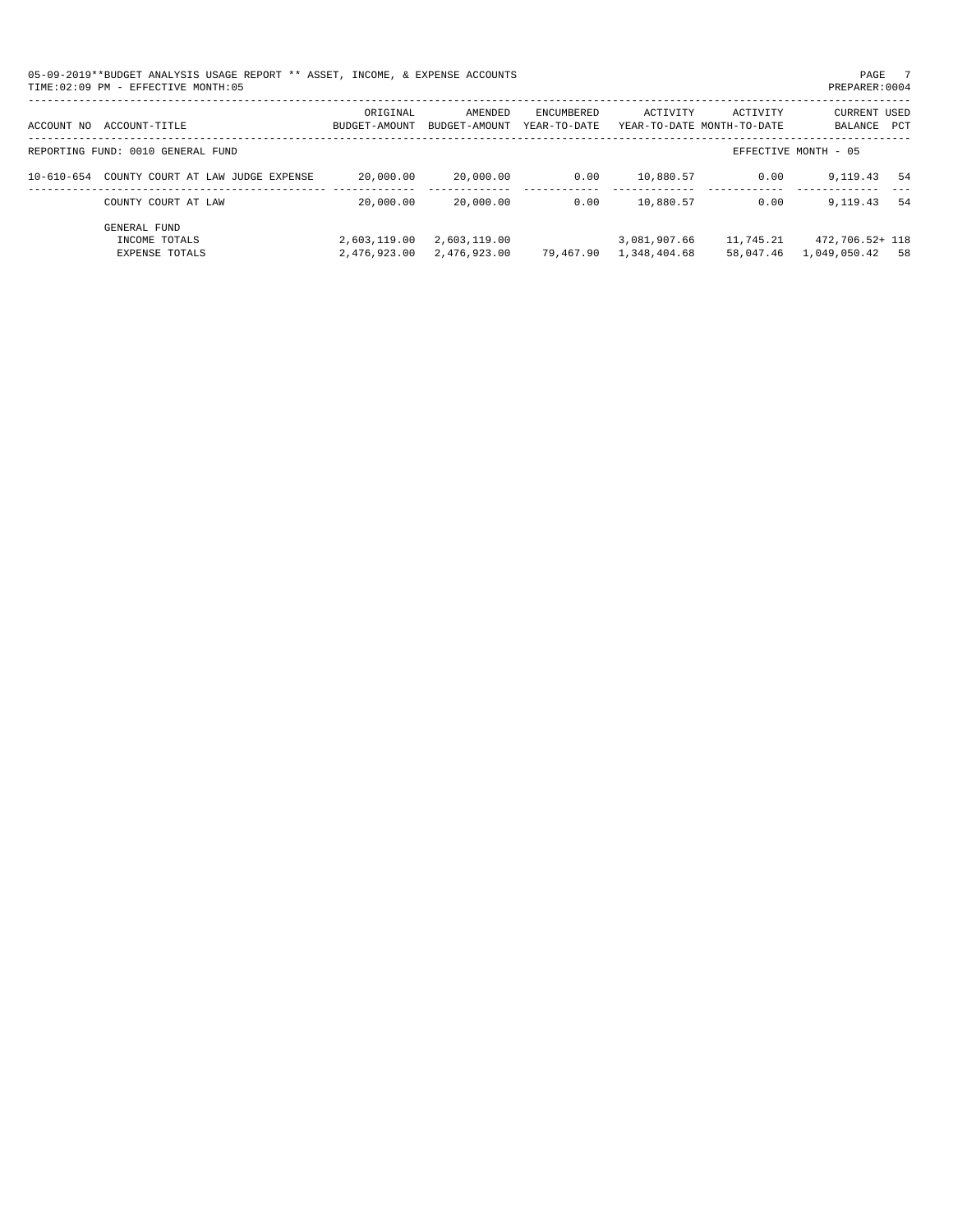05-09-2019**BUDGET ANALYSIS USAGE REPORT ** ASSET, INCOME, & EXPENSE ACCOUNTS

TIME:02:09 PM - EFFECTIVE MONTH:05

PREPARER:0004

| ACCOUNT NO | ACCOUNT-TITLE | ORIGINAL BUDGET-AMOUNT | AMENDED BUDGET-AMOUNT | ENCUMBERED YEAR-TO-DATE | ACTIVITY YEAR-TO-DATE | ACTIVITY MONTH-TO-DATE | CURRENT BALANCE | USED PCT |
|---|---|---|---|---|---|---|---|---|
| REPORTING FUND: 0010 GENERAL FUND | | | | | | | EFFECTIVE MONTH - 05 | |
| 10-610-654 | COUNTY COURT AT LAW JUDGE EXPENSE | 20,000.00 | 20,000.00 | 0.00 | 10,880.57 | 0.00 | 9,119.43 | 54 |
| | COUNTY COURT AT LAW | 20,000.00 | 20,000.00 | 0.00 | 10,880.57 | 0.00 | 9,119.43 | 54 |
| | GENERAL FUND | | | | | | | |
| | INCOME TOTALS | 2,603,119.00 | 2,603,119.00 | | 3,081,907.66 | 11,745.21 | 472,706.52+ | 118 |
| | EXPENSE TOTALS | 2,476,923.00 | 2,476,923.00 | 79,467.90 | 1,348,404.68 | 58,047.46 | 1,049,050.42 | 58 |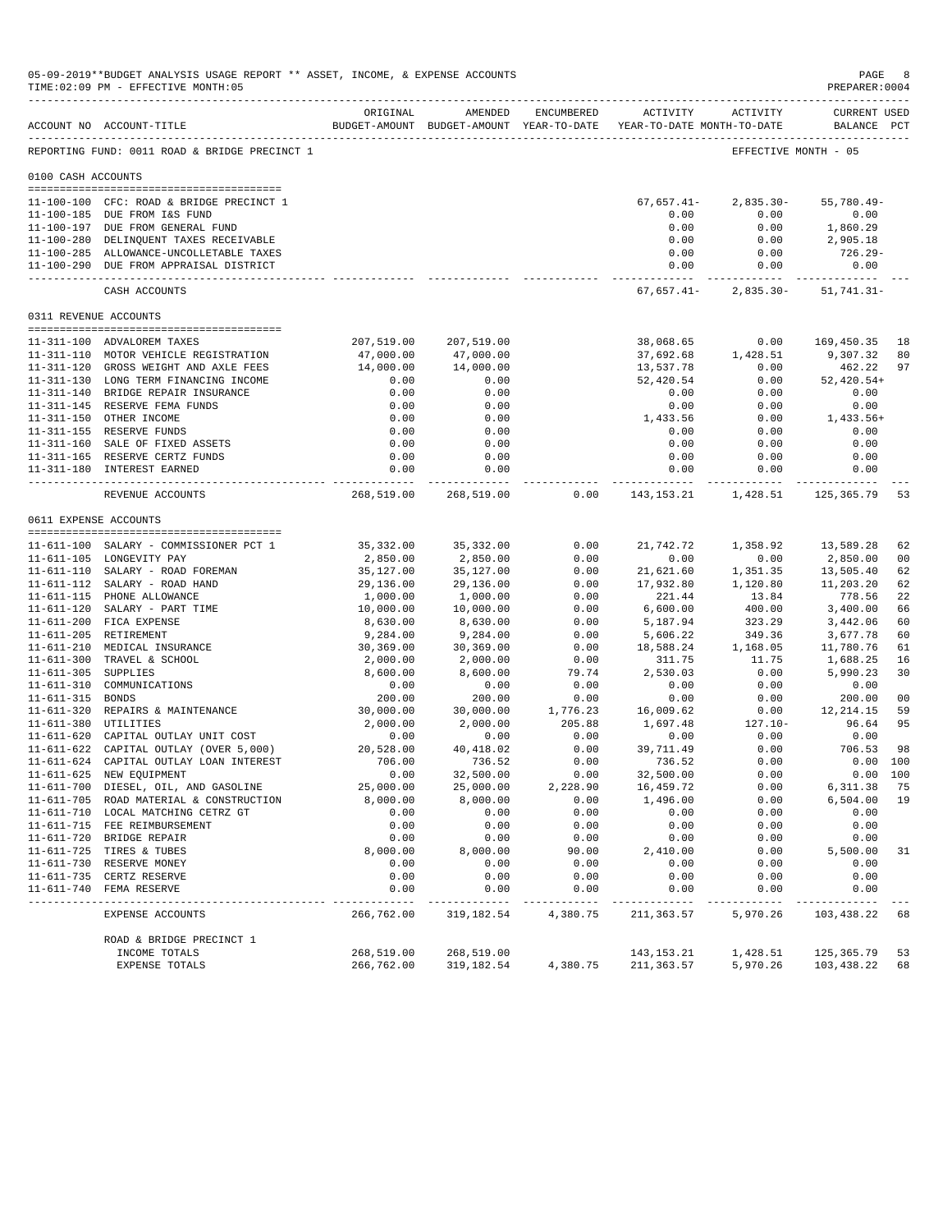05-09-2019**BUDGET ANALYSIS USAGE REPORT ** ASSET, INCOME, & EXPENSE ACCOUNTS
TIME:02:09 PM - EFFECTIVE MONTH:05
PREPARER:0004

REPORTING FUND: 0011 ROAD & BRIDGE PRECINCT 1 — EFFECTIVE MONTH - 05

| ACCOUNT NO | ACCOUNT-TITLE | ORIGINAL BUDGET-AMOUNT | AMENDED BUDGET-AMOUNT | ENCUMBERED YEAR-TO-DATE | ACTIVITY YEAR-TO-DATE | ACTIVITY MONTH-TO-DATE | CURRENT USED BALANCE | PCT |
|---|---|---|---|---|---|---|---|---|
| **0100 CASH ACCOUNTS** | | | | | | | | |
| 11-100-100 | CFC: ROAD & BRIDGE PRECINCT 1 | | | | 67,657.41- | 2,835.30- | 55,780.49- | |
| 11-100-185 | DUE FROM I&S FUND | | | | 0.00 | 0.00 | 0.00 | |
| 11-100-197 | DUE FROM GENERAL FUND | | | | 0.00 | 0.00 | 1,860.29 | |
| 11-100-280 | DELINQUENT TAXES RECEIVABLE | | | | 0.00 | 0.00 | 2,905.18 | |
| 11-100-285 | ALLOWANCE-UNCOLLETABLE TAXES | | | | 0.00 | 0.00 | 726.29- | |
| 11-100-290 | DUE FROM APPRAISAL DISTRICT | | | | 0.00 | 0.00 | 0.00 | |
| | CASH ACCOUNTS | | | | 67,657.41- | 2,835.30- | 51,741.31- | |
| **0311 REVENUE ACCOUNTS** | | | | | | | | |
| 11-311-100 | ADVALOREM TAXES | 207,519.00 | 207,519.00 | | 38,068.65 | 0.00 | 169,450.35 | 18 |
| 11-311-110 | MOTOR VEHICLE REGISTRATION | 47,000.00 | 47,000.00 | | 37,692.68 | 1,428.51 | 9,307.32 | 80 |
| 11-311-120 | GROSS WEIGHT AND AXLE FEES | 14,000.00 | 14,000.00 | | 13,537.78 | 0.00 | 462.22 | 97 |
| 11-311-130 | LONG TERM FINANCING INCOME | 0.00 | 0.00 | | 52,420.54 | 0.00 | 52,420.54+ | |
| 11-311-140 | BRIDGE REPAIR INSURANCE | 0.00 | 0.00 | | 0.00 | 0.00 | 0.00 | |
| 11-311-145 | RESERVE FEMA FUNDS | 0.00 | 0.00 | | 0.00 | 0.00 | 0.00 | |
| 11-311-150 | OTHER INCOME | 0.00 | 0.00 | | 1,433.56 | 0.00 | 1,433.56+ | |
| 11-311-155 | RESERVE FUNDS | 0.00 | 0.00 | | 0.00 | 0.00 | 0.00 | |
| 11-311-160 | SALE OF FIXED ASSETS | 0.00 | 0.00 | | 0.00 | 0.00 | 0.00 | |
| 11-311-165 | RESERVE CERTZ FUNDS | 0.00 | 0.00 | | 0.00 | 0.00 | 0.00 | |
| 11-311-180 | INTEREST EARNED | 0.00 | 0.00 | | 0.00 | 0.00 | 0.00 | |
| | REVENUE ACCOUNTS | 268,519.00 | 268,519.00 | 0.00 | 143,153.21 | 1,428.51 | 125,365.79 | 53 |
| **0611 EXPENSE ACCOUNTS** | | | | | | | | |
| 11-611-100 | SALARY - COMMISSIONER PCT 1 | 35,332.00 | 35,332.00 | 0.00 | 21,742.72 | 1,358.92 | 13,589.28 | 62 |
| 11-611-105 | LONGEVITY PAY | 2,850.00 | 2,850.00 | 0.00 | 0.00 | 0.00 | 2,850.00 | 00 |
| 11-611-110 | SALARY - ROAD FOREMAN | 35,127.00 | 35,127.00 | 0.00 | 21,621.60 | 1,351.35 | 13,505.40 | 62 |
| 11-611-112 | SALARY - ROAD HAND | 29,136.00 | 29,136.00 | 0.00 | 17,932.80 | 1,120.80 | 11,203.20 | 62 |
| 11-611-115 | PHONE ALLOWANCE | 1,000.00 | 1,000.00 | 0.00 | 221.44 | 13.84 | 778.56 | 22 |
| 11-611-120 | SALARY - PART TIME | 10,000.00 | 10,000.00 | 0.00 | 6,600.00 | 400.00 | 3,400.00 | 66 |
| 11-611-200 | FICA EXPENSE | 8,630.00 | 8,630.00 | 0.00 | 5,187.94 | 323.29 | 3,442.06 | 60 |
| 11-611-205 | RETIREMENT | 9,284.00 | 9,284.00 | 0.00 | 5,606.22 | 349.36 | 3,677.78 | 60 |
| 11-611-210 | MEDICAL INSURANCE | 30,369.00 | 30,369.00 | 0.00 | 18,588.24 | 1,168.05 | 11,780.76 | 61 |
| 11-611-300 | TRAVEL & SCHOOL | 2,000.00 | 2,000.00 | 0.00 | 311.75 | 11.75 | 1,688.25 | 16 |
| 11-611-305 | SUPPLIES | 8,600.00 | 8,600.00 | 79.74 | 2,530.03 | 0.00 | 5,990.23 | 30 |
| 11-611-310 | COMMUNICATIONS | 0.00 | 0.00 | 0.00 | 0.00 | 0.00 | 0.00 | |
| 11-611-315 | BONDS | 200.00 | 200.00 | 0.00 | 0.00 | 0.00 | 200.00 | 00 |
| 11-611-320 | REPAIRS & MAINTENANCE | 30,000.00 | 30,000.00 | 1,776.23 | 16,009.62 | 0.00 | 12,214.15 | 59 |
| 11-611-380 | UTILITIES | 2,000.00 | 2,000.00 | 205.88 | 1,697.48 | 127.10- | 96.64 | 95 |
| 11-611-620 | CAPITAL OUTLAY UNIT COST | 0.00 | 0.00 | 0.00 | 0.00 | 0.00 | 0.00 | |
| 11-611-622 | CAPITAL OUTLAY (OVER 5,000) | 20,528.00 | 40,418.02 | 0.00 | 39,711.49 | 0.00 | 706.53 | 98 |
| 11-611-624 | CAPITAL OUTLAY LOAN INTEREST | 706.00 | 736.52 | 0.00 | 736.52 | 0.00 | 0.00 | 100 |
| 11-611-625 | NEW EQUIPMENT | 0.00 | 32,500.00 | 0.00 | 32,500.00 | 0.00 | 0.00 | 100 |
| 11-611-700 | DIESEL, OIL, AND GASOLINE | 25,000.00 | 25,000.00 | 2,228.90 | 16,459.72 | 0.00 | 6,311.38 | 75 |
| 11-611-705 | ROAD MATERIAL & CONSTRUCTION | 8,000.00 | 8,000.00 | 0.00 | 1,496.00 | 0.00 | 6,504.00 | 19 |
| 11-611-710 | LOCAL MATCHING CETRZ GT | 0.00 | 0.00 | 0.00 | 0.00 | 0.00 | 0.00 | |
| 11-611-715 | FEE REIMBURSEMENT | 0.00 | 0.00 | 0.00 | 0.00 | 0.00 | 0.00 | |
| 11-611-720 | BRIDGE REPAIR | 0.00 | 0.00 | 0.00 | 0.00 | 0.00 | 0.00 | |
| 11-611-725 | TIRES & TUBES | 8,000.00 | 8,000.00 | 90.00 | 2,410.00 | 0.00 | 5,500.00 | 31 |
| 11-611-730 | RESERVE MONEY | 0.00 | 0.00 | 0.00 | 0.00 | 0.00 | 0.00 | |
| 11-611-735 | CERTZ RESERVE | 0.00 | 0.00 | 0.00 | 0.00 | 0.00 | 0.00 | |
| 11-611-740 | FEMA RESERVE | 0.00 | 0.00 | 0.00 | 0.00 | 0.00 | 0.00 | |
| | EXPENSE ACCOUNTS | 266,762.00 | 319,182.54 | 4,380.75 | 211,363.57 | 5,970.26 | 103,438.22 | 68 |
| | ROAD & BRIDGE PRECINCT 1 | | | | | | | |
| | INCOME TOTALS | 268,519.00 | 268,519.00 | | 143,153.21 | 1,428.51 | 125,365.79 | 53 |
| | EXPENSE TOTALS | 266,762.00 | 319,182.54 | 4,380.75 | 211,363.57 | 5,970.26 | 103,438.22 | 68 |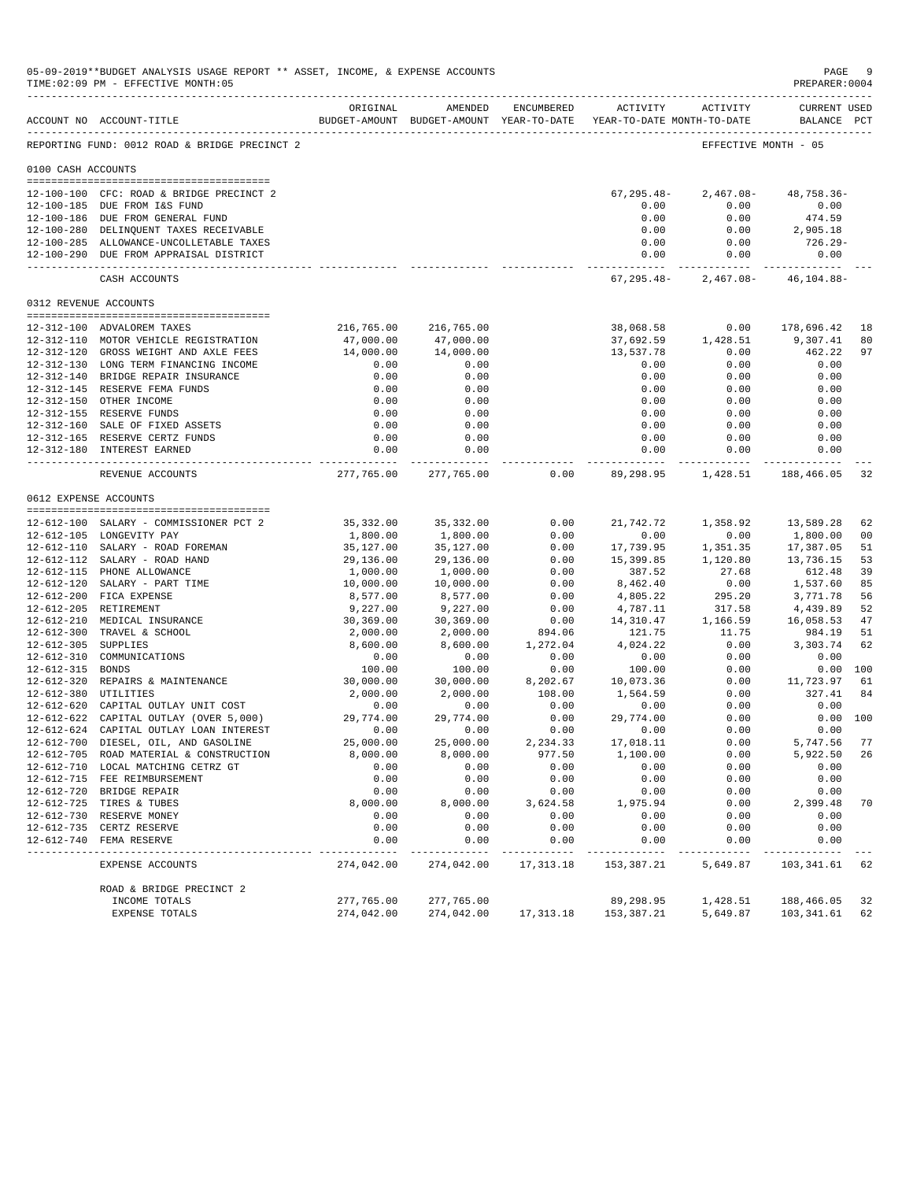05-09-2019**BUDGET ANALYSIS USAGE REPORT ** ASSET, INCOME, & EXPENSE ACCOUNTS
TIME:02:09 PM - EFFECTIVE MONTH:05

PREPARER:0004

| ACCOUNT NO | ACCOUNT-TITLE | ORIGINAL BUDGET-AMOUNT | AMENDED BUDGET-AMOUNT | ENCUMBERED YEAR-TO-DATE | ACTIVITY YEAR-TO-DATE | ACTIVITY MONTH-TO-DATE | CURRENT BALANCE | USED PCT |
|---|---|---|---|---|---|---|---|---|
| REPORTING FUND: 0012 ROAD & BRIDGE PRECINCT 2 | | | | | | EFFECTIVE MONTH - 05 | | |
| 0100 CASH ACCOUNTS | | | | | | | | |
| 12-100-100 | CFC: ROAD & BRIDGE PRECINCT 2 | | | | 67,295.48- | 2,467.08- | 48,758.36- | |
| 12-100-185 | DUE FROM I&S FUND | | | | 0.00 | 0.00 | 0.00 | |
| 12-100-186 | DUE FROM GENERAL FUND | | | | 0.00 | 0.00 | 474.59 | |
| 12-100-280 | DELINQUENT TAXES RECEIVABLE | | | | 0.00 | 0.00 | 2,905.18 | |
| 12-100-285 | ALLOWANCE-UNCOLLETABLE TAXES | | | | 0.00 | 0.00 | 726.29- | |
| 12-100-290 | DUE FROM APPRAISAL DISTRICT | | | | 0.00 | 0.00 | 0.00 | |
| | CASH ACCOUNTS | | | | 67,295.48- | 2,467.08- | 46,104.88- | |
| 0312 REVENUE ACCOUNTS | | | | | | | | |
| 12-312-100 | ADVALOREM TAXES | 216,765.00 | 216,765.00 | | 38,068.58 | 0.00 | 178,696.42 | 18 |
| 12-312-110 | MOTOR VEHICLE REGISTRATION | 47,000.00 | 47,000.00 | | 37,692.59 | 1,428.51 | 9,307.41 | 80 |
| 12-312-120 | GROSS WEIGHT AND AXLE FEES | 14,000.00 | 14,000.00 | | 13,537.78 | 0.00 | 462.22 | 97 |
| 12-312-130 | LONG TERM FINANCING INCOME | 0.00 | 0.00 | | 0.00 | 0.00 | 0.00 | |
| 12-312-140 | BRIDGE REPAIR INSURANCE | 0.00 | 0.00 | | 0.00 | 0.00 | 0.00 | |
| 12-312-145 | RESERVE FEMA FUNDS | 0.00 | 0.00 | | 0.00 | 0.00 | 0.00 | |
| 12-312-150 | OTHER INCOME | 0.00 | 0.00 | | 0.00 | 0.00 | 0.00 | |
| 12-312-155 | RESERVE FUNDS | 0.00 | 0.00 | | 0.00 | 0.00 | 0.00 | |
| 12-312-160 | SALE OF FIXED ASSETS | 0.00 | 0.00 | | 0.00 | 0.00 | 0.00 | |
| 12-312-165 | RESERVE CERTZ FUNDS | 0.00 | 0.00 | | 0.00 | 0.00 | 0.00 | |
| 12-312-180 | INTEREST EARNED | 0.00 | 0.00 | | 0.00 | 0.00 | 0.00 | |
| | REVENUE ACCOUNTS | 277,765.00 | 277,765.00 | 0.00 | 89,298.95 | 1,428.51 | 188,466.05 | 32 |
| 0612 EXPENSE ACCOUNTS | | | | | | | | |
| 12-612-100 | SALARY - COMMISSIONER PCT 2 | 35,332.00 | 35,332.00 | 0.00 | 21,742.72 | 1,358.92 | 13,589.28 | 62 |
| 12-612-105 | LONGEVITY PAY | 1,800.00 | 1,800.00 | 0.00 | 0.00 | 0.00 | 1,800.00 | 00 |
| 12-612-110 | SALARY - ROAD FOREMAN | 35,127.00 | 35,127.00 | 0.00 | 17,739.95 | 1,351.35 | 17,387.05 | 51 |
| 12-612-112 | SALARY - ROAD HAND | 29,136.00 | 29,136.00 | 0.00 | 15,399.85 | 1,120.80 | 13,736.15 | 53 |
| 12-612-115 | PHONE ALLOWANCE | 1,000.00 | 1,000.00 | 0.00 | 387.52 | 27.68 | 612.48 | 39 |
| 12-612-120 | SALARY - PART TIME | 10,000.00 | 10,000.00 | 0.00 | 8,462.40 | 0.00 | 1,537.60 | 85 |
| 12-612-200 | FICA EXPENSE | 8,577.00 | 8,577.00 | 0.00 | 4,805.22 | 295.20 | 3,771.78 | 56 |
| 12-612-205 | RETIREMENT | 9,227.00 | 9,227.00 | 0.00 | 4,787.11 | 317.58 | 4,439.89 | 52 |
| 12-612-210 | MEDICAL INSURANCE | 30,369.00 | 30,369.00 | 0.00 | 14,310.47 | 1,166.59 | 16,058.53 | 47 |
| 12-612-300 | TRAVEL & SCHOOL | 2,000.00 | 2,000.00 | 894.06 | 121.75 | 11.75 | 984.19 | 51 |
| 12-612-305 | SUPPLIES | 8,600.00 | 8,600.00 | 1,272.04 | 4,024.22 | 0.00 | 3,303.74 | 62 |
| 12-612-310 | COMMUNICATIONS | 0.00 | 0.00 | 0.00 | 0.00 | 0.00 | 0.00 | |
| 12-612-315 | BONDS | 100.00 | 100.00 | 0.00 | 100.00 | 0.00 | 0.00 | 100 |
| 12-612-320 | REPAIRS & MAINTENANCE | 30,000.00 | 30,000.00 | 8,202.67 | 10,073.36 | 0.00 | 11,723.97 | 61 |
| 12-612-380 | UTILITIES | 2,000.00 | 2,000.00 | 108.00 | 1,564.59 | 0.00 | 327.41 | 84 |
| 12-612-620 | CAPITAL OUTLAY UNIT COST | 0.00 | 0.00 | 0.00 | 0.00 | 0.00 | 0.00 | |
| 12-612-622 | CAPITAL OUTLAY (OVER 5,000) | 29,774.00 | 29,774.00 | 0.00 | 29,774.00 | 0.00 | 0.00 | 100 |
| 12-612-624 | CAPITAL OUTLAY LOAN INTEREST | 0.00 | 0.00 | 0.00 | 0.00 | 0.00 | 0.00 | |
| 12-612-700 | DIESEL, OIL, AND GASOLINE | 25,000.00 | 25,000.00 | 2,234.33 | 17,018.11 | 0.00 | 5,747.56 | 77 |
| 12-612-705 | ROAD MATERIAL & CONSTRUCTION | 8,000.00 | 8,000.00 | 977.50 | 1,100.00 | 0.00 | 5,922.50 | 26 |
| 12-612-710 | LOCAL MATCHING CETRZ GT | 0.00 | 0.00 | 0.00 | 0.00 | 0.00 | 0.00 | |
| 12-612-715 | FEE REIMBURSEMENT | 0.00 | 0.00 | 0.00 | 0.00 | 0.00 | 0.00 | |
| 12-612-720 | BRIDGE REPAIR | 0.00 | 0.00 | 0.00 | 0.00 | 0.00 | 0.00 | |
| 12-612-725 | TIRES & TUBES | 8,000.00 | 8,000.00 | 3,624.58 | 1,975.94 | 0.00 | 2,399.48 | 70 |
| 12-612-730 | RESERVE MONEY | 0.00 | 0.00 | 0.00 | 0.00 | 0.00 | 0.00 | |
| 12-612-735 | CERTZ RESERVE | 0.00 | 0.00 | 0.00 | 0.00 | 0.00 | 0.00 | |
| 12-612-740 | FEMA RESERVE | 0.00 | 0.00 | 0.00 | 0.00 | 0.00 | 0.00 | |
| | EXPENSE ACCOUNTS | 274,042.00 | 274,042.00 | 17,313.18 | 153,387.21 | 5,649.87 | 103,341.61 | 62 |
| | ROAD & BRIDGE PRECINCT 2 | | | | | | | |
| | INCOME TOTALS | 277,765.00 | 277,765.00 | | 89,298.95 | 1,428.51 | 188,466.05 | 32 |
| | EXPENSE TOTALS | 274,042.00 | 274,042.00 | 17,313.18 | 153,387.21 | 5,649.87 | 103,341.61 | 62 |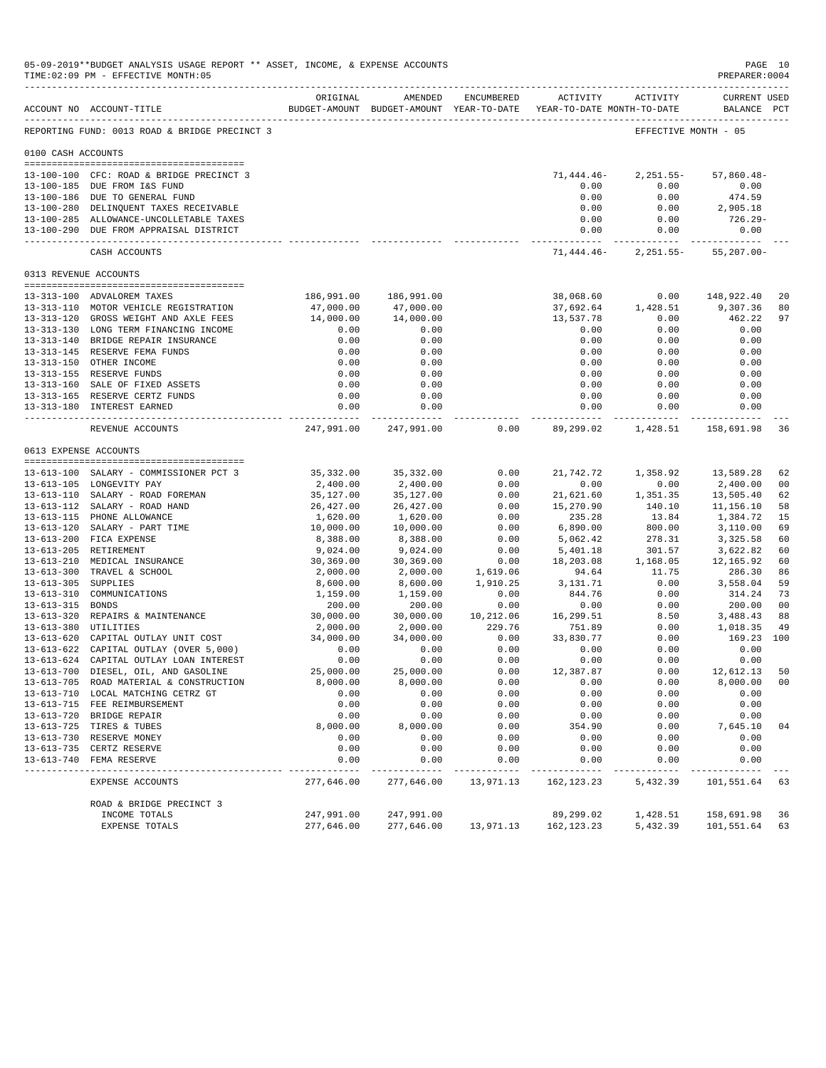05-09-2019**BUDGET ANALYSIS USAGE REPORT ** ASSET, INCOME, & EXPENSE ACCOUNTS
TIME:02:09 PM - EFFECTIVE MONTH:05

REPORTING FUND: 0013 ROAD & BRIDGE PRECINCT 3 — EFFECTIVE MONTH - 05

| ACCOUNT NO | ACCOUNT-TITLE | ORIGINAL BUDGET-AMOUNT | AMENDED BUDGET-AMOUNT | ENCUMBERED YEAR-TO-DATE | ACTIVITY YEAR-TO-DATE | ACTIVITY MONTH-TO-DATE | CURRENT BALANCE | USED PCT |
|---|---|---|---|---|---|---|---|---|
| **0100 CASH ACCOUNTS** | | | | | | | | |
| 13-100-100 | CFC: ROAD & BRIDGE PRECINCT 3 | | | | 71,444.46- | 2,251.55- | 57,860.48- | |
| 13-100-185 | DUE FROM I&S FUND | | | | 0.00 | 0.00 | 0.00 | |
| 13-100-186 | DUE TO GENERAL FUND | | | | 0.00 | 0.00 | 474.59 | |
| 13-100-280 | DELINQUENT TAXES RECEIVABLE | | | | 0.00 | 0.00 | 2,905.18 | |
| 13-100-285 | ALLOWANCE-UNCOLLETABLE TAXES | | | | 0.00 | 0.00 | 726.29- | |
| 13-100-290 | DUE FROM APPRAISAL DISTRICT | | | | 0.00 | 0.00 | 0.00 | |
| | CASH ACCOUNTS | | | | 71,444.46- | 2,251.55- | 55,207.00- | |
| **0313 REVENUE ACCOUNTS** | | | | | | | | |
| 13-313-100 | ADVALOREM TAXES | 186,991.00 | 186,991.00 | | 38,068.60 | 0.00 | 148,922.40 | 20 |
| 13-313-110 | MOTOR VEHICLE REGISTRATION | 47,000.00 | 47,000.00 | | 37,692.64 | 1,428.51 | 9,307.36 | 80 |
| 13-313-120 | GROSS WEIGHT AND AXLE FEES | 14,000.00 | 14,000.00 | | 13,537.78 | 0.00 | 462.22 | 97 |
| 13-313-130 | LONG TERM FINANCING INCOME | 0.00 | 0.00 | | 0.00 | 0.00 | 0.00 | |
| 13-313-140 | BRIDGE REPAIR INSURANCE | 0.00 | 0.00 | | 0.00 | 0.00 | 0.00 | |
| 13-313-145 | RESERVE FEMA FUNDS | 0.00 | 0.00 | | 0.00 | 0.00 | 0.00 | |
| 13-313-150 | OTHER INCOME | 0.00 | 0.00 | | 0.00 | 0.00 | 0.00 | |
| 13-313-155 | RESERVE FUNDS | 0.00 | 0.00 | | 0.00 | 0.00 | 0.00 | |
| 13-313-160 | SALE OF FIXED ASSETS | 0.00 | 0.00 | | 0.00 | 0.00 | 0.00 | |
| 13-313-165 | RESERVE CERTZ FUNDS | 0.00 | 0.00 | | 0.00 | 0.00 | 0.00 | |
| 13-313-180 | INTEREST EARNED | 0.00 | 0.00 | | 0.00 | 0.00 | 0.00 | |
| | REVENUE ACCOUNTS | 247,991.00 | 247,991.00 | 0.00 | 89,299.02 | 1,428.51 | 158,691.98 | 36 |
| **0613 EXPENSE ACCOUNTS** | | | | | | | | |
| 13-613-100 | SALARY - COMMISSIONER PCT 3 | 35,332.00 | 35,332.00 | 0.00 | 21,742.72 | 1,358.92 | 13,589.28 | 62 |
| 13-613-105 | LONGEVITY PAY | 2,400.00 | 2,400.00 | 0.00 | 0.00 | 0.00 | 2,400.00 | 00 |
| 13-613-110 | SALARY - ROAD FOREMAN | 35,127.00 | 35,127.00 | 0.00 | 21,621.60 | 1,351.35 | 13,505.40 | 62 |
| 13-613-112 | SALARY - ROAD HAND | 26,427.00 | 26,427.00 | 0.00 | 15,270.90 | 140.10 | 11,156.10 | 58 |
| 13-613-115 | PHONE ALLOWANCE | 1,620.00 | 1,620.00 | 0.00 | 235.28 | 13.84 | 1,384.72 | 15 |
| 13-613-120 | SALARY - PART TIME | 10,000.00 | 10,000.00 | 0.00 | 6,890.00 | 800.00 | 3,110.00 | 69 |
| 13-613-200 | FICA EXPENSE | 8,388.00 | 8,388.00 | 0.00 | 5,062.42 | 278.31 | 3,325.58 | 60 |
| 13-613-205 | RETIREMENT | 9,024.00 | 9,024.00 | 0.00 | 5,401.18 | 301.57 | 3,622.82 | 60 |
| 13-613-210 | MEDICAL INSURANCE | 30,369.00 | 30,369.00 | 0.00 | 18,203.08 | 1,168.05 | 12,165.92 | 60 |
| 13-613-300 | TRAVEL & SCHOOL | 2,000.00 | 2,000.00 | 1,619.06 | 94.64 | 11.75 | 286.30 | 86 |
| 13-613-305 | SUPPLIES | 8,600.00 | 8,600.00 | 1,910.25 | 3,131.71 | 0.00 | 3,558.04 | 59 |
| 13-613-310 | COMMUNICATIONS | 1,159.00 | 1,159.00 | 0.00 | 844.76 | 0.00 | 314.24 | 73 |
| 13-613-315 | BONDS | 200.00 | 200.00 | 0.00 | 0.00 | 0.00 | 200.00 | 00 |
| 13-613-320 | REPAIRS & MAINTENANCE | 30,000.00 | 30,000.00 | 10,212.06 | 16,299.51 | 8.50 | 3,488.43 | 88 |
| 13-613-380 | UTILITIES | 2,000.00 | 2,000.00 | 229.76 | 751.89 | 0.00 | 1,018.35 | 49 |
| 13-613-620 | CAPITAL OUTLAY UNIT COST | 34,000.00 | 34,000.00 | 0.00 | 33,830.77 | 0.00 | 169.23 | 100 |
| 13-613-622 | CAPITAL OUTLAY (OVER 5,000) | 0.00 | 0.00 | 0.00 | 0.00 | 0.00 | 0.00 | |
| 13-613-624 | CAPITAL OUTLAY LOAN INTEREST | 0.00 | 0.00 | 0.00 | 0.00 | 0.00 | 0.00 | |
| 13-613-700 | DIESEL, OIL, AND GASOLINE | 25,000.00 | 25,000.00 | 0.00 | 12,387.87 | 0.00 | 12,612.13 | 50 |
| 13-613-705 | ROAD MATERIAL & CONSTRUCTION | 8,000.00 | 8,000.00 | 0.00 | 0.00 | 0.00 | 8,000.00 | 00 |
| 13-613-710 | LOCAL MATCHING CETRZ GT | 0.00 | 0.00 | 0.00 | 0.00 | 0.00 | 0.00 | |
| 13-613-715 | FEE REIMBURSEMENT | 0.00 | 0.00 | 0.00 | 0.00 | 0.00 | 0.00 | |
| 13-613-720 | BRIDGE REPAIR | 0.00 | 0.00 | 0.00 | 0.00 | 0.00 | 0.00 | |
| 13-613-725 | TIRES & TUBES | 8,000.00 | 8,000.00 | 0.00 | 354.90 | 0.00 | 7,645.10 | 04 |
| 13-613-730 | RESERVE MONEY | 0.00 | 0.00 | 0.00 | 0.00 | 0.00 | 0.00 | |
| 13-613-735 | CERTZ RESERVE | 0.00 | 0.00 | 0.00 | 0.00 | 0.00 | 0.00 | |
| 13-613-740 | FEMA RESERVE | 0.00 | 0.00 | 0.00 | 0.00 | 0.00 | 0.00 | |
| | EXPENSE ACCOUNTS | 277,646.00 | 277,646.00 | 13,971.13 | 162,123.23 | 5,432.39 | 101,551.64 | 63 |
| | ROAD & BRIDGE PRECINCT 3 | | | | | | | |
| | INCOME TOTALS | 247,991.00 | 247,991.00 | | 89,299.02 | 1,428.51 | 158,691.98 | 36 |
| | EXPENSE TOTALS | 277,646.00 | 277,646.00 | 13,971.13 | 162,123.23 | 5,432.39 | 101,551.64 | 63 |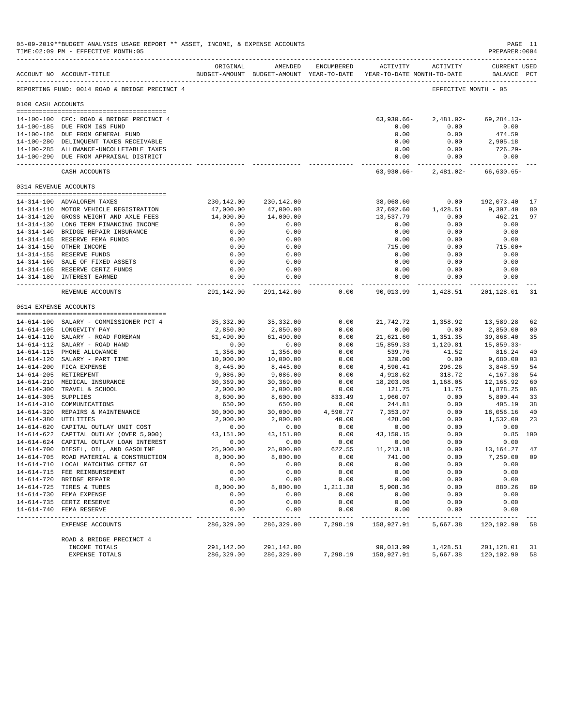05-09-2019**BUDGET ANALYSIS USAGE REPORT ** ASSET, INCOME, & EXPENSE ACCOUNTS
TIME:02:09 PM - EFFECTIVE MONTH:05

PREPARER:0004

REPORTING FUND: 0014 ROAD & BRIDGE PRECINCT 4 — EFFECTIVE MONTH - 05

| ACCOUNT NO | ACCOUNT-TITLE | ORIGINAL BUDGET-AMOUNT | AMENDED BUDGET-AMOUNT | ENCUMBERED YEAR-TO-DATE | ACTIVITY YEAR-TO-DATE | ACTIVITY MONTH-TO-DATE | CURRENT BALANCE | USED PCT |
|---|---|---|---|---|---|---|---|---|
| **0100 CASH ACCOUNTS** | | | | | | | | |
| 14-100-100 | CFC: ROAD & BRIDGE PRECINCT 4 | | | | 63,930.66- | 2,481.02- | 69,284.13- | |
| 14-100-185 | DUE FROM I&S FUND | | | | 0.00 | 0.00 | 0.00 | |
| 14-100-186 | DUE FROM GENERAL FUND | | | | 0.00 | 0.00 | 474.59 | |
| 14-100-280 | DELINQUENT TAXES RECEIVABLE | | | | 0.00 | 0.00 | 2,905.18 | |
| 14-100-285 | ALLOWANCE-UNCOLLETABLE TAXES | | | | 0.00 | 0.00 | 726.29- | |
| 14-100-290 | DUE FROM APPRAISAL DISTRICT | | | | 0.00 | 0.00 | 0.00 | |
| | CASH ACCOUNTS | | | | 63,930.66- | 2,481.02- | 66,630.65- | |
| **0314 REVENUE ACCOUNTS** | | | | | | | | |
| 14-314-100 | ADVALOREM TAXES | 230,142.00 | 230,142.00 | | 38,068.60 | 0.00 | 192,073.40 | 17 |
| 14-314-110 | MOTOR VEHICLE REGISTRATION | 47,000.00 | 47,000.00 | | 37,692.60 | 1,428.51 | 9,307.40 | 80 |
| 14-314-120 | GROSS WEIGHT AND AXLE FEES | 14,000.00 | 14,000.00 | | 13,537.79 | 0.00 | 462.21 | 97 |
| 14-314-130 | LONG TERM FINANCING INCOME | 0.00 | 0.00 | | 0.00 | 0.00 | 0.00 | |
| 14-314-140 | BRIDGE REPAIR INSURANCE | 0.00 | 0.00 | | 0.00 | 0.00 | 0.00 | |
| 14-314-145 | RESERVE FEMA FUNDS | 0.00 | 0.00 | | 0.00 | 0.00 | 0.00 | |
| 14-314-150 | OTHER INCOME | 0.00 | 0.00 | | 715.00 | 0.00 | 715.00+ | |
| 14-314-155 | RESERVE FUNDS | 0.00 | 0.00 | | 0.00 | 0.00 | 0.00 | |
| 14-314-160 | SALE OF FIXED ASSETS | 0.00 | 0.00 | | 0.00 | 0.00 | 0.00 | |
| 14-314-165 | RESERVE CERTZ FUNDS | 0.00 | 0.00 | | 0.00 | 0.00 | 0.00 | |
| 14-314-180 | INTEREST EARNED | 0.00 | 0.00 | | 0.00 | 0.00 | 0.00 | |
| | REVENUE ACCOUNTS | 291,142.00 | 291,142.00 | 0.00 | 90,013.99 | 1,428.51 | 201,128.01 | 31 |
| **0614 EXPENSE ACCOUNTS** | | | | | | | | |
| 14-614-100 | SALARY - COMMISSIONER PCT 4 | 35,332.00 | 35,332.00 | 0.00 | 21,742.72 | 1,358.92 | 13,589.28 | 62 |
| 14-614-105 | LONGEVITY PAY | 2,850.00 | 2,850.00 | 0.00 | 0.00 | 0.00 | 2,850.00 | 00 |
| 14-614-110 | SALARY - ROAD FOREMAN | 61,490.00 | 61,490.00 | 0.00 | 21,621.60 | 1,351.35 | 39,868.40 | 35 |
| 14-614-112 | SALARY - ROAD HAND | 0.00 | 0.00 | 0.00 | 15,859.33 | 1,120.81 | 15,859.33- | |
| 14-614-115 | PHONE ALLOWANCE | 1,356.00 | 1,356.00 | 0.00 | 539.76 | 41.52 | 816.24 | 40 |
| 14-614-120 | SALARY - PART TIME | 10,000.00 | 10,000.00 | 0.00 | 320.00 | 0.00 | 9,680.00 | 03 |
| 14-614-200 | FICA EXPENSE | 8,445.00 | 8,445.00 | 0.00 | 4,596.41 | 296.26 | 3,848.59 | 54 |
| 14-614-205 | RETIREMENT | 9,086.00 | 9,086.00 | 0.00 | 4,918.62 | 318.72 | 4,167.38 | 54 |
| 14-614-210 | MEDICAL INSURANCE | 30,369.00 | 30,369.00 | 0.00 | 18,203.08 | 1,168.05 | 12,165.92 | 60 |
| 14-614-300 | TRAVEL & SCHOOL | 2,000.00 | 2,000.00 | 0.00 | 121.75 | 11.75 | 1,878.25 | 06 |
| 14-614-305 | SUPPLIES | 8,600.00 | 8,600.00 | 833.49 | 1,966.07 | 0.00 | 5,800.44 | 33 |
| 14-614-310 | COMMUNICATIONS | 650.00 | 650.00 | 0.00 | 244.81 | 0.00 | 405.19 | 38 |
| 14-614-320 | REPAIRS & MAINTENANCE | 30,000.00 | 30,000.00 | 4,590.77 | 7,353.07 | 0.00 | 18,056.16 | 40 |
| 14-614-380 | UTILITIES | 2,000.00 | 2,000.00 | 40.00 | 428.00 | 0.00 | 1,532.00 | 23 |
| 14-614-620 | CAPITAL OUTLAY UNIT COST | 0.00 | 0.00 | 0.00 | 0.00 | 0.00 | 0.00 | |
| 14-614-622 | CAPITAL OUTLAY (OVER 5,000) | 43,151.00 | 43,151.00 | 0.00 | 43,150.15 | 0.00 | 0.85 | 100 |
| 14-614-624 | CAPITAL OUTLAY LOAN INTEREST | 0.00 | 0.00 | 0.00 | 0.00 | 0.00 | 0.00 | |
| 14-614-700 | DIESEL, OIL, AND GASOLINE | 25,000.00 | 25,000.00 | 622.55 | 11,213.18 | 0.00 | 13,164.27 | 47 |
| 14-614-705 | ROAD MATERIAL & CONSTRUCTION | 8,000.00 | 8,000.00 | 0.00 | 741.00 | 0.00 | 7,259.00 | 09 |
| 14-614-710 | LOCAL MATCHING CETRZ GT | 0.00 | 0.00 | 0.00 | 0.00 | 0.00 | 0.00 | |
| 14-614-715 | FEE REIMBURSEMENT | 0.00 | 0.00 | 0.00 | 0.00 | 0.00 | 0.00 | |
| 14-614-720 | BRIDGE REPAIR | 0.00 | 0.00 | 0.00 | 0.00 | 0.00 | 0.00 | |
| 14-614-725 | TIRES & TUBES | 8,000.00 | 8,000.00 | 1,211.38 | 5,908.36 | 0.00 | 880.26 | 89 |
| 14-614-730 | FEMA EXPENSE | 0.00 | 0.00 | 0.00 | 0.00 | 0.00 | 0.00 | |
| 14-614-735 | CERTZ RESERVE | 0.00 | 0.00 | 0.00 | 0.00 | 0.00 | 0.00 | |
| 14-614-740 | FEMA RESERVE | 0.00 | 0.00 | 0.00 | 0.00 | 0.00 | 0.00 | |
| | EXPENSE ACCOUNTS | 286,329.00 | 286,329.00 | 7,298.19 | 158,927.91 | 5,667.38 | 120,102.90 | 58 |
| | ROAD & BRIDGE PRECINCT 4 | | | | | | | |
| | INCOME TOTALS | 291,142.00 | 291,142.00 | | 90,013.99 | 1,428.51 | 201,128.01 | 31 |
| | EXPENSE TOTALS | 286,329.00 | 286,329.00 | 7,298.19 | 158,927.91 | 5,667.38 | 120,102.90 | 58 |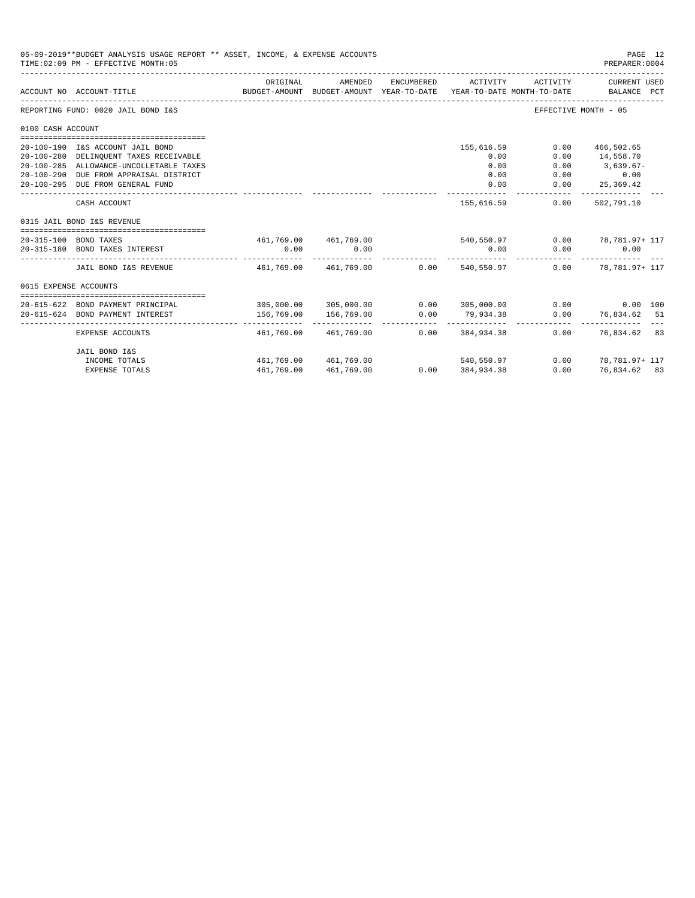05-09-2019**BUDGET ANALYSIS USAGE REPORT ** ASSET, INCOME, & EXPENSE ACCOUNTS

TIME:02:09 PM - EFFECTIVE MONTH:05

PREPARER:0004

REPORTING FUND: 0020 JAIL BOND I&S — EFFECTIVE MONTH - 05

| ACCOUNT NO | ACCOUNT-TITLE | ORIGINAL BUDGET-AMOUNT | AMENDED BUDGET-AMOUNT | ENCUMBERED YEAR-TO-DATE | ACTIVITY YEAR-TO-DATE | ACTIVITY MONTH-TO-DATE | CURRENT USED BALANCE | PCT |
|---|---|---|---|---|---|---|---|---|
| **0100 CASH ACCOUNT** | | | | | | | | |
| 20-100-190 | I&S ACCOUNT JAIL BOND | | | | 155,616.59 | 0.00 | 466,502.65 | |
| 20-100-280 | DELINQUENT TAXES RECEIVABLE | | | | 0.00 | 0.00 | 14,558.70 | |
| 20-100-285 | ALLOWANCE-UNCOLLETABLE TAXES | | | | 0.00 | 0.00 | 3,639.67- | |
| 20-100-290 | DUE FROM APPRAISAL DISTRICT | | | | 0.00 | 0.00 | 0.00 | |
| 20-100-295 | DUE FROM GENERAL FUND | | | | 0.00 | 0.00 | 25,369.42 | |
| | CASH ACCOUNT | | | | 155,616.59 | 0.00 | 502,791.10 | |
| **0315 JAIL BOND I&S REVENUE** | | | | | | | | |
| 20-315-100 | BOND TAXES | 461,769.00 | 461,769.00 | | 540,550.97 | 0.00 | 78,781.97+ | 117 |
| 20-315-180 | BOND TAXES INTEREST | 0.00 | 0.00 | | 0.00 | 0.00 | 0.00 | |
| | JAIL BOND I&S REVENUE | 461,769.00 | 461,769.00 | 0.00 | 540,550.97 | 0.00 | 78,781.97+ | 117 |
| **0615 EXPENSE ACCOUNTS** | | | | | | | | |
| 20-615-622 | BOND PAYMENT PRINCIPAL | 305,000.00 | 305,000.00 | 0.00 | 305,000.00 | 0.00 | 0.00 | 100 |
| 20-615-624 | BOND PAYMENT INTEREST | 156,769.00 | 156,769.00 | 0.00 | 79,934.38 | 0.00 | 76,834.62 | 51 |
| | EXPENSE ACCOUNTS | 461,769.00 | 461,769.00 | 0.00 | 384,934.38 | 0.00 | 76,834.62 | 83 |
| | JAIL BOND I&S | | | | | | | |
| | INCOME TOTALS | 461,769.00 | 461,769.00 | | 540,550.97 | 0.00 | 78,781.97+ | 117 |
| | EXPENSE TOTALS | 461,769.00 | 461,769.00 | 0.00 | 384,934.38 | 0.00 | 76,834.62 | 83 |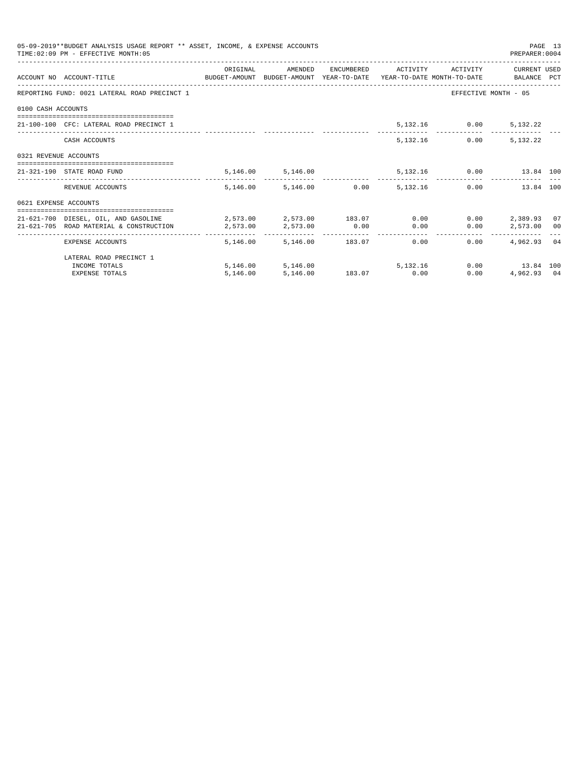05-09-2019**BUDGET ANALYSIS USAGE REPORT ** ASSET, INCOME, & EXPENSE ACCOUNTS

TIME:02:09 PM - EFFECTIVE MONTH:05

PREPARER:0004

| ACCOUNT NO | ACCOUNT-TITLE | ORIGINAL BUDGET-AMOUNT | AMENDED BUDGET-AMOUNT | ENCUMBERED YEAR-TO-DATE | ACTIVITY YEAR-TO-DATE | ACTIVITY MONTH-TO-DATE | CURRENT BALANCE | USED PCT |
|---|---|---|---|---|---|---|---|---|
| REPORTING FUND: 0021 LATERAL ROAD PRECINCT 1 | | | | | | EFFECTIVE MONTH - 05 | | |
| 0100 CASH ACCOUNTS | | | | | | | | |
| 21-100-100 | CFC: LATERAL ROAD PRECINCT 1 | | | | 5,132.16 | 0.00 | 5,132.22 | |
| | CASH ACCOUNTS | | | | 5,132.16 | 0.00 | 5,132.22 | |
| 0321 REVENUE ACCOUNTS | | | | | | | | |
| 21-321-190 | STATE ROAD FUND | 5,146.00 | 5,146.00 | | 5,132.16 | 0.00 | 13.84 | 100 |
| | REVENUE ACCOUNTS | 5,146.00 | 5,146.00 | 0.00 | 5,132.16 | 0.00 | 13.84 | 100 |
| 0621 EXPENSE ACCOUNTS | | | | | | | | |
| 21-621-700 | DIESEL, OIL, AND GASOLINE | 2,573.00 | 2,573.00 | 183.07 | 0.00 | 0.00 | 2,389.93 | 07 |
| 21-621-705 | ROAD MATERIAL & CONSTRUCTION | 2,573.00 | 2,573.00 | 0.00 | 0.00 | 0.00 | 2,573.00 | 00 |
| | EXPENSE ACCOUNTS | 5,146.00 | 5,146.00 | 183.07 | 0.00 | 0.00 | 4,962.93 | 04 |
| | LATERAL ROAD PRECINCT 1 | | | | | | | |
| | INCOME TOTALS | 5,146.00 | 5,146.00 | | 5,132.16 | 0.00 | 13.84 | 100 |
| | EXPENSE TOTALS | 5,146.00 | 5,146.00 | 183.07 | 0.00 | 0.00 | 4,962.93 | 04 |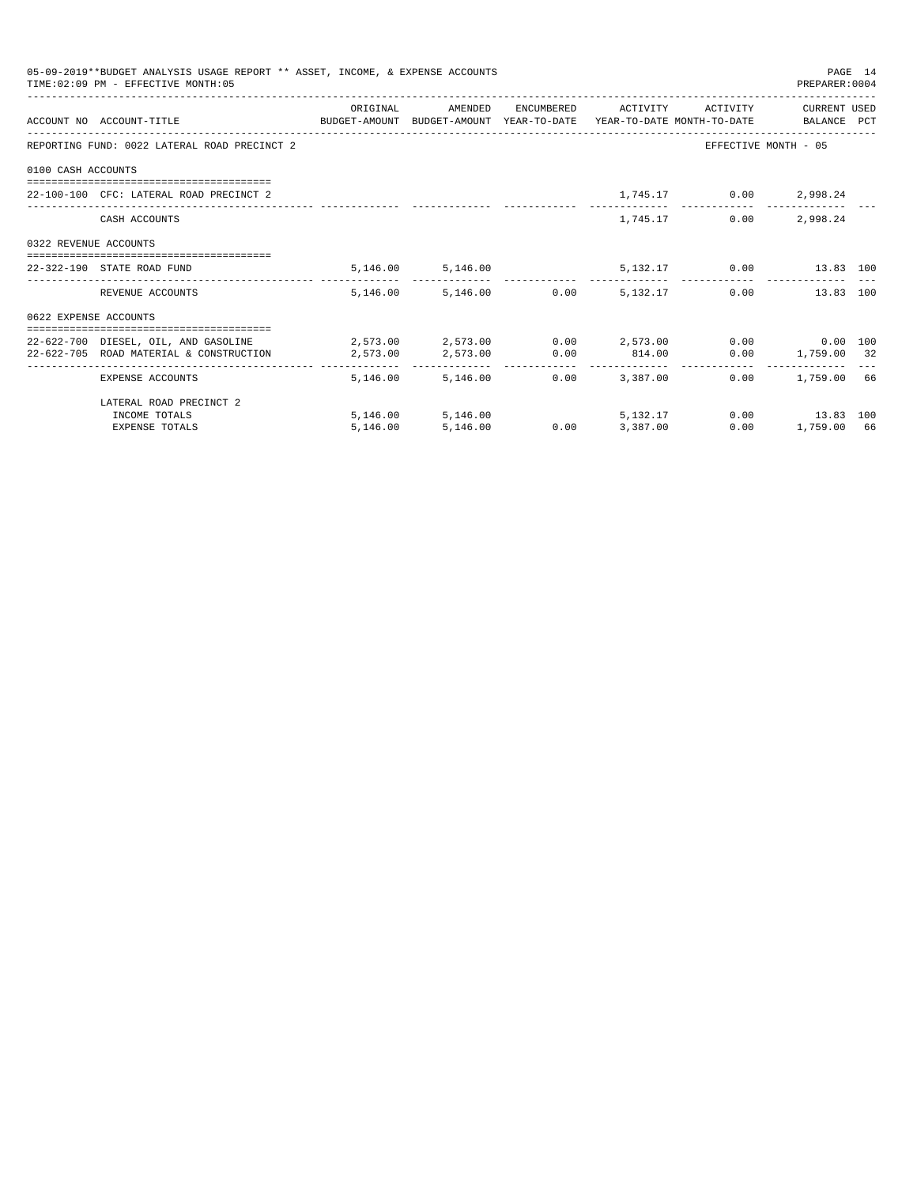05-09-2019**BUDGET ANALYSIS USAGE REPORT ** ASSET, INCOME, & EXPENSE ACCOUNTS
TIME:02:09 PM - EFFECTIVE MONTH:05
PREPARER:0004

| ACCOUNT NO | ACCOUNT-TITLE | ORIGINAL BUDGET-AMOUNT | AMENDED BUDGET-AMOUNT | ENCUMBERED YEAR-TO-DATE | ACTIVITY YEAR-TO-DATE | ACTIVITY MONTH-TO-DATE | CURRENT BALANCE | USED PCT |
|---|---|---|---|---|---|---|---|---|
| REPORTING FUND: 0022 LATERAL ROAD PRECINCT 2 | | | | | | EFFECTIVE MONTH - 05 | | |
| 0100 CASH ACCOUNTS | | | | | | | | |
| 22-100-100 | CFC: LATERAL ROAD PRECINCT 2 | | | | 1,745.17 | 0.00 | 2,998.24 | |
| | CASH ACCOUNTS | | | | 1,745.17 | 0.00 | 2,998.24 | |
| 0322 REVENUE ACCOUNTS | | | | | | | | |
| 22-322-190 | STATE ROAD FUND | 5,146.00 | 5,146.00 | | 5,132.17 | 0.00 | 13.83 | 100 |
| | REVENUE ACCOUNTS | 5,146.00 | 5,146.00 | 0.00 | 5,132.17 | 0.00 | 13.83 | 100 |
| 0622 EXPENSE ACCOUNTS | | | | | | | | |
| 22-622-700 | DIESEL, OIL, AND GASOLINE | 2,573.00 | 2,573.00 | 0.00 | 2,573.00 | 0.00 | 0.00 | 100 |
| 22-622-705 | ROAD MATERIAL & CONSTRUCTION | 2,573.00 | 2,573.00 | 0.00 | 814.00 | 0.00 | 1,759.00 | 32 |
| | EXPENSE ACCOUNTS | 5,146.00 | 5,146.00 | 0.00 | 3,387.00 | 0.00 | 1,759.00 | 66 |
| | LATERAL ROAD PRECINCT 2 | | | | | | | |
| | INCOME TOTALS | 5,146.00 | 5,146.00 | | 5,132.17 | 0.00 | 13.83 | 100 |
| | EXPENSE TOTALS | 5,146.00 | 5,146.00 | 0.00 | 3,387.00 | 0.00 | 1,759.00 | 66 |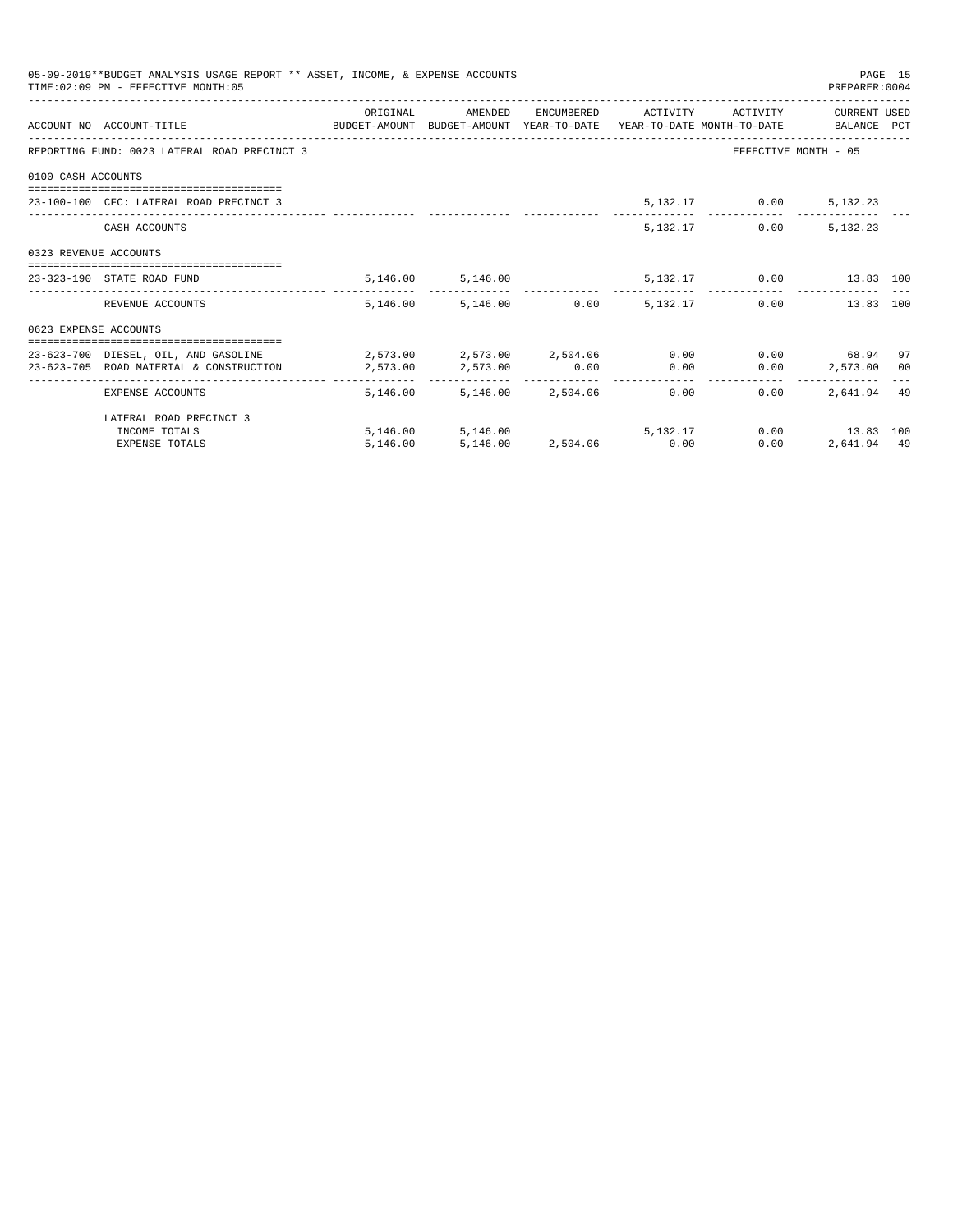05-09-2019**BUDGET ANALYSIS USAGE REPORT ** ASSET, INCOME, & EXPENSE ACCOUNTS
TIME:02:09 PM - EFFECTIVE MONTH:05
PREPARER:0004

| ACCOUNT NO | ACCOUNT-TITLE | ORIGINAL BUDGET-AMOUNT | AMENDED BUDGET-AMOUNT | ENCUMBERED YEAR-TO-DATE | ACTIVITY YEAR-TO-DATE | ACTIVITY MONTH-TO-DATE | CURRENT BALANCE | USED PCT |
|---|---|---|---|---|---|---|---|---|
| REPORTING FUND: 0023 LATERAL ROAD PRECINCT 3 | | | | | | EFFECTIVE MONTH - 05 | | |
| 0100 CASH ACCOUNTS | | | | | | | | |
| 23-100-100 | CFC: LATERAL ROAD PRECINCT 3 | | | | 5,132.17 | 0.00 | 5,132.23 | |
| | CASH ACCOUNTS | | | | 5,132.17 | 0.00 | 5,132.23 | |
| 0323 REVENUE ACCOUNTS | | | | | | | | |
| 23-323-190 | STATE ROAD FUND | 5,146.00 | 5,146.00 | | 5,132.17 | 0.00 | 13.83 | 100 |
| | REVENUE ACCOUNTS | 5,146.00 | 5,146.00 | 0.00 | 5,132.17 | 0.00 | 13.83 | 100 |
| 0623 EXPENSE ACCOUNTS | | | | | | | | |
| 23-623-700 | DIESEL, OIL, AND GASOLINE | 2,573.00 | 2,573.00 | 2,504.06 | 0.00 | 0.00 | 68.94 | 97 |
| 23-623-705 | ROAD MATERIAL & CONSTRUCTION | 2,573.00 | 2,573.00 | 0.00 | 0.00 | 0.00 | 2,573.00 | 00 |
| | EXPENSE ACCOUNTS | 5,146.00 | 5,146.00 | 2,504.06 | 0.00 | 0.00 | 2,641.94 | 49 |
| | LATERAL ROAD PRECINCT 3 | | | | | | | |
| | INCOME TOTALS | 5,146.00 | 5,146.00 | | 5,132.17 | 0.00 | 13.83 | 100 |
| | EXPENSE TOTALS | 5,146.00 | 5,146.00 | 2,504.06 | 0.00 | 0.00 | 2,641.94 | 49 |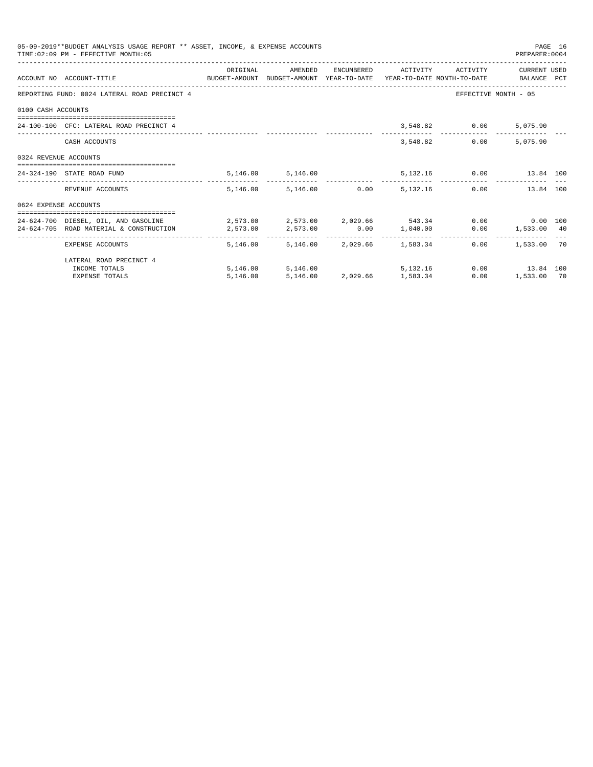05-09-2019**BUDGET ANALYSIS USAGE REPORT ** ASSET, INCOME, & EXPENSE ACCOUNTS
TIME:02:09 PM - EFFECTIVE MONTH:05

| ACCOUNT NO | ACCOUNT-TITLE | ORIGINAL BUDGET-AMOUNT | AMENDED BUDGET-AMOUNT | ENCUMBERED YEAR-TO-DATE | ACTIVITY YEAR-TO-DATE | ACTIVITY MONTH-TO-DATE | CURRENT USED BALANCE | PCT |
|---|---|---|---|---|---|---|---|---|
| REPORTING FUND: 0024 LATERAL ROAD PRECINCT 4 | | | | | | EFFECTIVE MONTH - 05 | | |
| 0100 CASH ACCOUNTS | | | | | | | | |
| 24-100-100 | CFC: LATERAL ROAD PRECINCT 4 | | | | 3,548.82 | 0.00 | 5,075.90 | |
| | CASH ACCOUNTS | | | | 3,548.82 | 0.00 | 5,075.90 | |
| 0324 REVENUE ACCOUNTS | | | | | | | | |
| 24-324-190 | STATE ROAD FUND | 5,146.00 | 5,146.00 | | 5,132.16 | 0.00 | 13.84 | 100 |
| | REVENUE ACCOUNTS | 5,146.00 | 5,146.00 | 0.00 | 5,132.16 | 0.00 | 13.84 | 100 |
| 0624 EXPENSE ACCOUNTS | | | | | | | | |
| 24-624-700 | DIESEL, OIL, AND GASOLINE | 2,573.00 | 2,573.00 | 2,029.66 | 543.34 | 0.00 | 0.00 | 100 |
| 24-624-705 | ROAD MATERIAL & CONSTRUCTION | 2,573.00 | 2,573.00 | 0.00 | 1,040.00 | 0.00 | 1,533.00 | 40 |
| | EXPENSE ACCOUNTS | 5,146.00 | 5,146.00 | 2,029.66 | 1,583.34 | 0.00 | 1,533.00 | 70 |
| | LATERAL ROAD PRECINCT 4 | | | | | | | |
| | INCOME TOTALS | 5,146.00 | 5,146.00 | | 5,132.16 | 0.00 | 13.84 | 100 |
| | EXPENSE TOTALS | 5,146.00 | 5,146.00 | 2,029.66 | 1,583.34 | 0.00 | 1,533.00 | 70 |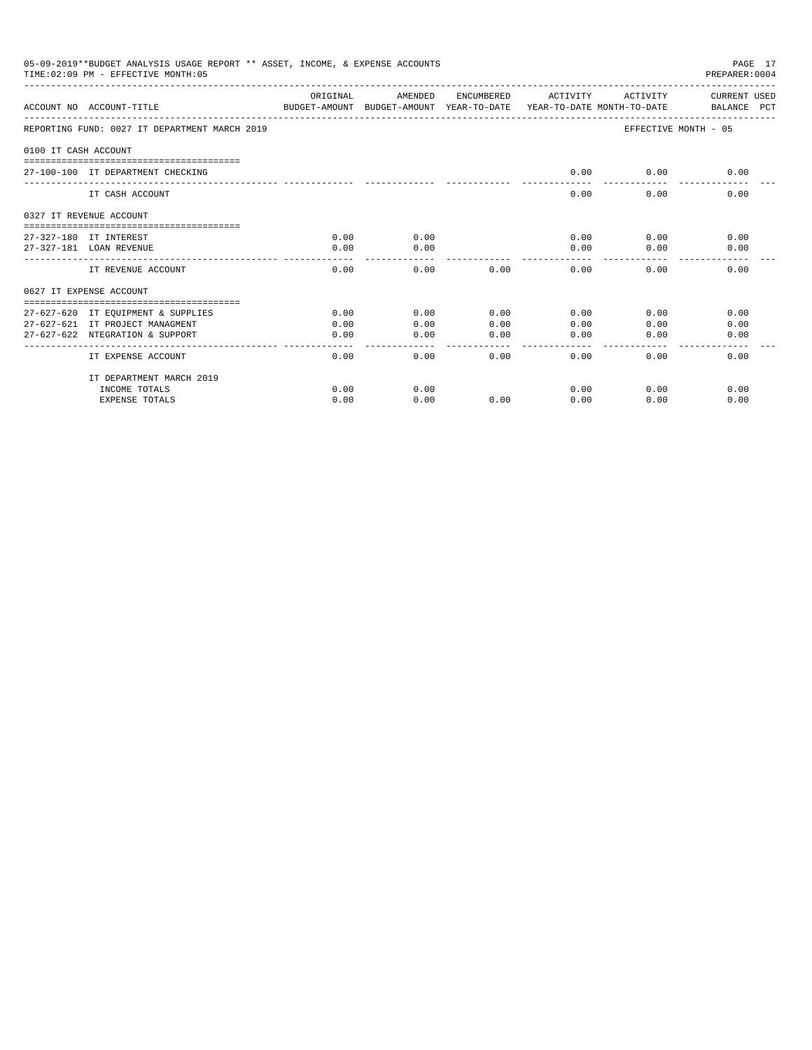05-09-2019**BUDGET ANALYSIS USAGE REPORT ** ASSET, INCOME, & EXPENSE ACCOUNTS
TIME:02:09 PM - EFFECTIVE MONTH:05

PREPARER:0004

REPORTING FUND: 0027 IT DEPARTMENT MARCH 2019 — EFFECTIVE MONTH - 05

| ACCOUNT NO | ACCOUNT-TITLE | ORIGINAL BUDGET-AMOUNT | AMENDED BUDGET-AMOUNT | ENCUMBERED YEAR-TO-DATE | ACTIVITY YEAR-TO-DATE | ACTIVITY MONTH-TO-DATE | CURRENT USED BALANCE | PCT |
|---|---|---|---|---|---|---|---|---|
| **0100 IT CASH ACCOUNT** | | | | | | | | |
| 27-100-100 | IT DEPARTMENT CHECKING | | | | 0.00 | 0.00 | 0.00 | |
| | IT CASH ACCOUNT | | | | 0.00 | 0.00 | 0.00 | |
| **0327 IT REVENUE ACCOUNT** | | | | | | | | |
| 27-327-180 | IT INTEREST | 0.00 | 0.00 | | 0.00 | 0.00 | 0.00 | |
| 27-327-181 | LOAN REVENUE | 0.00 | 0.00 | | 0.00 | 0.00 | 0.00 | |
| | IT REVENUE ACCOUNT | 0.00 | 0.00 | 0.00 | 0.00 | 0.00 | 0.00 | |
| **0627 IT EXPENSE ACCOUNT** | | | | | | | | |
| 27-627-620 | IT EQUIPMENT & SUPPLIES | 0.00 | 0.00 | 0.00 | 0.00 | 0.00 | 0.00 | |
| 27-627-621 | IT PROJECT MANAGMENT | 0.00 | 0.00 | 0.00 | 0.00 | 0.00 | 0.00 | |
| 27-627-622 | NTEGRATION & SUPPORT | 0.00 | 0.00 | 0.00 | 0.00 | 0.00 | 0.00 | |
| | IT EXPENSE ACCOUNT | 0.00 | 0.00 | 0.00 | 0.00 | 0.00 | 0.00 | |
| | IT DEPARTMENT MARCH 2019 | | | | | | | |
| | INCOME TOTALS | 0.00 | 0.00 | | 0.00 | 0.00 | 0.00 | |
| | EXPENSE TOTALS | 0.00 | 0.00 | 0.00 | 0.00 | 0.00 | 0.00 | |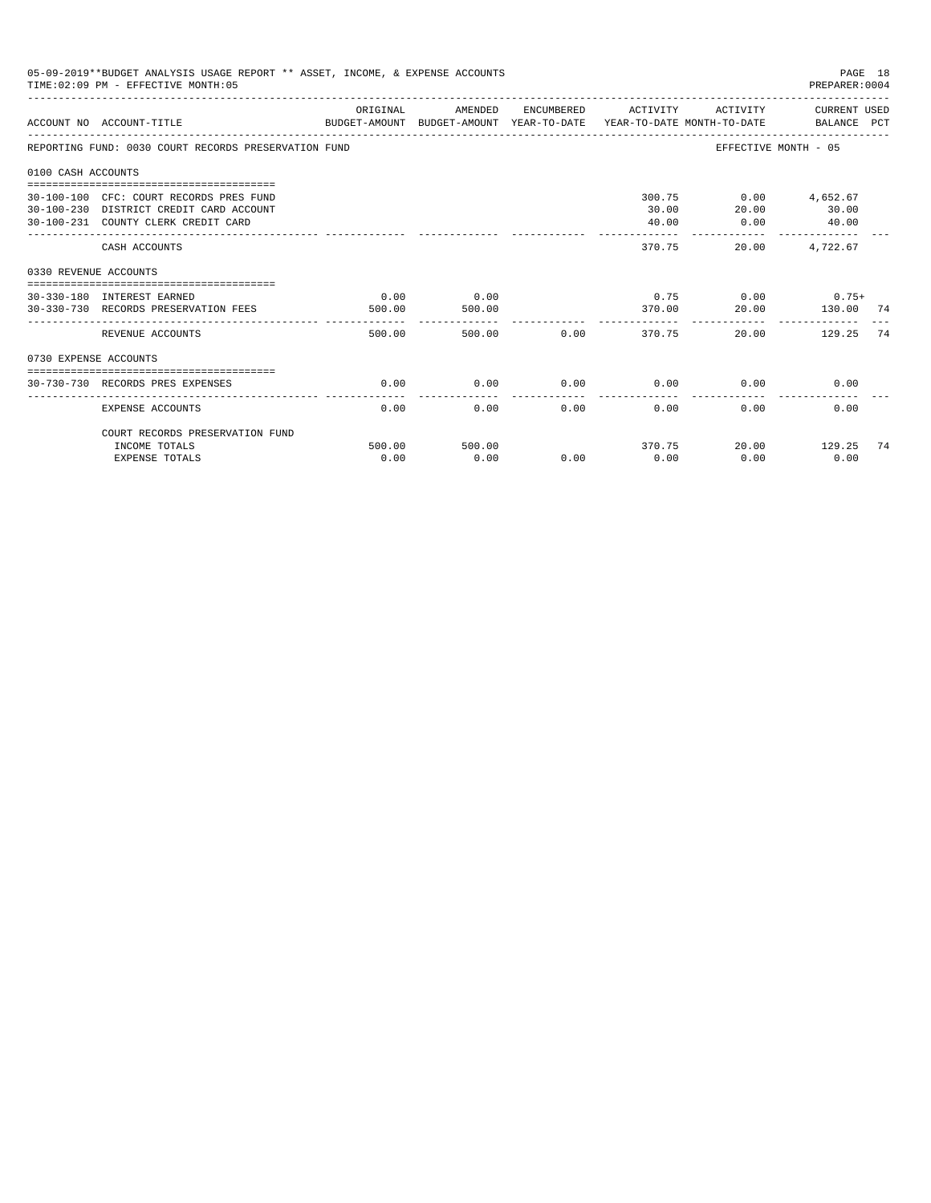05-09-2019**BUDGET ANALYSIS USAGE REPORT ** ASSET, INCOME, & EXPENSE ACCOUNTS
TIME:02:09 PM - EFFECTIVE MONTH:05
PREPARER:0004

| ACCOUNT NO | ACCOUNT-TITLE | ORIGINAL BUDGET-AMOUNT | AMENDED BUDGET-AMOUNT | ENCUMBERED YEAR-TO-DATE | ACTIVITY YEAR-TO-DATE | ACTIVITY MONTH-TO-DATE | CURRENT USED BALANCE | PCT |
|---|---|---|---|---|---|---|---|---|
| REPORTING FUND: 0030 COURT RECORDS PRESERVATION FUND | | | | | | EFFECTIVE MONTH - 05 | | |
| 0100 CASH ACCOUNTS | | | | | | | | |
| 30-100-100 | CFC: COURT RECORDS PRES FUND | | | | 300.75 | 0.00 | 4,652.67 | |
| 30-100-230 | DISTRICT CREDIT CARD ACCOUNT | | | | 30.00 | 20.00 | 30.00 | |
| 30-100-231 | COUNTY CLERK CREDIT CARD | | | | 40.00 | 0.00 | 40.00 | |
| | CASH ACCOUNTS | | | | 370.75 | 20.00 | 4,722.67 | |
| 0330 REVENUE ACCOUNTS | | | | | | | | |
| 30-330-180 | INTEREST EARNED | 0.00 | 0.00 | | 0.75 | 0.00 | 0.75+ | |
| 30-330-730 | RECORDS PRESERVATION FEES | 500.00 | 500.00 | | 370.00 | 20.00 | 130.00 | 74 |
| | REVENUE ACCOUNTS | 500.00 | 500.00 | 0.00 | 370.75 | 20.00 | 129.25 | 74 |
| 0730 EXPENSE ACCOUNTS | | | | | | | | |
| 30-730-730 | RECORDS PRES EXPENSES | 0.00 | 0.00 | 0.00 | 0.00 | 0.00 | 0.00 | |
| | EXPENSE ACCOUNTS | 0.00 | 0.00 | 0.00 | 0.00 | 0.00 | 0.00 | |
| | COURT RECORDS PRESERVATION FUND | | | | | | | |
| | INCOME TOTALS | 500.00 | 500.00 | | 370.75 | 20.00 | 129.25 | 74 |
| | EXPENSE TOTALS | 0.00 | 0.00 | 0.00 | 0.00 | 0.00 | 0.00 | |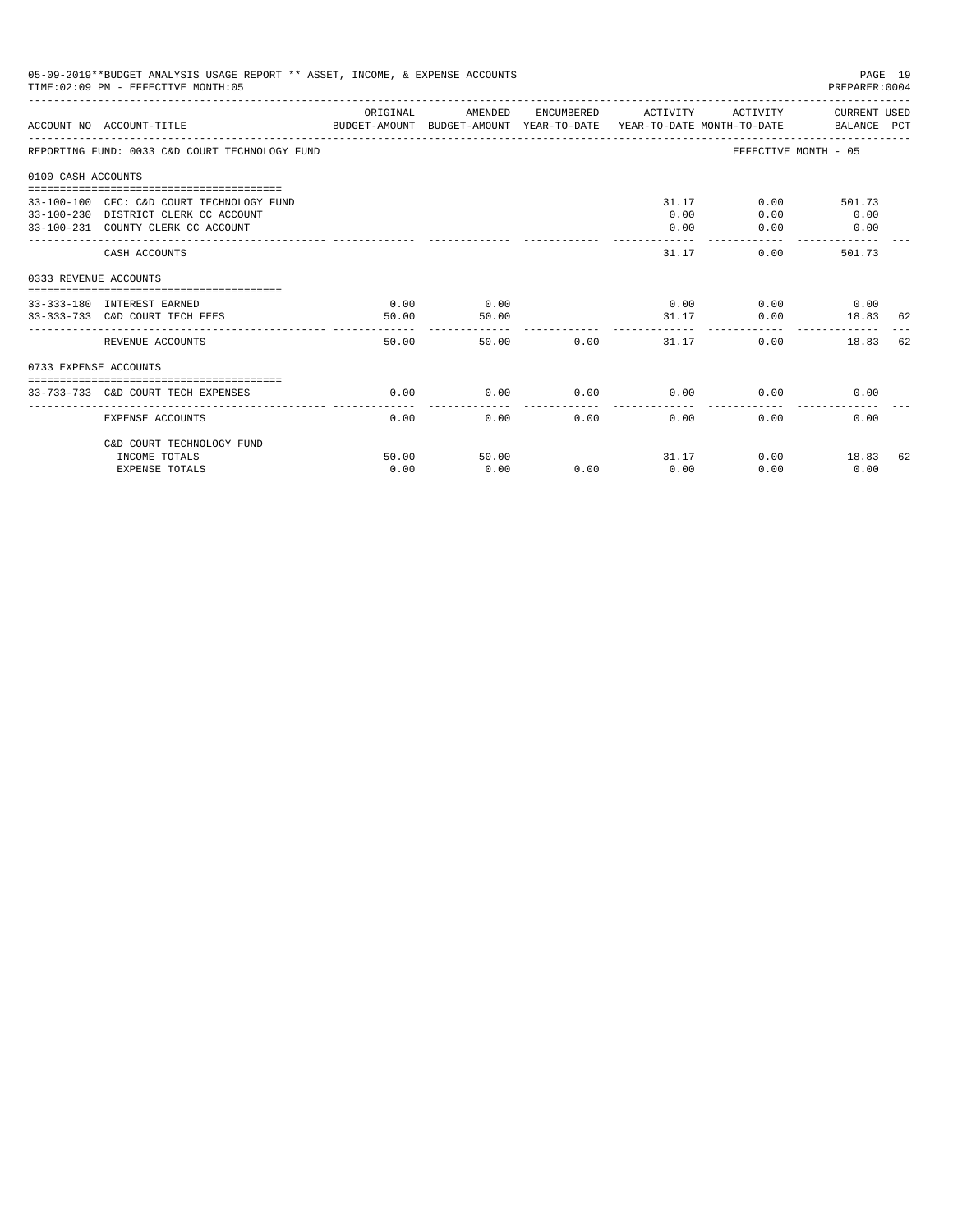05-09-2019**BUDGET ANALYSIS USAGE REPORT ** ASSET, INCOME, & EXPENSE ACCOUNTS
TIME:02:09 PM - EFFECTIVE MONTH:05

| ACCOUNT NO | ACCOUNT-TITLE | ORIGINAL BUDGET-AMOUNT | AMENDED BUDGET-AMOUNT | ENCUMBERED YEAR-TO-DATE | ACTIVITY YEAR-TO-DATE | ACTIVITY MONTH-TO-DATE | CURRENT USED BALANCE | PCT |
|---|---|---|---|---|---|---|---|---|
| REPORTING FUND: 0033 C&D COURT TECHNOLOGY FUND | | | | | | EFFECTIVE MONTH - 05 | | |
| 0100 CASH ACCOUNTS | | | | | | | | |
| 33-100-100 | CFC: C&D COURT TECHNOLOGY FUND | | | | 31.17 | 0.00 | 501.73 | |
| 33-100-230 | DISTRICT CLERK CC ACCOUNT | | | | 0.00 | 0.00 | 0.00 | |
| 33-100-231 | COUNTY CLERK CC ACCOUNT | | | | 0.00 | 0.00 | 0.00 | |
| | CASH ACCOUNTS | | | | 31.17 | 0.00 | 501.73 | |
| 0333 REVENUE ACCOUNTS | | | | | | | | |
| 33-333-180 | INTEREST EARNED | 0.00 | 0.00 | | 0.00 | 0.00 | 0.00 | |
| 33-333-733 | C&D COURT TECH FEES | 50.00 | 50.00 | | 31.17 | 0.00 | 18.83 | 62 |
| | REVENUE ACCOUNTS | 50.00 | 50.00 | 0.00 | 31.17 | 0.00 | 18.83 | 62 |
| 0733 EXPENSE ACCOUNTS | | | | | | | | |
| 33-733-733 | C&D COURT TECH EXPENSES | 0.00 | 0.00 | 0.00 | 0.00 | 0.00 | 0.00 | |
| | EXPENSE ACCOUNTS | 0.00 | 0.00 | 0.00 | 0.00 | 0.00 | 0.00 | |
| | C&D COURT TECHNOLOGY FUND | | | | | | | |
| | INCOME TOTALS | 50.00 | 50.00 | | 31.17 | 0.00 | 18.83 | 62 |
| | EXPENSE TOTALS | 0.00 | 0.00 | 0.00 | 0.00 | 0.00 | 0.00 | |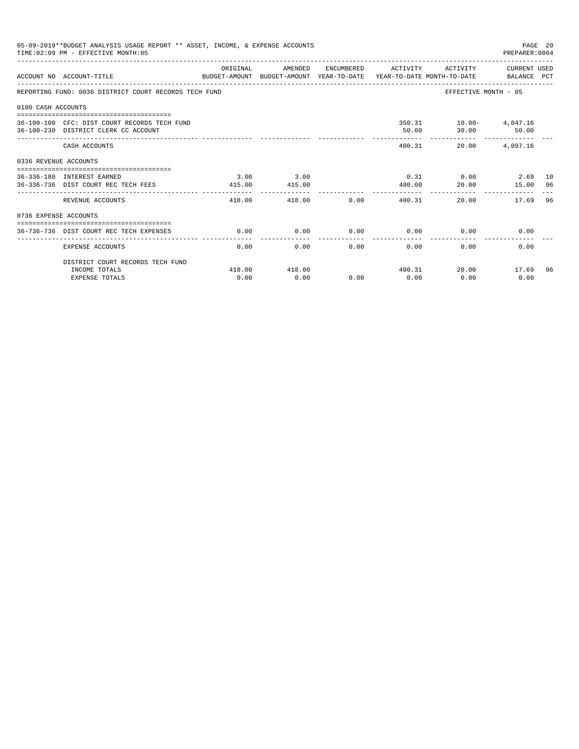05-09-2019**BUDGET ANALYSIS USAGE REPORT ** ASSET, INCOME, & EXPENSE ACCOUNTS

TIME:02:09 PM - EFFECTIVE MONTH:05

PREPARER:0004

| ACCOUNT NO | ACCOUNT-TITLE | ORIGINAL BUDGET-AMOUNT | AMENDED BUDGET-AMOUNT | ENCUMBERED YEAR-TO-DATE | ACTIVITY YEAR-TO-DATE | ACTIVITY MONTH-TO-DATE | CURRENT USED BALANCE | PCT |
|---|---|---|---|---|---|---|---|---|
| REPORTING FUND: 0036 DISTRICT COURT RECORDS TECH FUND | | | | | | EFFECTIVE MONTH - 05 | | |
| 0100 CASH ACCOUNTS | | | | | | | | |
| 36-100-100 | CFC: DIST COURT RECORDS TECH FUND | | | | 350.31 | 10.00- | 4,047.16 | |
| 36-100-230 | DISTRICT CLERK CC ACCOUNT | | | | 50.00 | 30.00 | 50.00 | |
| | CASH ACCOUNTS | | | | 400.31 | 20.00 | 4,097.16 | |
| 0336 REVENUE ACCOUNTS | | | | | | | | |
| 36-336-180 | INTEREST EARNED | 3.00 | 3.00 | | 0.31 | 0.00 | 2.69 | 10 |
| 36-336-736 | DIST COURT REC TECH FEES | 415.00 | 415.00 | | 400.00 | 20.00 | 15.00 | 96 |
| | REVENUE ACCOUNTS | 418.00 | 418.00 | 0.00 | 400.31 | 20.00 | 17.69 | 96 |
| 0736 EXPENSE ACCOUNTS | | | | | | | | |
| 36-736-736 | DIST COURT REC TECH EXPENSES | 0.00 | 0.00 | 0.00 | 0.00 | 0.00 | 0.00 | |
| | EXPENSE ACCOUNTS | 0.00 | 0.00 | 0.00 | 0.00 | 0.00 | 0.00 | |
| | DISTRICT COURT RECORDS TECH FUND | | | | | | | |
| | INCOME TOTALS | 418.00 | 418.00 | | 400.31 | 20.00 | 17.69 | 96 |
| | EXPENSE TOTALS | 0.00 | 0.00 | 0.00 | 0.00 | 0.00 | 0.00 | |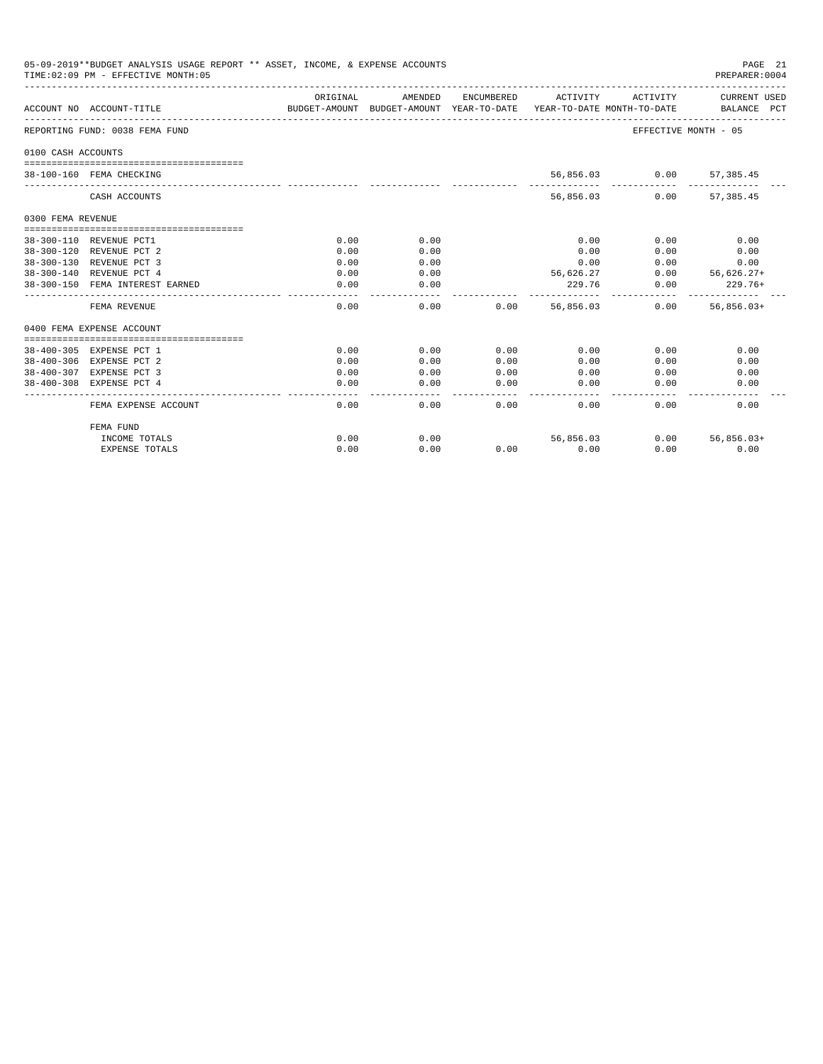05-09-2019**BUDGET ANALYSIS USAGE REPORT ** ASSET, INCOME, & EXPENSE ACCOUNTS
TIME:02:09 PM - EFFECTIVE MONTH:05

| ACCOUNT NO | ACCOUNT-TITLE | ORIGINAL BUDGET-AMOUNT | AMENDED BUDGET-AMOUNT | ENCUMBERED YEAR-TO-DATE | ACTIVITY YEAR-TO-DATE | ACTIVITY MONTH-TO-DATE | CURRENT USED BALANCE | PCT |
|---|---|---|---|---|---|---|---|---|
| REPORTING FUND: 0038 FEMA FUND | | | | | | EFFECTIVE MONTH - 05 | | |
| 0100 CASH ACCOUNTS | | | | | | | | |
| 38-100-160 | FEMA CHECKING | | | | 56,856.03 | 0.00 | 57,385.45 | |
| | CASH ACCOUNTS | | | | 56,856.03 | 0.00 | 57,385.45 | |
| 0300 FEMA REVENUE | | | | | | | | |
| 38-300-110 | REVENUE PCT1 | 0.00 | 0.00 | | 0.00 | 0.00 | 0.00 | |
| 38-300-120 | REVENUE PCT 2 | 0.00 | 0.00 | | 0.00 | 0.00 | 0.00 | |
| 38-300-130 | REVENUE PCT 3 | 0.00 | 0.00 | | 0.00 | 0.00 | 0.00 | |
| 38-300-140 | REVENUE PCT 4 | 0.00 | 0.00 | | 56,626.27 | 0.00 | 56,626.27+ | |
| 38-300-150 | FEMA INTEREST EARNED | 0.00 | 0.00 | | 229.76 | 0.00 | 229.76+ | |
| | FEMA REVENUE | 0.00 | 0.00 | 0.00 | 56,856.03 | 0.00 | 56,856.03+ | |
| 0400 FEMA EXPENSE ACCOUNT | | | | | | | | |
| 38-400-305 | EXPENSE PCT 1 | 0.00 | 0.00 | 0.00 | 0.00 | 0.00 | 0.00 | |
| 38-400-306 | EXPENSE PCT 2 | 0.00 | 0.00 | 0.00 | 0.00 | 0.00 | 0.00 | |
| 38-400-307 | EXPENSE PCT 3 | 0.00 | 0.00 | 0.00 | 0.00 | 0.00 | 0.00 | |
| 38-400-308 | EXPENSE PCT 4 | 0.00 | 0.00 | 0.00 | 0.00 | 0.00 | 0.00 | |
| | FEMA EXPENSE ACCOUNT | 0.00 | 0.00 | 0.00 | 0.00 | 0.00 | 0.00 | |
| | FEMA FUND | | | | | | | |
| | INCOME TOTALS | 0.00 | 0.00 | | 56,856.03 | 0.00 | 56,856.03+ | |
| | EXPENSE TOTALS | 0.00 | 0.00 | 0.00 | 0.00 | 0.00 | 0.00 | |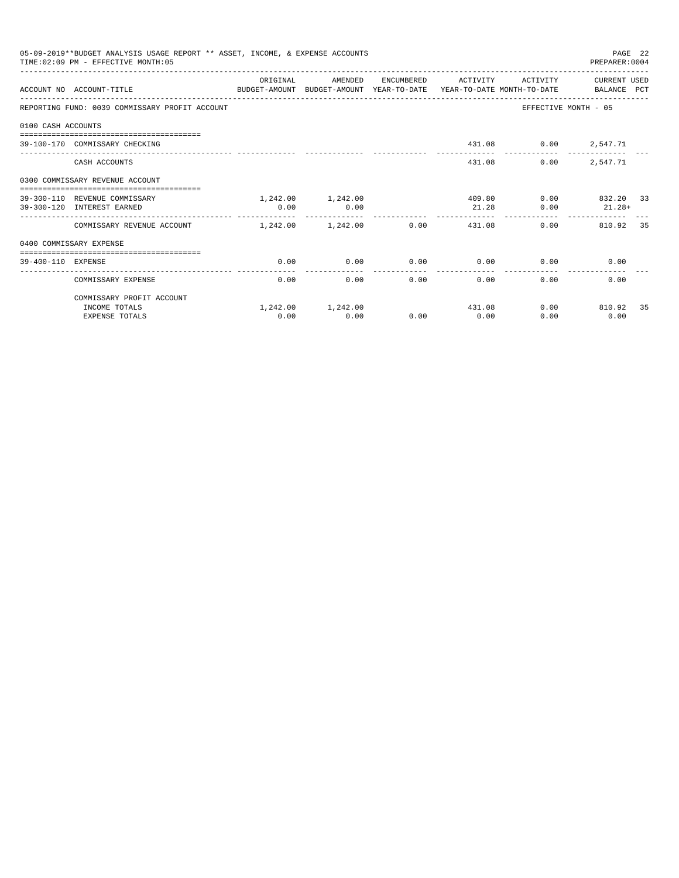05-09-2019**BUDGET ANALYSIS USAGE REPORT ** ASSET, INCOME, & EXPENSE ACCOUNTS

TIME:02:09 PM - EFFECTIVE MONTH:05

REPORTING FUND: 0039 COMMISSARY PROFIT ACCOUNT — EFFECTIVE MONTH - 05

| ACCOUNT NO | ACCOUNT-TITLE | ORIGINAL BUDGET-AMOUNT | AMENDED BUDGET-AMOUNT | ENCUMBERED YEAR-TO-DATE | ACTIVITY YEAR-TO-DATE | ACTIVITY MONTH-TO-DATE | CURRENT BALANCE | USED PCT |
|---|---|---|---|---|---|---|---|---|
| **0100 CASH ACCOUNTS** | | | | | | | | |
| 39-100-170 | COMMISSARY CHECKING | | | | 431.08 | 0.00 | 2,547.71 | |
| | CASH ACCOUNTS | | | | 431.08 | 0.00 | 2,547.71 | |
| **0300 COMMISSARY REVENUE ACCOUNT** | | | | | | | | |
| 39-300-110 | REVENUE COMMISSARY | 1,242.00 | 1,242.00 | | 409.80 | 0.00 | 832.20 | 33 |
| 39-300-120 | INTEREST EARNED | 0.00 | 0.00 | | 21.28 | 0.00 | 21.28+ | |
| | COMMISSARY REVENUE ACCOUNT | 1,242.00 | 1,242.00 | 0.00 | 431.08 | 0.00 | 810.92 | 35 |
| **0400 COMMISSARY EXPENSE** | | | | | | | | |
| 39-400-110 | EXPENSE | 0.00 | 0.00 | 0.00 | 0.00 | 0.00 | 0.00 | |
| | COMMISSARY EXPENSE | 0.00 | 0.00 | 0.00 | 0.00 | 0.00 | 0.00 | |
| | COMMISSARY PROFIT ACCOUNT | | | | | | | |
| | INCOME TOTALS | 1,242.00 | 1,242.00 | | 431.08 | 0.00 | 810.92 | 35 |
| | EXPENSE TOTALS | 0.00 | 0.00 | 0.00 | 0.00 | 0.00 | 0.00 | |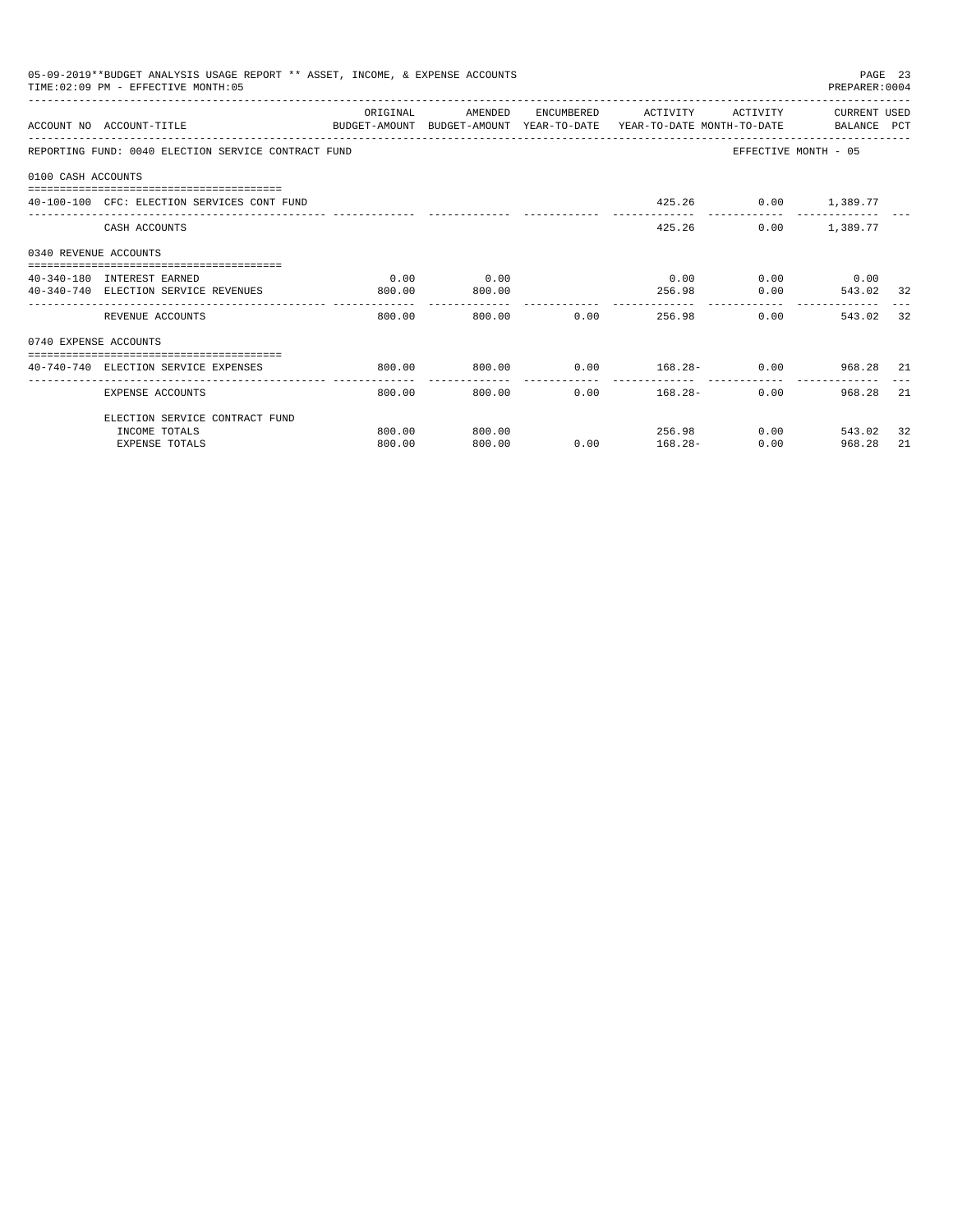05-09-2019**BUDGET ANALYSIS USAGE REPORT ** ASSET, INCOME, & EXPENSE ACCOUNTS

TIME:02:09 PM - EFFECTIVE MONTH:05

PREPARER:0004

| ACCOUNT NO | ACCOUNT-TITLE | ORIGINAL BUDGET-AMOUNT | AMENDED BUDGET-AMOUNT | ENCUMBERED YEAR-TO-DATE | ACTIVITY YEAR-TO-DATE | ACTIVITY MONTH-TO-DATE | CURRENT BALANCE | USED PCT |
|---|---|---|---|---|---|---|---|---|
| REPORTING FUND: 0040 ELECTION SERVICE CONTRACT FUND | | | | | | EFFECTIVE MONTH - 05 | | |
| 0100 CASH ACCOUNTS | | | | | | | | |
| 40-100-100 | CFC: ELECTION SERVICES CONT FUND | | | | 425.26 | 0.00 | 1,389.77 | |
| | CASH ACCOUNTS | | | | 425.26 | 0.00 | 1,389.77 | |
| 0340 REVENUE ACCOUNTS | | | | | | | | |
| 40-340-180 | INTEREST EARNED | 0.00 | 0.00 | | 0.00 | 0.00 | 0.00 | |
| 40-340-740 | ELECTION SERVICE REVENUES | 800.00 | 800.00 | | 256.98 | 0.00 | 543.02 | 32 |
| | REVENUE ACCOUNTS | 800.00 | 800.00 | 0.00 | 256.98 | 0.00 | 543.02 | 32 |
| 0740 EXPENSE ACCOUNTS | | | | | | | | |
| 40-740-740 | ELECTION SERVICE EXPENSES | 800.00 | 800.00 | 0.00 | 168.28- | 0.00 | 968.28 | 21 |
| | EXPENSE ACCOUNTS | 800.00 | 800.00 | 0.00 | 168.28- | 0.00 | 968.28 | 21 |
| | ELECTION SERVICE CONTRACT FUND | | | | | | | |
| | INCOME TOTALS | 800.00 | 800.00 | | 256.98 | 0.00 | 543.02 | 32 |
| | EXPENSE TOTALS | 800.00 | 800.00 | 0.00 | 168.28- | 0.00 | 968.28 | 21 |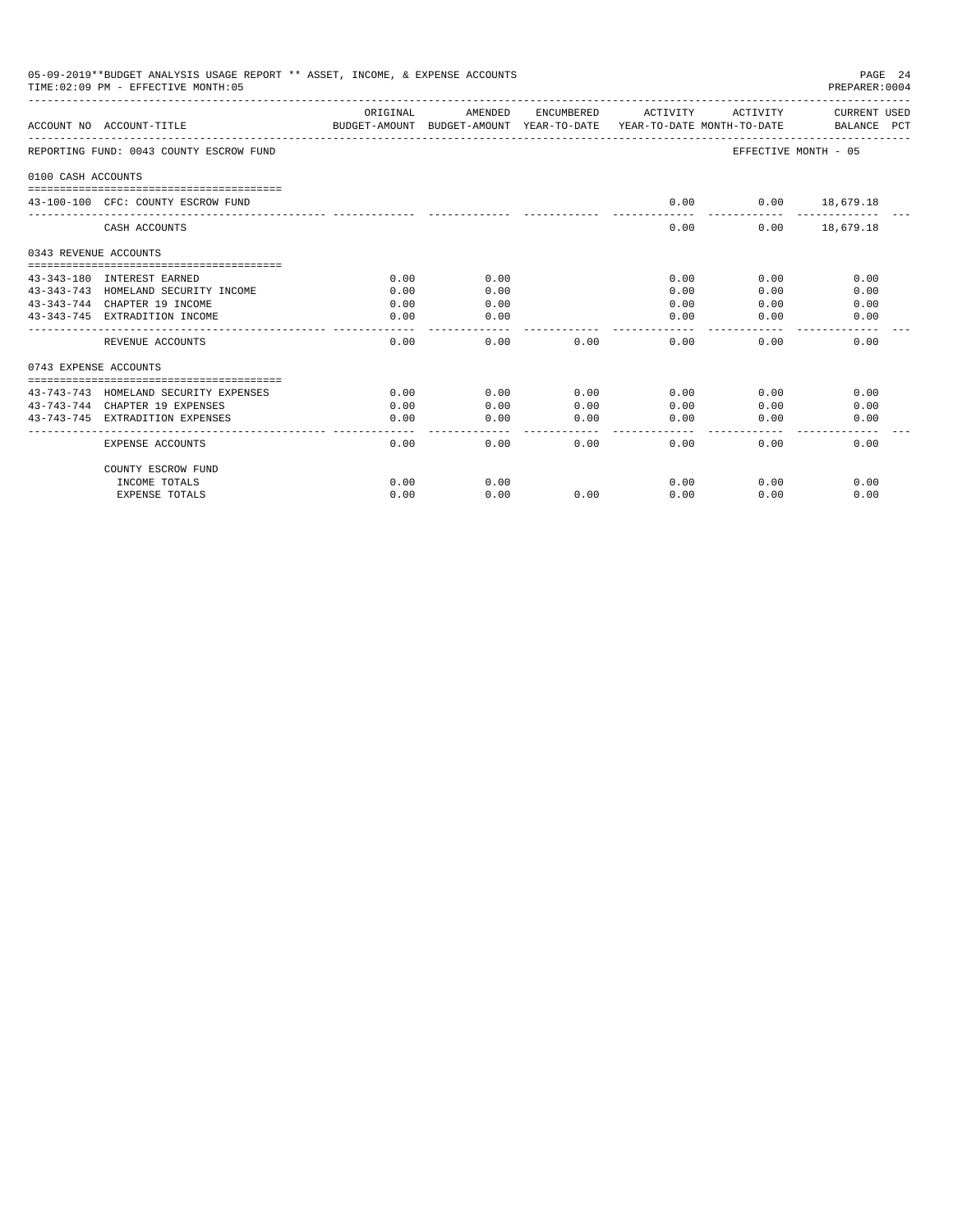05-09-2019**BUDGET ANALYSIS USAGE REPORT ** ASSET, INCOME, & EXPENSE ACCOUNTS
TIME:02:09 PM - EFFECTIVE MONTH:05

PREPARER:0004

| ACCOUNT NO | ACCOUNT-TITLE | ORIGINAL BUDGET-AMOUNT | AMENDED BUDGET-AMOUNT | ENCUMBERED YEAR-TO-DATE | ACTIVITY YEAR-TO-DATE | ACTIVITY MONTH-TO-DATE | CURRENT USED BALANCE | PCT |
|---|---|---|---|---|---|---|---|---|
| REPORTING FUND: 0043 COUNTY ESCROW FUND | | | | | | EFFECTIVE MONTH - 05 | | |
| 0100 CASH ACCOUNTS | | | | | | | | |
| 43-100-100 | CFC: COUNTY ESCROW FUND | | | | 0.00 | 0.00 | 18,679.18 | |
| | CASH ACCOUNTS | | | | 0.00 | 0.00 | 18,679.18 | |
| 0343 REVENUE ACCOUNTS | | | | | | | | |
| 43-343-180 | INTEREST EARNED | 0.00 | 0.00 | | 0.00 | 0.00 | 0.00 | |
| 43-343-743 | HOMELAND SECURITY INCOME | 0.00 | 0.00 | | 0.00 | 0.00 | 0.00 | |
| 43-343-744 | CHAPTER 19 INCOME | 0.00 | 0.00 | | 0.00 | 0.00 | 0.00 | |
| 43-343-745 | EXTRADITION INCOME | 0.00 | 0.00 | | 0.00 | 0.00 | 0.00 | |
| | REVENUE ACCOUNTS | 0.00 | 0.00 | 0.00 | 0.00 | 0.00 | 0.00 | |
| 0743 EXPENSE ACCOUNTS | | | | | | | | |
| 43-743-743 | HOMELAND SECURITY EXPENSES | 0.00 | 0.00 | 0.00 | 0.00 | 0.00 | 0.00 | |
| 43-743-744 | CHAPTER 19 EXPENSES | 0.00 | 0.00 | 0.00 | 0.00 | 0.00 | 0.00 | |
| 43-743-745 | EXTRADITION EXPENSES | 0.00 | 0.00 | 0.00 | 0.00 | 0.00 | 0.00 | |
| | EXPENSE ACCOUNTS | 0.00 | 0.00 | 0.00 | 0.00 | 0.00 | 0.00 | |
| | COUNTY ESCROW FUND | | | | | | | |
| | INCOME TOTALS | 0.00 | 0.00 | | 0.00 | 0.00 | 0.00 | |
| | EXPENSE TOTALS | 0.00 | 0.00 | 0.00 | 0.00 | 0.00 | 0.00 | |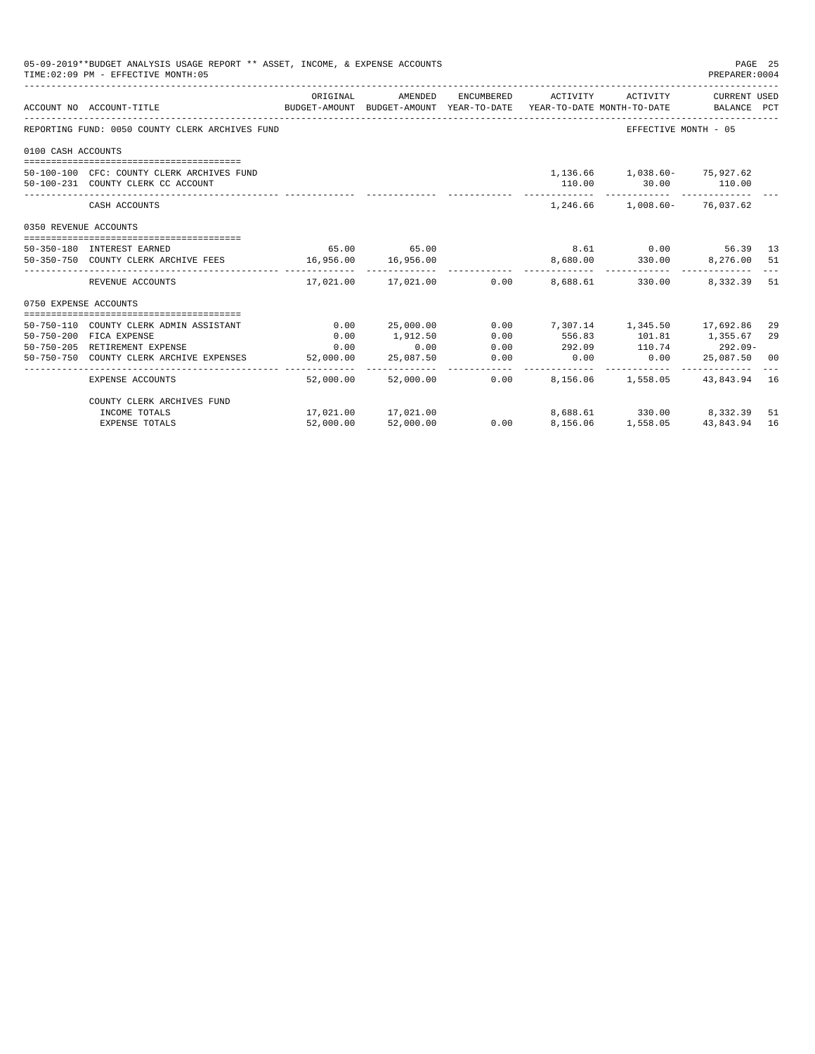05-09-2019**BUDGET ANALYSIS USAGE REPORT ** ASSET, INCOME, & EXPENSE ACCOUNTS

TIME:02:09 PM - EFFECTIVE MONTH:05

PREPARER:0004

| ACCOUNT NO | ACCOUNT-TITLE | ORIGINAL BUDGET-AMOUNT | AMENDED BUDGET-AMOUNT | ENCUMBERED YEAR-TO-DATE | ACTIVITY YEAR-TO-DATE | ACTIVITY MONTH-TO-DATE | CURRENT USED BALANCE | PCT |
|---|---|---|---|---|---|---|---|---|
| REPORTING FUND: 0050 COUNTY CLERK ARCHIVES FUND | | | | | | EFFECTIVE MONTH - 05 | | |
| 0100 CASH ACCOUNTS | | | | | | | | |
| 50-100-100 | CFC: COUNTY CLERK ARCHIVES FUND | | | | 1,136.66 | 1,038.60- | 75,927.62 | |
| 50-100-231 | COUNTY CLERK CC ACCOUNT | | | | 110.00 | 30.00 | 110.00 | |
| | CASH ACCOUNTS | | | | 1,246.66 | 1,008.60- | 76,037.62 | |
| 0350 REVENUE ACCOUNTS | | | | | | | | |
| 50-350-180 | INTEREST EARNED | 65.00 | 65.00 | | 8.61 | 0.00 | 56.39 | 13 |
| 50-350-750 | COUNTY CLERK ARCHIVE FEES | 16,956.00 | 16,956.00 | | 8,680.00 | 330.00 | 8,276.00 | 51 |
| | REVENUE ACCOUNTS | 17,021.00 | 17,021.00 | 0.00 | 8,688.61 | 330.00 | 8,332.39 | 51 |
| 0750 EXPENSE ACCOUNTS | | | | | | | | |
| 50-750-110 | COUNTY CLERK ADMIN ASSISTANT | 0.00 | 25,000.00 | 0.00 | 7,307.14 | 1,345.50 | 17,692.86 | 29 |
| 50-750-200 | FICA EXPENSE | 0.00 | 1,912.50 | 0.00 | 556.83 | 101.81 | 1,355.67 | 29 |
| 50-750-205 | RETIREMENT EXPENSE | 0.00 | 0.00 | 0.00 | 292.09 | 110.74 | 292.09- | |
| 50-750-750 | COUNTY CLERK ARCHIVE EXPENSES | 52,000.00 | 25,087.50 | 0.00 | 0.00 | 0.00 | 25,087.50 | 00 |
| | EXPENSE ACCOUNTS | 52,000.00 | 52,000.00 | 0.00 | 8,156.06 | 1,558.05 | 43,843.94 | 16 |
| | COUNTY CLERK ARCHIVES FUND | | | | | | | |
| | INCOME TOTALS | 17,021.00 | 17,021.00 | | 8,688.61 | 330.00 | 8,332.39 | 51 |
| | EXPENSE TOTALS | 52,000.00 | 52,000.00 | 0.00 | 8,156.06 | 1,558.05 | 43,843.94 | 16 |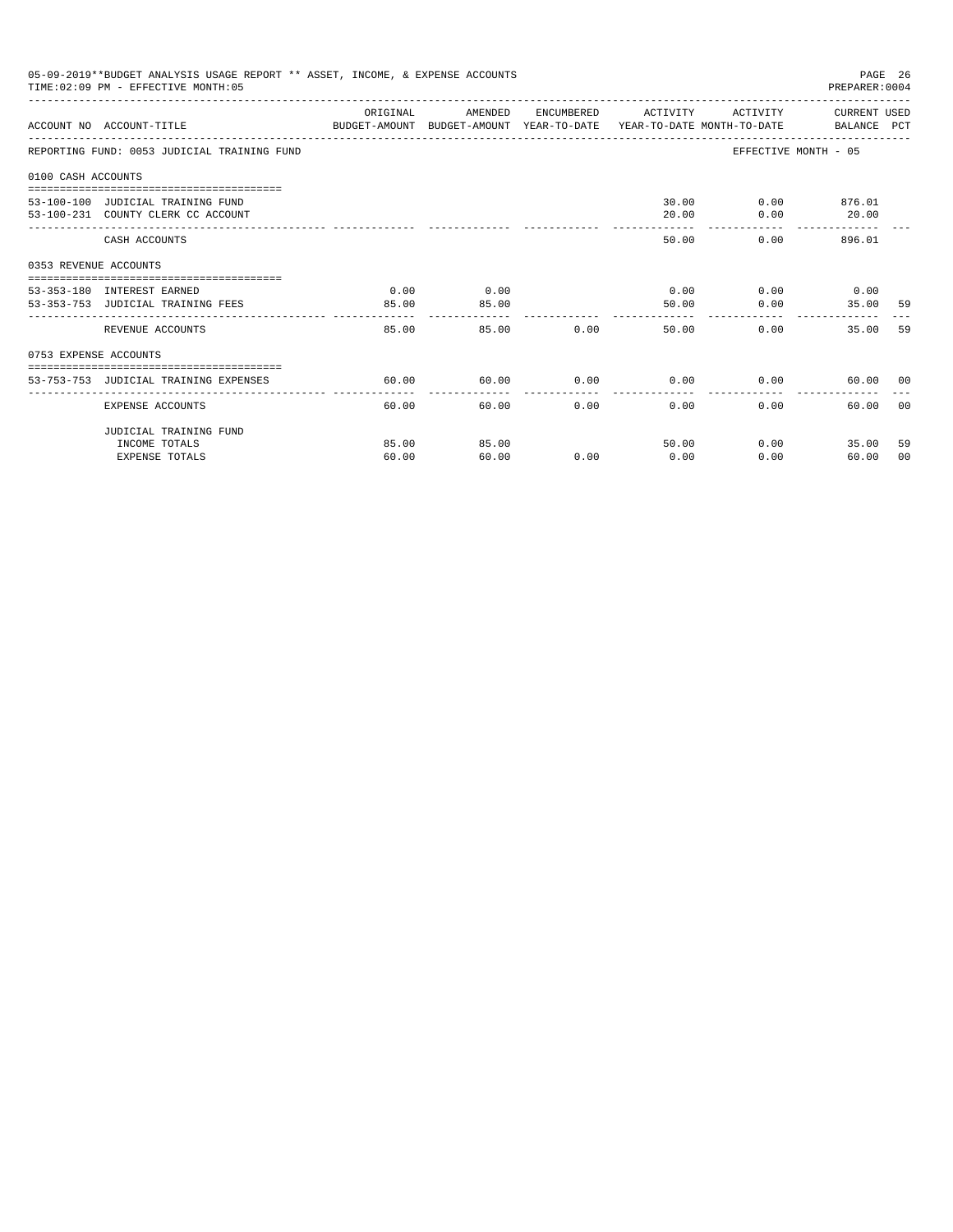05-09-2019**BUDGET ANALYSIS USAGE REPORT ** ASSET, INCOME, & EXPENSE ACCOUNTS
TIME:02:09 PM - EFFECTIVE MONTH:05

PREPARER:0004

| ACCOUNT NO | ACCOUNT-TITLE | ORIGINAL BUDGET-AMOUNT | AMENDED BUDGET-AMOUNT | ENCUMBERED YEAR-TO-DATE | ACTIVITY YEAR-TO-DATE | ACTIVITY MONTH-TO-DATE | CURRENT USED BALANCE | PCT |
|---|---|---|---|---|---|---|---|---|
| REPORTING FUND: 0053 JUDICIAL TRAINING FUND | | | | | | EFFECTIVE MONTH - 05 | | |
| 0100 CASH ACCOUNTS | | | | | | | | |
| 53-100-100 | JUDICIAL TRAINING FUND | | | | 30.00 | 0.00 | 876.01 | |
| 53-100-231 | COUNTY CLERK CC ACCOUNT | | | | 20.00 | 0.00 | 20.00 | |
| | CASH ACCOUNTS | | | | 50.00 | 0.00 | 896.01 | |
| 0353 REVENUE ACCOUNTS | | | | | | | | |
| 53-353-180 | INTEREST EARNED | 0.00 | 0.00 | | 0.00 | 0.00 | 0.00 | |
| 53-353-753 | JUDICIAL TRAINING FEES | 85.00 | 85.00 | | 50.00 | 0.00 | 35.00 | 59 |
| | REVENUE ACCOUNTS | 85.00 | 85.00 | 0.00 | 50.00 | 0.00 | 35.00 | 59 |
| 0753 EXPENSE ACCOUNTS | | | | | | | | |
| 53-753-753 | JUDICIAL TRAINING EXPENSES | 60.00 | 60.00 | 0.00 | 0.00 | 0.00 | 60.00 | 00 |
| | EXPENSE ACCOUNTS | 60.00 | 60.00 | 0.00 | 0.00 | 0.00 | 60.00 | 00 |
| | JUDICIAL TRAINING FUND | | | | | | | |
| | INCOME TOTALS | 85.00 | 85.00 | | 50.00 | 0.00 | 35.00 | 59 |
| | EXPENSE TOTALS | 60.00 | 60.00 | 0.00 | 0.00 | 0.00 | 60.00 | 00 |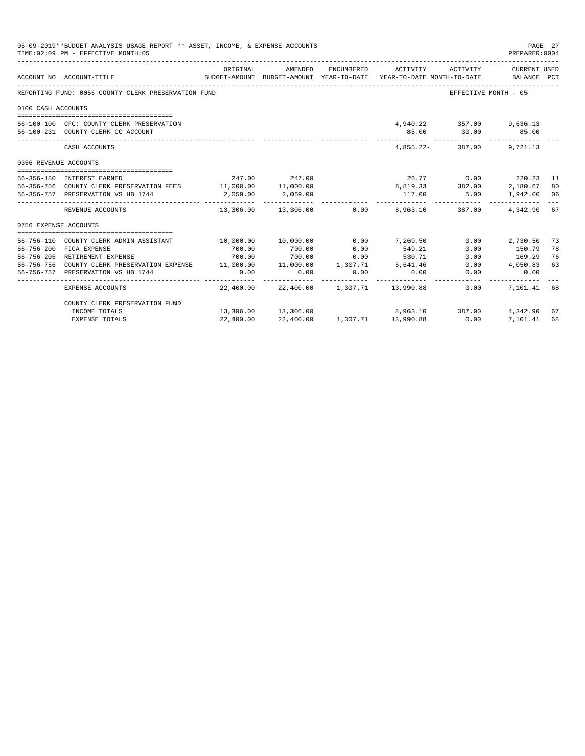05-09-2019**BUDGET ANALYSIS USAGE REPORT ** ASSET, INCOME, & EXPENSE ACCOUNTS
TIME:02:09 PM - EFFECTIVE MONTH:05

REPORTING FUND: 0056 COUNTY CLERK PRESERVATION FUND — EFFECTIVE MONTH - 05

| ACCOUNT NO | ACCOUNT-TITLE | ORIGINAL BUDGET-AMOUNT | AMENDED BUDGET-AMOUNT | ENCUMBERED YEAR-TO-DATE | ACTIVITY YEAR-TO-DATE | ACTIVITY MONTH-TO-DATE | CURRENT USED BALANCE | PCT |
|---|---|---|---|---|---|---|---|---|
| **0100 CASH ACCOUNTS** | | | | | | | | |
| 56-100-100 | CFC: COUNTY CLERK PRESERVATION | | | | 4,940.22- | 357.00 | 9,636.13 | |
| 56-100-231 | COUNTY CLERK CC ACCOUNT | | | | 85.00 | 30.00 | 85.00 | |
| | CASH ACCOUNTS | | | | 4,855.22- | 387.00 | 9,721.13 | |
| **0356 REVENUE ACCOUNTS** | | | | | | | | |
| 56-356-180 | INTEREST EARNED | 247.00 | 247.00 | | 26.77 | 0.00 | 220.23 | 11 |
| 56-356-756 | COUNTY CLERK PRESERVATION FEES | 11,000.00 | 11,000.00 | | 8,819.33 | 382.00 | 2,180.67 | 80 |
| 56-356-757 | PRESERVATION VS HB 1744 | 2,059.00 | 2,059.00 | | 117.00 | 5.00 | 1,942.00 | 06 |
| | REVENUE ACCOUNTS | 13,306.00 | 13,306.00 | 0.00 | 8,963.10 | 387.00 | 4,342.90 | 67 |
| **0756 EXPENSE ACCOUNTS** | | | | | | | | |
| 56-756-110 | COUNTY CLERK ADMIN ASSISTANT | 10,000.00 | 10,000.00 | 0.00 | 7,269.50 | 0.00 | 2,730.50 | 73 |
| 56-756-200 | FICA EXPENSE | 700.00 | 700.00 | 0.00 | 549.21 | 0.00 | 150.79 | 78 |
| 56-756-205 | RETIREMENT EXPENSE | 700.00 | 700.00 | 0.00 | 530.71 | 0.00 | 169.29 | 76 |
| 56-756-756 | COUNTY CLERK PRESERVATION EXPENSE | 11,000.00 | 11,000.00 | 1,307.71 | 5,641.46 | 0.00 | 4,050.83 | 63 |
| 56-756-757 | PRESERVATION VS HB 1744 | 0.00 | 0.00 | 0.00 | 0.00 | 0.00 | 0.00 | |
| | EXPENSE ACCOUNTS | 22,400.00 | 22,400.00 | 1,307.71 | 13,990.88 | 0.00 | 7,101.41 | 68 |
| | COUNTY CLERK PRESERVATION FUND | | | | | | | |
| | INCOME TOTALS | 13,306.00 | 13,306.00 | | 8,963.10 | 387.00 | 4,342.90 | 67 |
| | EXPENSE TOTALS | 22,400.00 | 22,400.00 | 1,307.71 | 13,990.88 | 0.00 | 7,101.41 | 68 |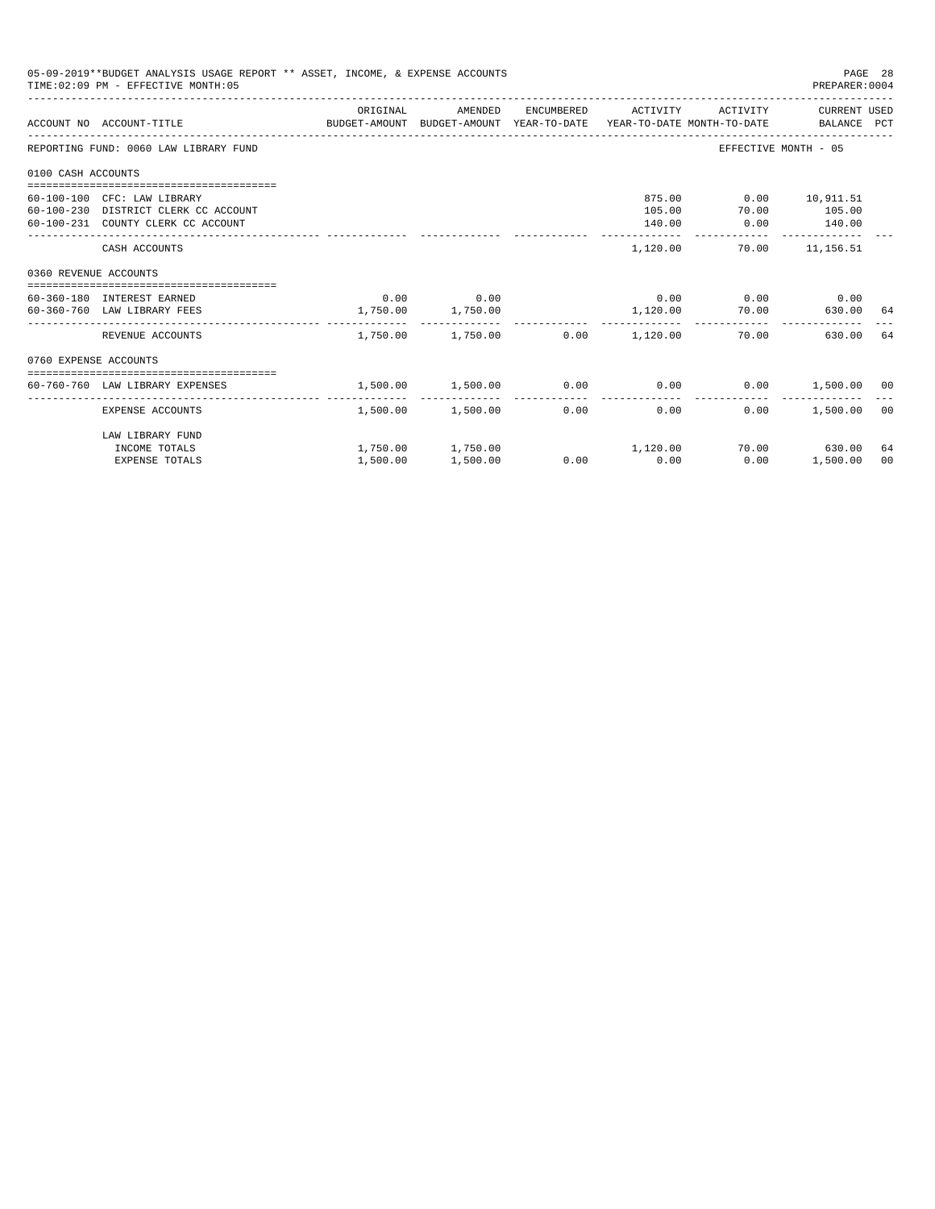05-09-2019**BUDGET ANALYSIS USAGE REPORT ** ASSET, INCOME, & EXPENSE ACCOUNTS
TIME:02:09 PM - EFFECTIVE MONTH:05

PREPARER:0004

| ACCOUNT NO | ACCOUNT-TITLE | ORIGINAL BUDGET-AMOUNT | AMENDED BUDGET-AMOUNT | ENCUMBERED YEAR-TO-DATE | ACTIVITY YEAR-TO-DATE | ACTIVITY MONTH-TO-DATE | CURRENT BALANCE | USED PCT |
|---|---|---|---|---|---|---|---|---|
| REPORTING FUND: 0060 LAW LIBRARY FUND | | | | | | EFFECTIVE MONTH - 05 | | |
| 0100 CASH ACCOUNTS | | | | | | | | |
| 60-100-100 | CFC: LAW LIBRARY | | | | 875.00 | 0.00 | 10,911.51 | |
| 60-100-230 | DISTRICT CLERK CC ACCOUNT | | | | 105.00 | 70.00 | 105.00 | |
| 60-100-231 | COUNTY CLERK CC ACCOUNT | | | | 140.00 | 0.00 | 140.00 | |
| | CASH ACCOUNTS | | | | 1,120.00 | 70.00 | 11,156.51 | |
| 0360 REVENUE ACCOUNTS | | | | | | | | |
| 60-360-180 | INTEREST EARNED | 0.00 | 0.00 | | 0.00 | 0.00 | 0.00 | |
| 60-360-760 | LAW LIBRARY FEES | 1,750.00 | 1,750.00 | | 1,120.00 | 70.00 | 630.00 | 64 |
| | REVENUE ACCOUNTS | 1,750.00 | 1,750.00 | 0.00 | 1,120.00 | 70.00 | 630.00 | 64 |
| 0760 EXPENSE ACCOUNTS | | | | | | | | |
| 60-760-760 | LAW LIBRARY EXPENSES | 1,500.00 | 1,500.00 | 0.00 | 0.00 | 0.00 | 1,500.00 | 00 |
| | EXPENSE ACCOUNTS | 1,500.00 | 1,500.00 | 0.00 | 0.00 | 0.00 | 1,500.00 | 00 |
| | LAW LIBRARY FUND | | | | | | | |
| | INCOME TOTALS | 1,750.00 | 1,750.00 | | 1,120.00 | 70.00 | 630.00 | 64 |
| | EXPENSE TOTALS | 1,500.00 | 1,500.00 | 0.00 | 0.00 | 0.00 | 1,500.00 | 00 |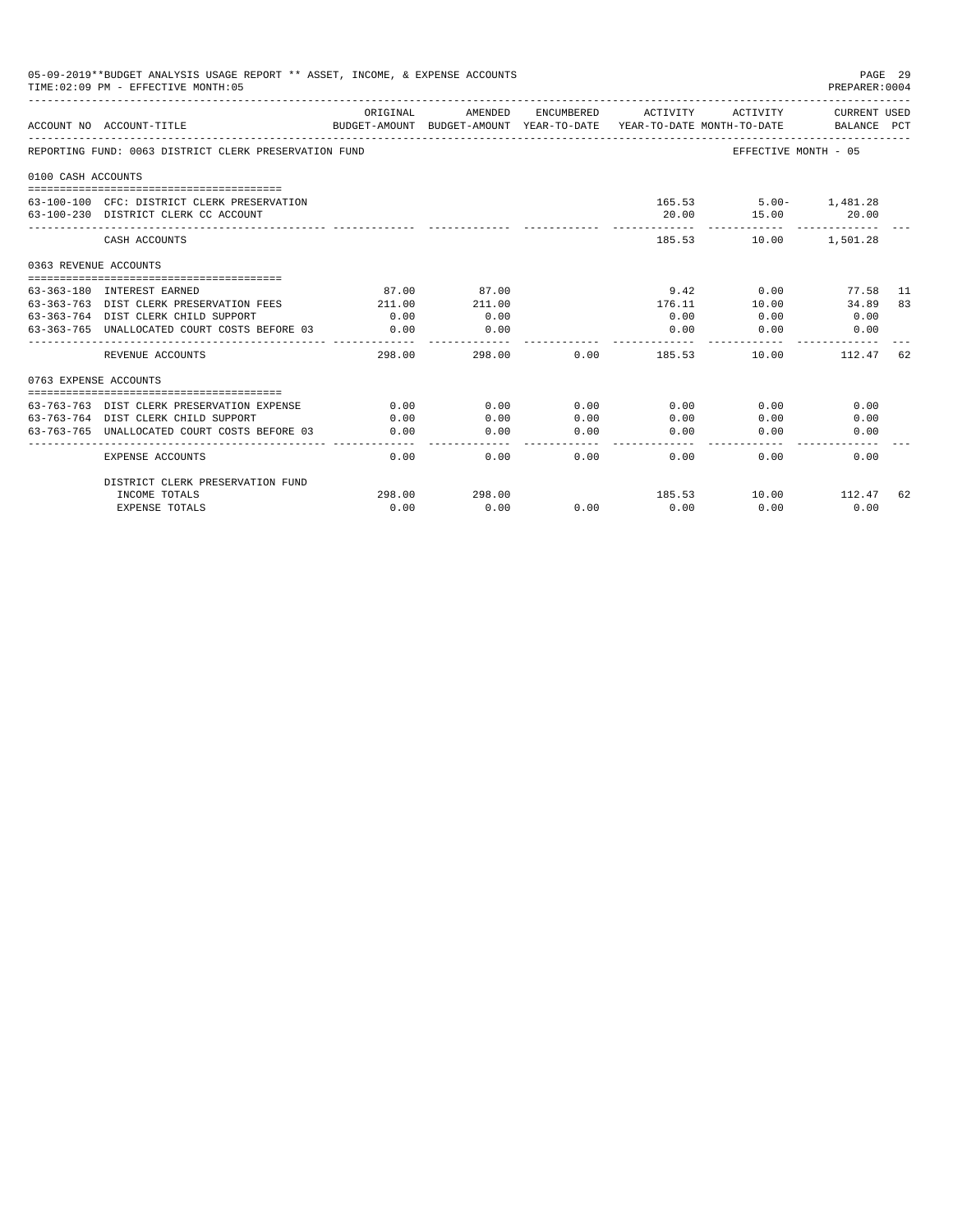05-09-2019**BUDGET ANALYSIS USAGE REPORT ** ASSET, INCOME, & EXPENSE ACCOUNTS
TIME:02:09 PM - EFFECTIVE MONTH:05

PREPARER:0004

| ACCOUNT NO | ACCOUNT-TITLE | ORIGINAL BUDGET-AMOUNT | AMENDED BUDGET-AMOUNT | ENCUMBERED YEAR-TO-DATE | ACTIVITY YEAR-TO-DATE | ACTIVITY MONTH-TO-DATE | CURRENT USED BALANCE | PCT |
|---|---|---|---|---|---|---|---|---|
| REPORTING FUND: 0063 DISTRICT CLERK PRESERVATION FUND | | | | | | EFFECTIVE MONTH - 05 | | |
| 0100 CASH ACCOUNTS | | | | | | | | |
| 63-100-100 | CFC: DISTRICT CLERK PRESERVATION | | | | 165.53 | 5.00- | 1,481.28 | |
| 63-100-230 | DISTRICT CLERK CC ACCOUNT | | | | 20.00 | 15.00 | 20.00 | |
| | CASH ACCOUNTS | | | | 185.53 | 10.00 | 1,501.28 | |
| 0363 REVENUE ACCOUNTS | | | | | | | | |
| 63-363-180 | INTEREST EARNED | 87.00 | 87.00 | | 9.42 | 0.00 | 77.58 | 11 |
| 63-363-763 | DIST CLERK PRESERVATION FEES | 211.00 | 211.00 | | 176.11 | 10.00 | 34.89 | 83 |
| 63-363-764 | DIST CLERK CHILD SUPPORT | 0.00 | 0.00 | | 0.00 | 0.00 | 0.00 | |
| 63-363-765 | UNALLOCATED COURT COSTS BEFORE 03 | 0.00 | 0.00 | | 0.00 | 0.00 | 0.00 | |
| | REVENUE ACCOUNTS | 298.00 | 298.00 | 0.00 | 185.53 | 10.00 | 112.47 | 62 |
| 0763 EXPENSE ACCOUNTS | | | | | | | | |
| 63-763-763 | DIST CLERK PRESERVATION EXPENSE | 0.00 | 0.00 | 0.00 | 0.00 | 0.00 | 0.00 | |
| 63-763-764 | DIST CLERK CHILD SUPPORT | 0.00 | 0.00 | 0.00 | 0.00 | 0.00 | 0.00 | |
| 63-763-765 | UNALLOCATED COURT COSTS BEFORE 03 | 0.00 | 0.00 | 0.00 | 0.00 | 0.00 | 0.00 | |
| | EXPENSE ACCOUNTS | 0.00 | 0.00 | 0.00 | 0.00 | 0.00 | 0.00 | |
| | DISTRICT CLERK PRESERVATION FUND | | | | | | | |
| | INCOME TOTALS | 298.00 | 298.00 | | 185.53 | 10.00 | 112.47 | 62 |
| | EXPENSE TOTALS | 0.00 | 0.00 | 0.00 | 0.00 | 0.00 | 0.00 | |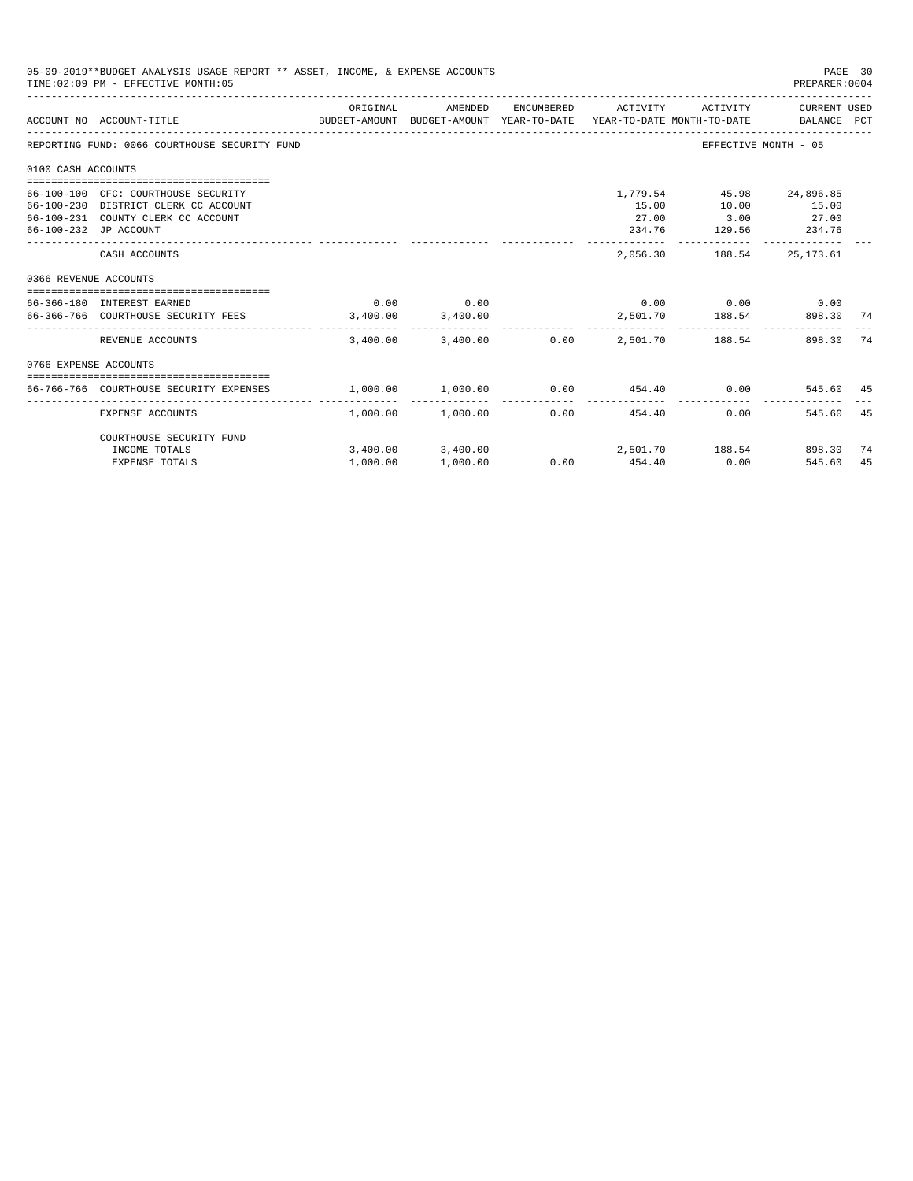05-09-2019**BUDGET ANALYSIS USAGE REPORT ** ASSET, INCOME, & EXPENSE ACCOUNTS

TIME:02:09 PM - EFFECTIVE MONTH:05

PREPARER:0004

| ACCOUNT NO | ACCOUNT-TITLE | ORIGINAL BUDGET-AMOUNT | AMENDED BUDGET-AMOUNT | ENCUMBERED YEAR-TO-DATE | ACTIVITY YEAR-TO-DATE | ACTIVITY MONTH-TO-DATE | CURRENT USED BALANCE | PCT |
|---|---|---|---|---|---|---|---|---|
| REPORTING FUND: 0066 COURTHOUSE SECURITY FUND | | | | | | | EFFECTIVE MONTH - 05 | |
| 0100 CASH ACCOUNTS | | | | | | | | |
| 66-100-100 | CFC: COURTHOUSE SECURITY | | | | 1,779.54 | 45.98 | 24,896.85 | |
| 66-100-230 | DISTRICT CLERK CC ACCOUNT | | | | 15.00 | 10.00 | 15.00 | |
| 66-100-231 | COUNTY CLERK CC ACCOUNT | | | | 27.00 | 3.00 | 27.00 | |
| 66-100-232 | JP ACCOUNT | | | | 234.76 | 129.56 | 234.76 | |
| | CASH ACCOUNTS | | | | 2,056.30 | 188.54 | 25,173.61 | |
| 0366 REVENUE ACCOUNTS | | | | | | | | |
| 66-366-180 | INTEREST EARNED | 0.00 | 0.00 | | 0.00 | 0.00 | 0.00 | |
| 66-366-766 | COURTHOUSE SECURITY FEES | 3,400.00 | 3,400.00 | | 2,501.70 | 188.54 | 898.30 | 74 |
| | REVENUE ACCOUNTS | 3,400.00 | 3,400.00 | 0.00 | 2,501.70 | 188.54 | 898.30 | 74 |
| 0766 EXPENSE ACCOUNTS | | | | | | | | |
| 66-766-766 | COURTHOUSE SECURITY EXPENSES | 1,000.00 | 1,000.00 | 0.00 | 454.40 | 0.00 | 545.60 | 45 |
| | EXPENSE ACCOUNTS | 1,000.00 | 1,000.00 | 0.00 | 454.40 | 0.00 | 545.60 | 45 |
| | COURTHOUSE SECURITY FUND | | | | | | | |
| | INCOME TOTALS | 3,400.00 | 3,400.00 | | 2,501.70 | 188.54 | 898.30 | 74 |
| | EXPENSE TOTALS | 1,000.00 | 1,000.00 | 0.00 | 454.40 | 0.00 | 545.60 | 45 |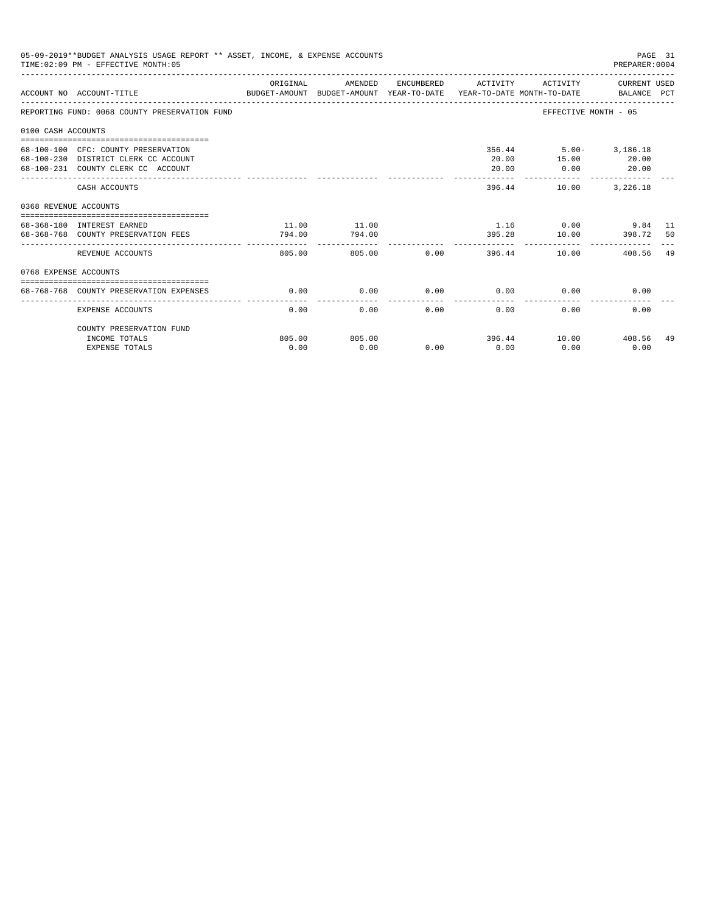05-09-2019**BUDGET ANALYSIS USAGE REPORT ** ASSET, INCOME, & EXPENSE ACCOUNTS

TIME:02:09 PM - EFFECTIVE MONTH:05

PREPARER:0004

| ACCOUNT NO | ACCOUNT-TITLE | ORIGINAL BUDGET-AMOUNT | AMENDED BUDGET-AMOUNT | ENCUMBERED YEAR-TO-DATE | ACTIVITY YEAR-TO-DATE | ACTIVITY MONTH-TO-DATE | CURRENT USED BALANCE | PCT |
|---|---|---|---|---|---|---|---|---|
| REPORTING FUND: 0068 COUNTY PRESERVATION FUND | | | | | | EFFECTIVE MONTH - 05 | | |
| 0100 CASH ACCOUNTS | | | | | | | | |
| 68-100-100 | CFC: COUNTY PRESERVATION | | | | 356.44 | 5.00- | 3,186.18 | |
| 68-100-230 | DISTRICT CLERK CC ACCOUNT | | | | 20.00 | 15.00 | 20.00 | |
| 68-100-231 | COUNTY CLERK CC ACCOUNT | | | | 20.00 | 0.00 | 20.00 | |
| | CASH ACCOUNTS | | | | 396.44 | 10.00 | 3,226.18 | |
| 0368 REVENUE ACCOUNTS | | | | | | | | |
| 68-368-180 | INTEREST EARNED | 11.00 | 11.00 | | 1.16 | 0.00 | 9.84 | 11 |
| 68-368-768 | COUNTY PRESERVATION FEES | 794.00 | 794.00 | | 395.28 | 10.00 | 398.72 | 50 |
| | REVENUE ACCOUNTS | 805.00 | 805.00 | 0.00 | 396.44 | 10.00 | 408.56 | 49 |
| 0768 EXPENSE ACCOUNTS | | | | | | | | |
| 68-768-768 | COUNTY PRESERVATION EXPENSES | 0.00 | 0.00 | 0.00 | 0.00 | 0.00 | 0.00 | |
| | EXPENSE ACCOUNTS | 0.00 | 0.00 | 0.00 | 0.00 | 0.00 | 0.00 | |
| | COUNTY PRESERVATION FUND | | | | | | | |
| | INCOME TOTALS | 805.00 | 805.00 | | 396.44 | 10.00 | 408.56 | 49 |
| | EXPENSE TOTALS | 0.00 | 0.00 | 0.00 | 0.00 | 0.00 | 0.00 | |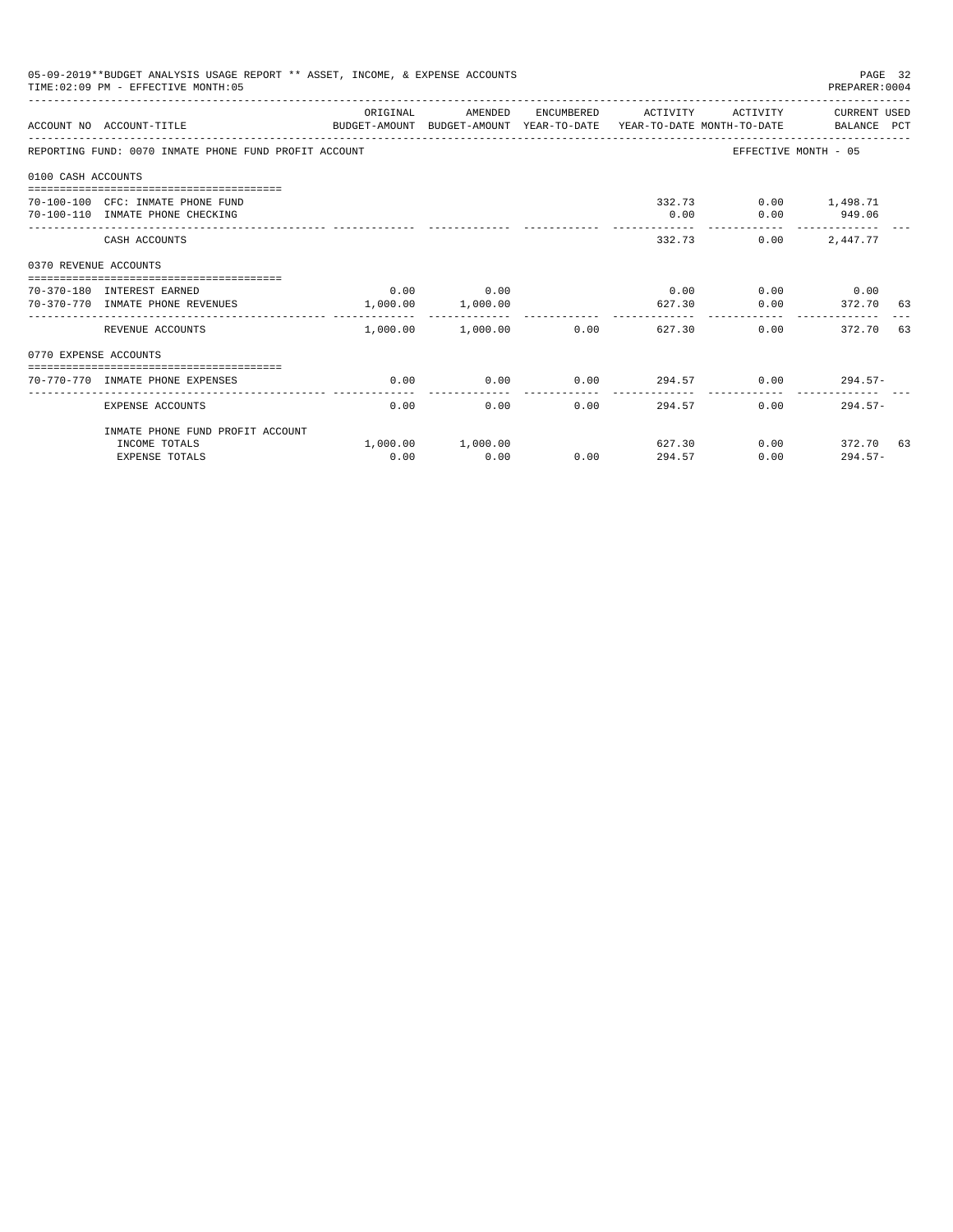05-09-2019**BUDGET ANALYSIS USAGE REPORT ** ASSET, INCOME, & EXPENSE ACCOUNTS
TIME:02:09 PM - EFFECTIVE MONTH:05

PREPARER:0004

| ACCOUNT NO | ACCOUNT-TITLE | ORIGINAL BUDGET-AMOUNT | AMENDED BUDGET-AMOUNT | ENCUMBERED YEAR-TO-DATE | ACTIVITY YEAR-TO-DATE | ACTIVITY MONTH-TO-DATE | CURRENT USED BALANCE | PCT |
|---|---|---|---|---|---|---|---|---|
| REPORTING FUND: 0070 INMATE PHONE FUND PROFIT ACCOUNT | | | | | | EFFECTIVE MONTH - 05 | | |
| 0100 CASH ACCOUNTS | | | | | | | | |
| 70-100-100 | CFC: INMATE PHONE FUND | | | | 332.73 | 0.00 | 1,498.71 | |
| 70-100-110 | INMATE PHONE CHECKING | | | | 0.00 | 0.00 | 949.06 | |
| | CASH ACCOUNTS | | | | 332.73 | 0.00 | 2,447.77 | |
| 0370 REVENUE ACCOUNTS | | | | | | | | |
| 70-370-180 | INTEREST EARNED | 0.00 | 0.00 | | 0.00 | 0.00 | 0.00 | |
| 70-370-770 | INMATE PHONE REVENUES | 1,000.00 | 1,000.00 | | 627.30 | 0.00 | 372.70 | 63 |
| | REVENUE ACCOUNTS | 1,000.00 | 1,000.00 | 0.00 | 627.30 | 0.00 | 372.70 | 63 |
| 0770 EXPENSE ACCOUNTS | | | | | | | | |
| 70-770-770 | INMATE PHONE EXPENSES | 0.00 | 0.00 | 0.00 | 294.57 | 0.00 | 294.57- | |
| | EXPENSE ACCOUNTS | 0.00 | 0.00 | 0.00 | 294.57 | 0.00 | 294.57- | |
| | INMATE PHONE FUND PROFIT ACCOUNT | | | | | | | |
| | INCOME TOTALS | 1,000.00 | 1,000.00 | | 627.30 | 0.00 | 372.70 | 63 |
| | EXPENSE TOTALS | 0.00 | 0.00 | 0.00 | 294.57 | 0.00 | 294.57- | |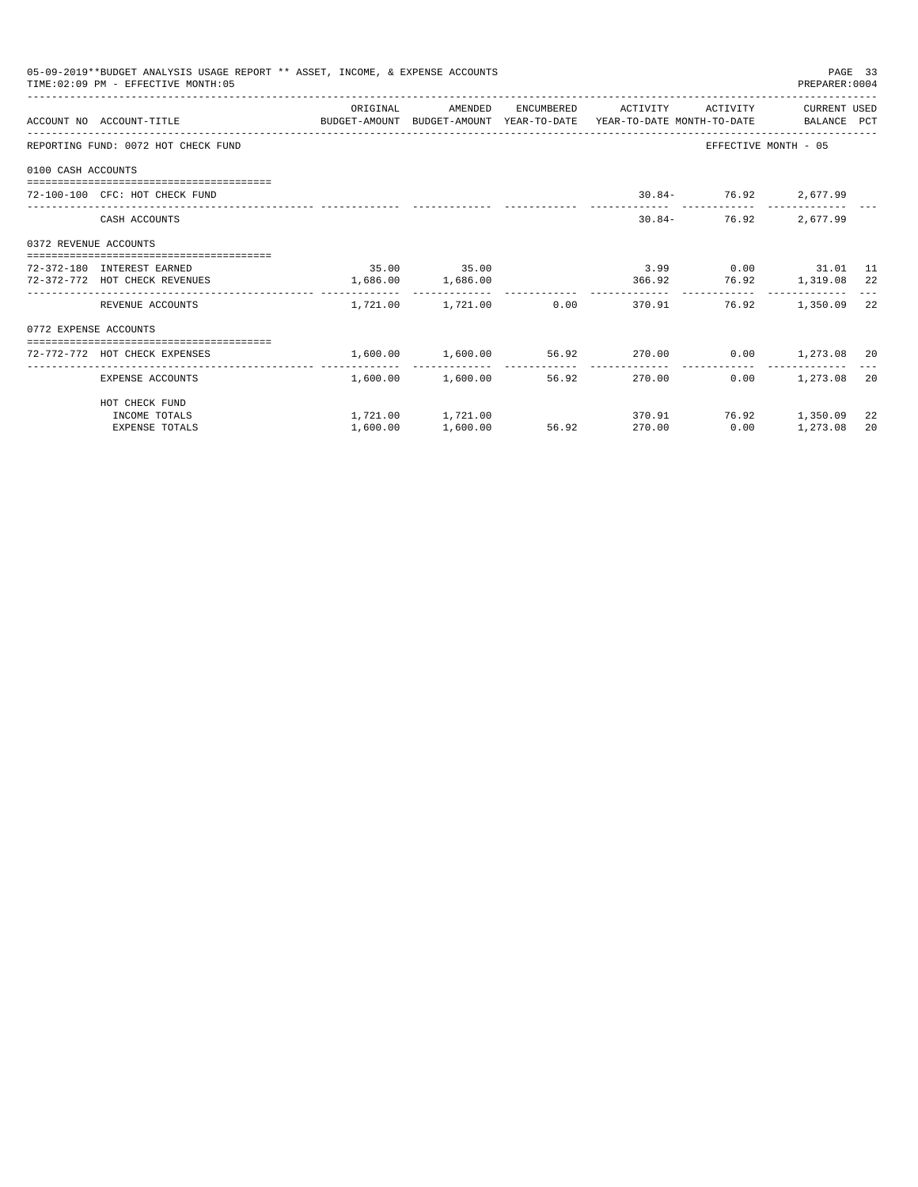05-09-2019**BUDGET ANALYSIS USAGE REPORT ** ASSET, INCOME, & EXPENSE ACCOUNTS

TIME:02:09 PM - EFFECTIVE MONTH:05

PREPARER:0004

| ACCOUNT NO ACCOUNT-TITLE | ORIGINAL BUDGET-AMOUNT | AMENDED BUDGET-AMOUNT | ENCUMBERED YEAR-TO-DATE | ACTIVITY YEAR-TO-DATE | ACTIVITY MONTH-TO-DATE | CURRENT USED BALANCE | PCT |
|---|---|---|---|---|---|---|---|
| REPORTING FUND: 0072 HOT CHECK FUND | | | | | EFFECTIVE MONTH - 05 | | |
| 0100 CASH ACCOUNTS | | | | | | | |
| 72-100-100 CFC: HOT CHECK FUND | | | | 30.84- | 76.92 | 2,677.99 | |
| CASH ACCOUNTS | | | | 30.84- | 76.92 | 2,677.99 | |
| 0372 REVENUE ACCOUNTS | | | | | | | |
| 72-372-180 INTEREST EARNED | 35.00 | 35.00 | | 3.99 | 0.00 | 31.01 | 11 |
| 72-372-772 HOT CHECK REVENUES | 1,686.00 | 1,686.00 | | 366.92 | 76.92 | 1,319.08 | 22 |
| REVENUE ACCOUNTS | 1,721.00 | 1,721.00 | 0.00 | 370.91 | 76.92 | 1,350.09 | 22 |
| 0772 EXPENSE ACCOUNTS | | | | | | | |
| 72-772-772 HOT CHECK EXPENSES | 1,600.00 | 1,600.00 | 56.92 | 270.00 | 0.00 | 1,273.08 | 20 |
| EXPENSE ACCOUNTS | 1,600.00 | 1,600.00 | 56.92 | 270.00 | 0.00 | 1,273.08 | 20 |
| HOT CHECK FUND | | | | | | | |
| INCOME TOTALS | 1,721.00 | 1,721.00 | | 370.91 | 76.92 | 1,350.09 | 22 |
| EXPENSE TOTALS | 1,600.00 | 1,600.00 | 56.92 | 270.00 | 0.00 | 1,273.08 | 20 |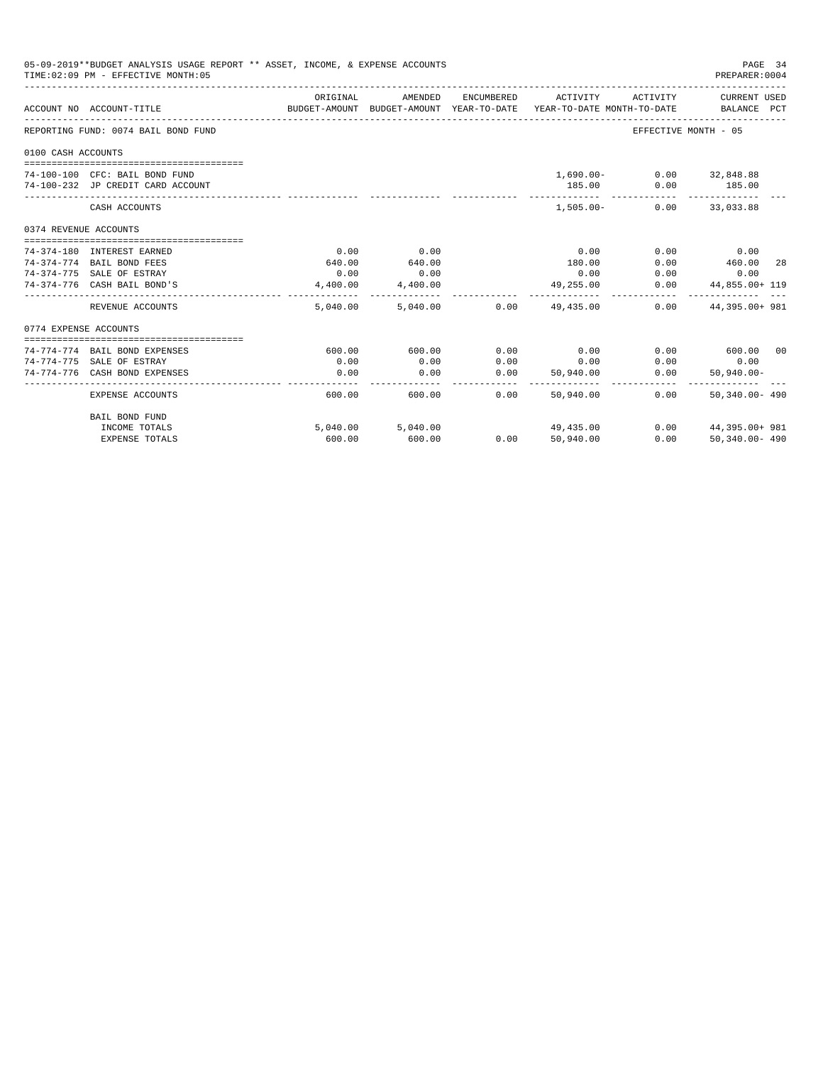05-09-2019**BUDGET ANALYSIS USAGE REPORT ** ASSET, INCOME, & EXPENSE ACCOUNTS

TIME:02:09 PM - EFFECTIVE MONTH:05

PREPARER:0004

| ACCOUNT NO | ACCOUNT-TITLE | ORIGINAL BUDGET-AMOUNT | AMENDED BUDGET-AMOUNT | ENCUMBERED YEAR-TO-DATE | ACTIVITY YEAR-TO-DATE | ACTIVITY MONTH-TO-DATE | CURRENT USED BALANCE | PCT |
|---|---|---|---|---|---|---|---|---|
| REPORTING FUND: 0074 BAIL BOND FUND | | | | | | | EFFECTIVE MONTH - 05 | |
| 0100 CASH ACCOUNTS | | | | | | | | |
| 74-100-100 | CFC: BAIL BOND FUND | | | | 1,690.00- | 0.00 | 32,848.88 | |
| 74-100-232 | JP CREDIT CARD ACCOUNT | | | | 185.00 | 0.00 | 185.00 | |
| | CASH ACCOUNTS | | | | 1,505.00- | 0.00 | 33,033.88 | |
| 0374 REVENUE ACCOUNTS | | | | | | | | |
| 74-374-180 | INTEREST EARNED | 0.00 | 0.00 | | 0.00 | 0.00 | 0.00 | |
| 74-374-774 | BAIL BOND FEES | 640.00 | 640.00 | | 180.00 | 0.00 | 460.00 | 28 |
| 74-374-775 | SALE OF ESTRAY | 0.00 | 0.00 | | 0.00 | 0.00 | 0.00 | |
| 74-374-776 | CASH BAIL BOND'S | 4,400.00 | 4,400.00 | | 49,255.00 | 0.00 | 44,855.00+ | 119 |
| | REVENUE ACCOUNTS | 5,040.00 | 5,040.00 | 0.00 | 49,435.00 | 0.00 | 44,395.00+ | 981 |
| 0774 EXPENSE ACCOUNTS | | | | | | | | |
| 74-774-774 | BAIL BOND EXPENSES | 600.00 | 600.00 | 0.00 | 0.00 | 0.00 | 600.00 | 00 |
| 74-774-775 | SALE OF ESTRAY | 0.00 | 0.00 | 0.00 | 0.00 | 0.00 | 0.00 | |
| 74-774-776 | CASH BOND EXPENSES | 0.00 | 0.00 | 0.00 | 50,940.00 | 0.00 | 50,940.00- | |
| | EXPENSE ACCOUNTS | 600.00 | 600.00 | 0.00 | 50,940.00 | 0.00 | 50,340.00- | 490 |
| | BAIL BOND FUND | | | | | | | |
| | INCOME TOTALS | 5,040.00 | 5,040.00 | | 49,435.00 | 0.00 | 44,395.00+ | 981 |
| | EXPENSE TOTALS | 600.00 | 600.00 | 0.00 | 50,940.00 | 0.00 | 50,340.00- | 490 |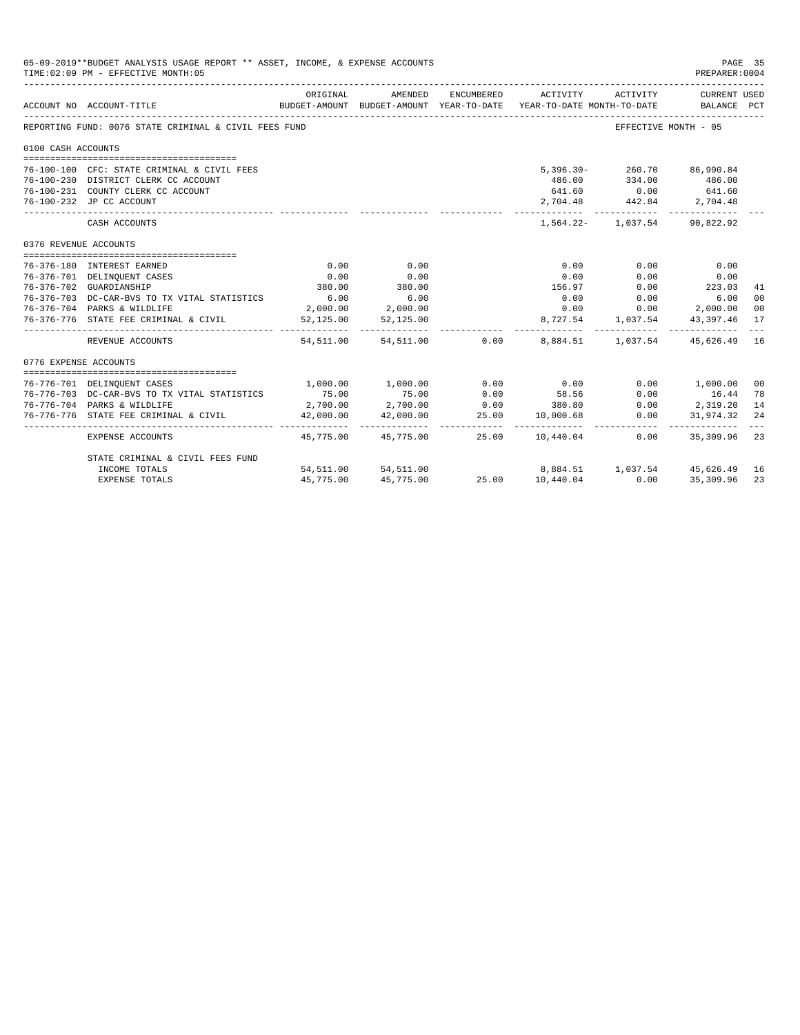05-09-2019**BUDGET ANALYSIS USAGE REPORT ** ASSET, INCOME, & EXPENSE ACCOUNTS
TIME:02:09 PM - EFFECTIVE MONTH:05
PREPARER:0004

| ACCOUNT NO | ACCOUNT-TITLE | ORIGINAL BUDGET-AMOUNT | AMENDED BUDGET-AMOUNT | ENCUMBERED YEAR-TO-DATE | ACTIVITY YEAR-TO-DATE | ACTIVITY MONTH-TO-DATE | CURRENT USED BALANCE | PCT |
|---|---|---|---|---|---|---|---|---|
| REPORTING FUND: 0076 STATE CRIMINAL & CIVIL FEES FUND | | | | | | | EFFECTIVE MONTH - 05 | |
| 0100 CASH ACCOUNTS | | | | | | | | |
| 76-100-100 | CFC: STATE CRIMINAL & CIVIL FEES | | | | 5,396.30- | 260.70 | 86,990.84 | |
| 76-100-230 | DISTRICT CLERK CC ACCOUNT | | | | 486.00 | 334.00 | 486.00 | |
| 76-100-231 | COUNTY CLERK CC ACCOUNT | | | | 641.60 | 0.00 | 641.60 | |
| 76-100-232 | JP CC ACCOUNT | | | | 2,704.48 | 442.84 | 2,704.48 | |
| | CASH ACCOUNTS | | | | 1,564.22- | 1,037.54 | 90,822.92 | |
| 0376 REVENUE ACCOUNTS | | | | | | | | |
| 76-376-180 | INTEREST EARNED | 0.00 | 0.00 | | 0.00 | 0.00 | 0.00 | |
| 76-376-701 | DELINQUENT CASES | 0.00 | 0.00 | | 0.00 | 0.00 | 0.00 | |
| 76-376-702 | GUARDIANSHIP | 380.00 | 380.00 | | 156.97 | 0.00 | 223.03 | 41 |
| 76-376-703 | DC-CAR-BVS TO TX VITAL STATISTICS | 6.00 | 6.00 | | 0.00 | 0.00 | 6.00 | 00 |
| 76-376-704 | PARKS & WILDLIFE | 2,000.00 | 2,000.00 | | 0.00 | 0.00 | 2,000.00 | 00 |
| 76-376-776 | STATE FEE CRIMINAL & CIVIL | 52,125.00 | 52,125.00 | | 8,727.54 | 1,037.54 | 43,397.46 | 17 |
| | REVENUE ACCOUNTS | 54,511.00 | 54,511.00 | 0.00 | 8,884.51 | 1,037.54 | 45,626.49 | 16 |
| 0776 EXPENSE ACCOUNTS | | | | | | | | |
| 76-776-701 | DELINQUENT CASES | 1,000.00 | 1,000.00 | 0.00 | 0.00 | 0.00 | 1,000.00 | 00 |
| 76-776-703 | DC-CAR-BVS TO TX VITAL STATISTICS | 75.00 | 75.00 | 0.00 | 58.56 | 0.00 | 16.44 | 78 |
| 76-776-704 | PARKS & WILDLIFE | 2,700.00 | 2,700.00 | 0.00 | 380.80 | 0.00 | 2,319.20 | 14 |
| 76-776-776 | STATE FEE CRIMINAL & CIVIL | 42,000.00 | 42,000.00 | 25.00 | 10,000.68 | 0.00 | 31,974.32 | 24 |
| | EXPENSE ACCOUNTS | 45,775.00 | 45,775.00 | 25.00 | 10,440.04 | 0.00 | 35,309.96 | 23 |
| | STATE CRIMINAL & CIVIL FEES FUND | | | | | | | |
| | INCOME TOTALS | 54,511.00 | 54,511.00 | | 8,884.51 | 1,037.54 | 45,626.49 | 16 |
| | EXPENSE TOTALS | 45,775.00 | 45,775.00 | 25.00 | 10,440.04 | 0.00 | 35,309.96 | 23 |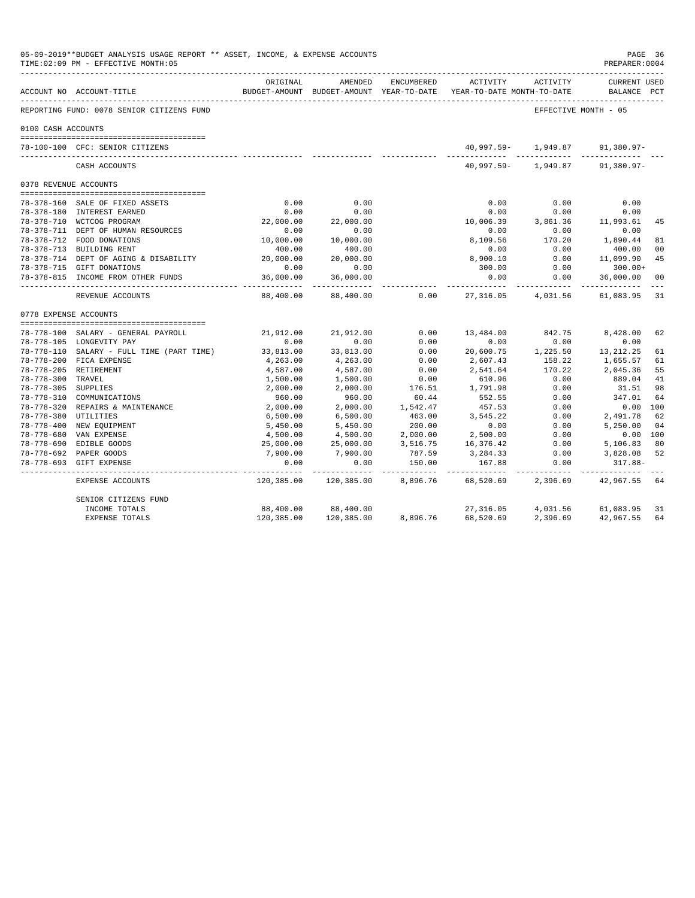05-09-2019**BUDGET ANALYSIS USAGE REPORT ** ASSET, INCOME, & EXPENSE ACCOUNTS

TIME:02:09 PM - EFFECTIVE MONTH:05

PREPARER:0004

| ACCOUNT NO | ACCOUNT-TITLE | ORIGINAL BUDGET-AMOUNT | AMENDED BUDGET-AMOUNT | ENCUMBERED YEAR-TO-DATE | ACTIVITY YEAR-TO-DATE | ACTIVITY MONTH-TO-DATE | CURRENT USED BALANCE | PCT |
|---|---|---|---|---|---|---|---|---|
| REPORTING FUND: 0078 SENIOR CITIZENS FUND | | | | | | | EFFECTIVE MONTH - 05 | |
| 0100 CASH ACCOUNTS | | | | | | | | |
| 78-100-100 | CFC: SENIOR CITIZENS | | | | 40,997.59- | 1,949.87 | 91,380.97- | |
| | CASH ACCOUNTS | | | | 40,997.59- | 1,949.87 | 91,380.97- | |
| 0378 REVENUE ACCOUNTS | | | | | | | | |
| 78-378-160 | SALE OF FIXED ASSETS | 0.00 | 0.00 | | 0.00 | 0.00 | 0.00 | |
| 78-378-180 | INTEREST EARNED | 0.00 | 0.00 | | 0.00 | 0.00 | 0.00 | |
| 78-378-710 | WCTCOG PROGRAM | 22,000.00 | 22,000.00 | | 10,006.39 | 3,861.36 | 11,993.61 | 45 |
| 78-378-711 | DEPT OF HUMAN RESOURCES | 0.00 | 0.00 | | 0.00 | 0.00 | 0.00 | |
| 78-378-712 | FOOD DONATIONS | 10,000.00 | 10,000.00 | | 8,109.56 | 170.20 | 1,890.44 | 81 |
| 78-378-713 | BUILDING RENT | 400.00 | 400.00 | | 0.00 | 0.00 | 400.00 | 00 |
| 78-378-714 | DEPT OF AGING & DISABILITY | 20,000.00 | 20,000.00 | | 8,900.10 | 0.00 | 11,099.90 | 45 |
| 78-378-715 | GIFT DONATIONS | 0.00 | 0.00 | | 300.00 | 0.00 | 300.00+ | |
| 78-378-815 | INCOME FROM OTHER FUNDS | 36,000.00 | 36,000.00 | | 0.00 | 0.00 | 36,000.00 | 00 |
| | REVENUE ACCOUNTS | 88,400.00 | 88,400.00 | 0.00 | 27,316.05 | 4,031.56 | 61,083.95 | 31 |
| 0778 EXPENSE ACCOUNTS | | | | | | | | |
| 78-778-100 | SALARY - GENERAL PAYROLL | 21,912.00 | 21,912.00 | 0.00 | 13,484.00 | 842.75 | 8,428.00 | 62 |
| 78-778-105 | LONGEVITY PAY | 0.00 | 0.00 | 0.00 | 0.00 | 0.00 | 0.00 | |
| 78-778-110 | SALARY - FULL TIME (PART TIME) | 33,813.00 | 33,813.00 | 0.00 | 20,600.75 | 1,225.50 | 13,212.25 | 61 |
| 78-778-200 | FICA EXPENSE | 4,263.00 | 4,263.00 | 0.00 | 2,607.43 | 158.22 | 1,655.57 | 61 |
| 78-778-205 | RETIREMENT | 4,587.00 | 4,587.00 | 0.00 | 2,541.64 | 170.22 | 2,045.36 | 55 |
| 78-778-300 | TRAVEL | 1,500.00 | 1,500.00 | 0.00 | 610.96 | 0.00 | 889.04 | 41 |
| 78-778-305 | SUPPLIES | 2,000.00 | 2,000.00 | 176.51 | 1,791.98 | 0.00 | 31.51 | 98 |
| 78-778-310 | COMMUNICATIONS | 960.00 | 960.00 | 60.44 | 552.55 | 0.00 | 347.01 | 64 |
| 78-778-320 | REPAIRS & MAINTENANCE | 2,000.00 | 2,000.00 | 1,542.47 | 457.53 | 0.00 | 0.00 | 100 |
| 78-778-380 | UTILITIES | 6,500.00 | 6,500.00 | 463.00 | 3,545.22 | 0.00 | 2,491.78 | 62 |
| 78-778-400 | NEW EQUIPMENT | 5,450.00 | 5,450.00 | 200.00 | 0.00 | 0.00 | 5,250.00 | 04 |
| 78-778-680 | VAN EXPENSE | 4,500.00 | 4,500.00 | 2,000.00 | 2,500.00 | 0.00 | 0.00 | 100 |
| 78-778-690 | EDIBLE GOODS | 25,000.00 | 25,000.00 | 3,516.75 | 16,376.42 | 0.00 | 5,106.83 | 80 |
| 78-778-692 | PAPER GOODS | 7,900.00 | 7,900.00 | 787.59 | 3,284.33 | 0.00 | 3,828.08 | 52 |
| 78-778-693 | GIFT EXPENSE | 0.00 | 0.00 | 150.00 | 167.88 | 0.00 | 317.88- | |
| | EXPENSE ACCOUNTS | 120,385.00 | 120,385.00 | 8,896.76 | 68,520.69 | 2,396.69 | 42,967.55 | 64 |
| | SENIOR CITIZENS FUND | | | | | | | |
| | INCOME TOTALS | 88,400.00 | 88,400.00 | | 27,316.05 | 4,031.56 | 61,083.95 | 31 |
| | EXPENSE TOTALS | 120,385.00 | 120,385.00 | 8,896.76 | 68,520.69 | 2,396.69 | 42,967.55 | 64 |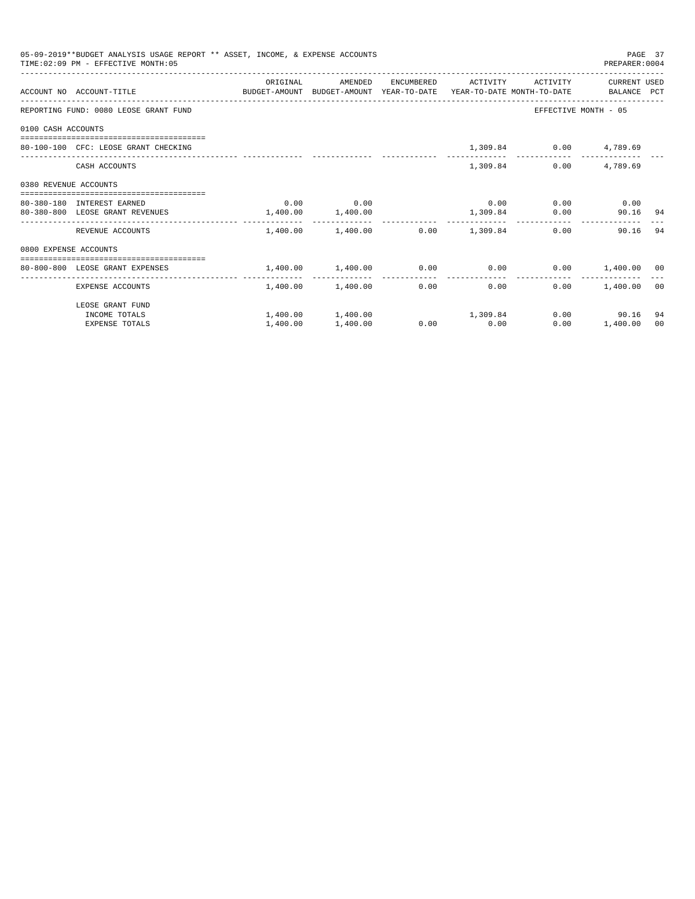05-09-2019**BUDGET ANALYSIS USAGE REPORT ** ASSET, INCOME, & EXPENSE ACCOUNTS

TIME:02:09 PM - EFFECTIVE MONTH:05

PREPARER:0004

| ACCOUNT NO | ACCOUNT-TITLE | ORIGINAL BUDGET-AMOUNT | AMENDED BUDGET-AMOUNT | ENCUMBERED YEAR-TO-DATE | ACTIVITY YEAR-TO-DATE | ACTIVITY MONTH-TO-DATE | CURRENT BALANCE | USED PCT |
|---|---|---|---|---|---|---|---|---|
| REPORTING FUND: 0080 LEOSE GRANT FUND | | | | | | | EFFECTIVE MONTH - 05 | |
| 0100 CASH ACCOUNTS | | | | | | | | |
| 80-100-100 | CFC: LEOSE GRANT CHECKING | | | | 1,309.84 | 0.00 | 4,789.69 | |
| | CASH ACCOUNTS | | | | 1,309.84 | 0.00 | 4,789.69 | |
| 0380 REVENUE ACCOUNTS | | | | | | | | |
| 80-380-180 | INTEREST EARNED | 0.00 | 0.00 | | 0.00 | 0.00 | 0.00 | |
| 80-380-800 | LEOSE GRANT REVENUES | 1,400.00 | 1,400.00 | | 1,309.84 | 0.00 | 90.16 | 94 |
| | REVENUE ACCOUNTS | 1,400.00 | 1,400.00 | 0.00 | 1,309.84 | 0.00 | 90.16 | 94 |
| 0800 EXPENSE ACCOUNTS | | | | | | | | |
| 80-800-800 | LEOSE GRANT EXPENSES | 1,400.00 | 1,400.00 | 0.00 | 0.00 | 0.00 | 1,400.00 | 00 |
| | EXPENSE ACCOUNTS | 1,400.00 | 1,400.00 | 0.00 | 0.00 | 0.00 | 1,400.00 | 00 |
| | LEOSE GRANT FUND | | | | | | | |
| | INCOME TOTALS | 1,400.00 | 1,400.00 | | 1,309.84 | 0.00 | 90.16 | 94 |
| | EXPENSE TOTALS | 1,400.00 | 1,400.00 | 0.00 | 0.00 | 0.00 | 1,400.00 | 00 |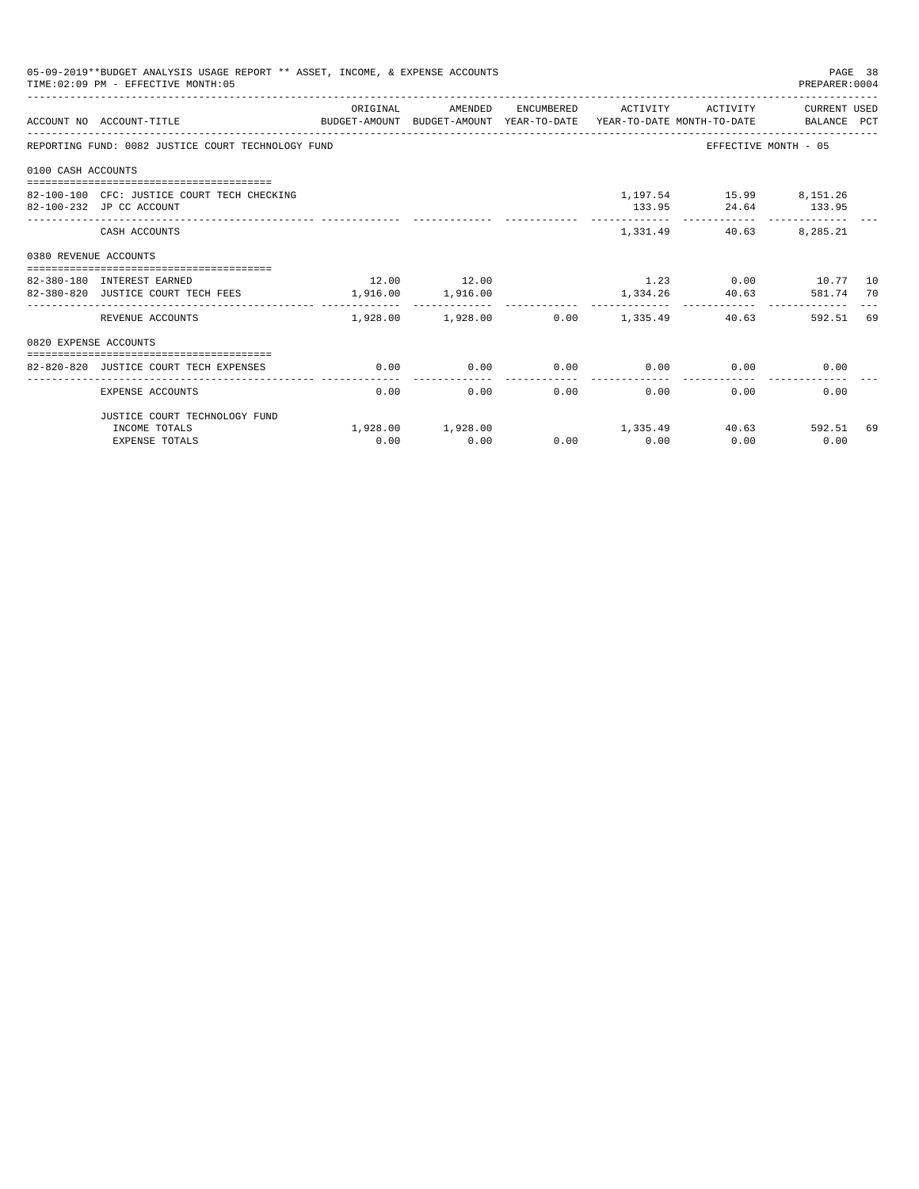05-09-2019**BUDGET ANALYSIS USAGE REPORT ** ASSET, INCOME, & EXPENSE ACCOUNTS

TIME:02:09 PM - EFFECTIVE MONTH:05

PREPARER:0004

| ACCOUNT NO | ACCOUNT-TITLE | ORIGINAL BUDGET-AMOUNT | AMENDED BUDGET-AMOUNT | ENCUMBERED YEAR-TO-DATE | ACTIVITY YEAR-TO-DATE | ACTIVITY MONTH-TO-DATE | CURRENT USED BALANCE | PCT |
|---|---|---|---|---|---|---|---|---|
| REPORTING FUND: 0082 JUSTICE COURT TECHNOLOGY FUND | | | | | | | EFFECTIVE MONTH - 05 | |
| 0100 CASH ACCOUNTS | | | | | | | | |
| 82-100-100 | CFC: JUSTICE COURT TECH CHECKING | | | | 1,197.54 | 15.99 | 8,151.26 | |
| 82-100-232 | JP CC ACCOUNT | | | | 133.95 | 24.64 | 133.95 | |
| | CASH ACCOUNTS | | | | 1,331.49 | 40.63 | 8,285.21 | |
| 0380 REVENUE ACCOUNTS | | | | | | | | |
| 82-380-180 | INTEREST EARNED | 12.00 | 12.00 | | 1.23 | 0.00 | 10.77 | 10 |
| 82-380-820 | JUSTICE COURT TECH FEES | 1,916.00 | 1,916.00 | | 1,334.26 | 40.63 | 581.74 | 70 |
| | REVENUE ACCOUNTS | 1,928.00 | 1,928.00 | 0.00 | 1,335.49 | 40.63 | 592.51 | 69 |
| 0820 EXPENSE ACCOUNTS | | | | | | | | |
| 82-820-820 | JUSTICE COURT TECH EXPENSES | 0.00 | 0.00 | 0.00 | 0.00 | 0.00 | 0.00 | |
| | EXPENSE ACCOUNTS | 0.00 | 0.00 | 0.00 | 0.00 | 0.00 | 0.00 | |
| | JUSTICE COURT TECHNOLOGY FUND | | | | | | | |
| | INCOME TOTALS | 1,928.00 | 1,928.00 | | 1,335.49 | 40.63 | 592.51 | 69 |
| | EXPENSE TOTALS | 0.00 | 0.00 | 0.00 | 0.00 | 0.00 | 0.00 | |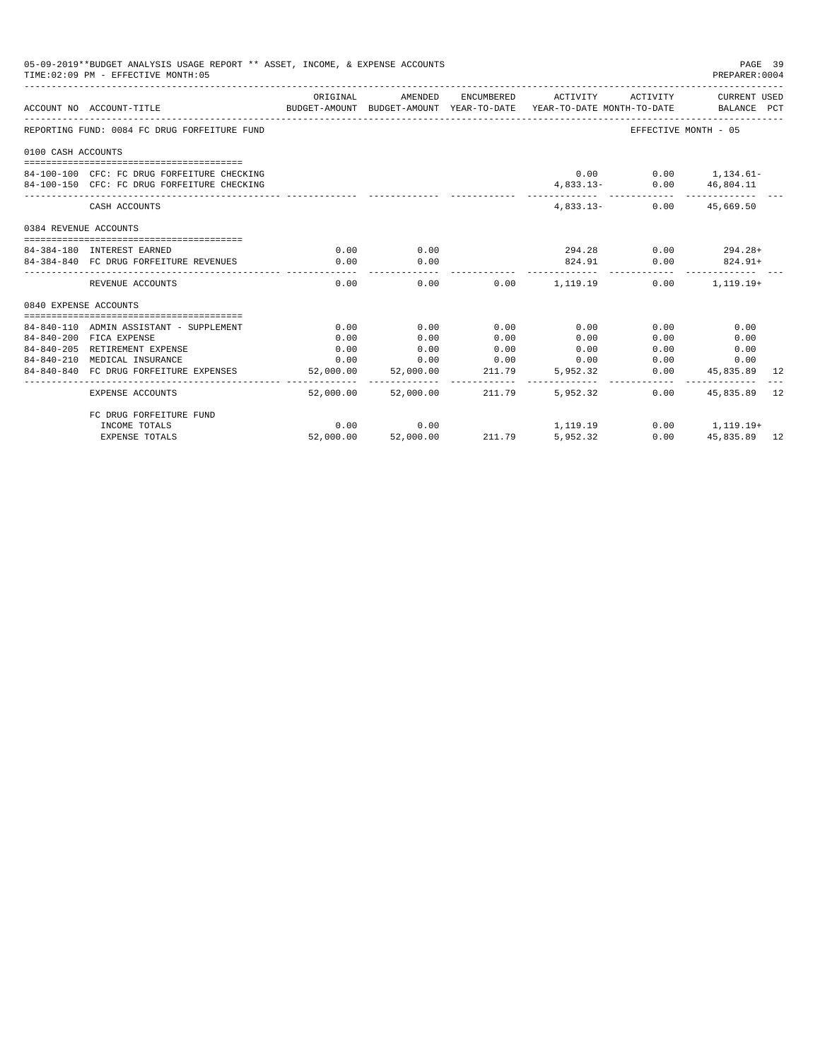05-09-2019**BUDGET ANALYSIS USAGE REPORT ** ASSET, INCOME, & EXPENSE ACCOUNTS

TIME:02:09 PM - EFFECTIVE MONTH:05

PREPARER:0004

| ACCOUNT NO | ACCOUNT-TITLE | ORIGINAL BUDGET-AMOUNT | AMENDED BUDGET-AMOUNT | ENCUMBERED YEAR-TO-DATE | ACTIVITY YEAR-TO-DATE | ACTIVITY MONTH-TO-DATE | CURRENT USED BALANCE | PCT |
|---|---|---|---|---|---|---|---|---|
| REPORTING FUND: 0084 FC DRUG FORFEITURE FUND | | | | | | | EFFECTIVE MONTH - 05 | |
| 0100 CASH ACCOUNTS | | | | | | | | |
| 84-100-100 | CFC: FC DRUG FORFEITURE CHECKING | | | | 0.00 | 0.00 | 1,134.61- | |
| 84-100-150 | CFC: FC DRUG FORFEITURE CHECKING | | | | 4,833.13- | 0.00 | 46,804.11 | |
| | CASH ACCOUNTS | | | | 4,833.13- | 0.00 | 45,669.50 | |
| 0384 REVENUE ACCOUNTS | | | | | | | | |
| 84-384-180 | INTEREST EARNED | 0.00 | 0.00 | | 294.28 | 0.00 | 294.28+ | |
| 84-384-840 | FC DRUG FORFEITURE REVENUES | 0.00 | 0.00 | | 824.91 | 0.00 | 824.91+ | |
| | REVENUE ACCOUNTS | 0.00 | 0.00 | 0.00 | 1,119.19 | 0.00 | 1,119.19+ | |
| 0840 EXPENSE ACCOUNTS | | | | | | | | |
| 84-840-110 | ADMIN ASSISTANT - SUPPLEMENT | 0.00 | 0.00 | 0.00 | 0.00 | 0.00 | 0.00 | |
| 84-840-200 | FICA EXPENSE | 0.00 | 0.00 | 0.00 | 0.00 | 0.00 | 0.00 | |
| 84-840-205 | RETIREMENT EXPENSE | 0.00 | 0.00 | 0.00 | 0.00 | 0.00 | 0.00 | |
| 84-840-210 | MEDICAL INSURANCE | 0.00 | 0.00 | 0.00 | 0.00 | 0.00 | 0.00 | |
| 84-840-840 | FC DRUG FORFEITURE EXPENSES | 52,000.00 | 52,000.00 | 211.79 | 5,952.32 | 0.00 | 45,835.89 | 12 |
| | EXPENSE ACCOUNTS | 52,000.00 | 52,000.00 | 211.79 | 5,952.32 | 0.00 | 45,835.89 | 12 |
| | FC DRUG FORFEITURE FUND | | | | | | | |
| | INCOME TOTALS | 0.00 | 0.00 | | 1,119.19 | 0.00 | 1,119.19+ | |
| | EXPENSE TOTALS | 52,000.00 | 52,000.00 | 211.79 | 5,952.32 | 0.00 | 45,835.89 | 12 |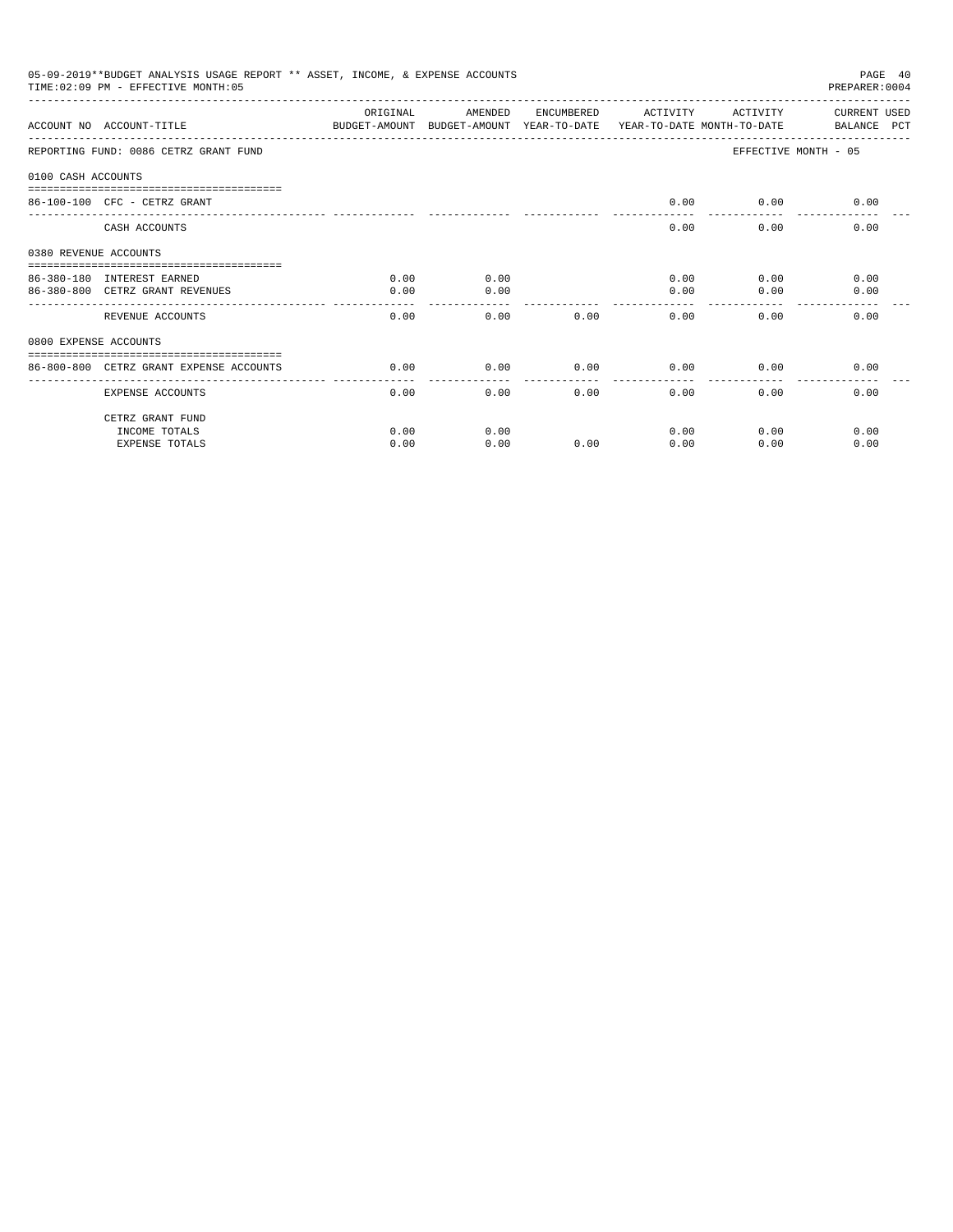05-09-2019**BUDGET ANALYSIS USAGE REPORT ** ASSET, INCOME, & EXPENSE ACCOUNTS
TIME:02:09 PM - EFFECTIVE MONTH:05

PREPARER:0004

| ACCOUNT NO | ACCOUNT-TITLE | ORIGINAL BUDGET-AMOUNT | AMENDED BUDGET-AMOUNT | ENCUMBERED YEAR-TO-DATE | ACTIVITY YEAR-TO-DATE | ACTIVITY MONTH-TO-DATE | CURRENT USED BALANCE PCT |
|---|---|---|---|---|---|---|---|
| REPORTING FUND: 0086 CETRZ GRANT FUND | | | | | | EFFECTIVE MONTH - 05 | |
| 0100 CASH ACCOUNTS | | | | | | | |
| 86-100-100 | CFC - CETRZ GRANT | | | | 0.00 | 0.00 | 0.00 |
| | CASH ACCOUNTS | | | | 0.00 | 0.00 | 0.00 |
| 0380 REVENUE ACCOUNTS | | | | | | | |
| 86-380-180 | INTEREST EARNED | 0.00 | 0.00 | | 0.00 | 0.00 | 0.00 |
| 86-380-800 | CETRZ GRANT REVENUES | 0.00 | 0.00 | | 0.00 | 0.00 | 0.00 |
| | REVENUE ACCOUNTS | 0.00 | 0.00 | 0.00 | 0.00 | 0.00 | 0.00 |
| 0800 EXPENSE ACCOUNTS | | | | | | | |
| 86-800-800 | CETRZ GRANT EXPENSE ACCOUNTS | 0.00 | 0.00 | 0.00 | 0.00 | 0.00 | 0.00 |
| | EXPENSE ACCOUNTS | 0.00 | 0.00 | 0.00 | 0.00 | 0.00 | 0.00 |
| | CETRZ GRANT FUND | | | | | | |
| | INCOME TOTALS | 0.00 | 0.00 | | 0.00 | 0.00 | 0.00 |
| | EXPENSE TOTALS | 0.00 | 0.00 | 0.00 | 0.00 | 0.00 | 0.00 |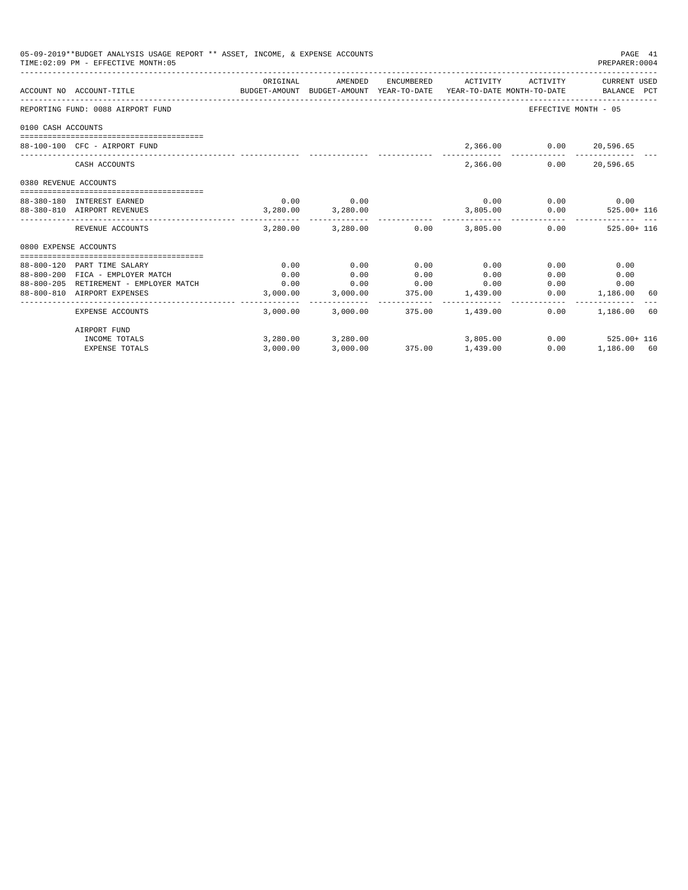05-09-2019**BUDGET ANALYSIS USAGE REPORT ** ASSET, INCOME, & EXPENSE ACCOUNTS

TIME:02:09 PM - EFFECTIVE MONTH:05

PREPARER:0004

| ACCOUNT NO | ACCOUNT-TITLE | ORIGINAL BUDGET-AMOUNT | AMENDED BUDGET-AMOUNT | ENCUMBERED YEAR-TO-DATE | ACTIVITY YEAR-TO-DATE | ACTIVITY MONTH-TO-DATE | CURRENT USED BALANCE | PCT |
|---|---|---|---|---|---|---|---|---|
| REPORTING FUND: 0088 AIRPORT FUND | | | | | | EFFECTIVE MONTH - 05 | | |
| 0100 CASH ACCOUNTS | | | | | | | | |
| 88-100-100 | CFC - AIRPORT FUND | | | | 2,366.00 | 0.00 | 20,596.65 | |
| | CASH ACCOUNTS | | | | 2,366.00 | 0.00 | 20,596.65 | |
| 0380 REVENUE ACCOUNTS | | | | | | | | |
| 88-380-180 | INTEREST EARNED | 0.00 | 0.00 | | 0.00 | 0.00 | 0.00 | |
| 88-380-810 | AIRPORT REVENUES | 3,280.00 | 3,280.00 | | 3,805.00 | 0.00 | 525.00+ | 116 |
| | REVENUE ACCOUNTS | 3,280.00 | 3,280.00 | 0.00 | 3,805.00 | 0.00 | 525.00+ | 116 |
| 0800 EXPENSE ACCOUNTS | | | | | | | | |
| 88-800-120 | PART TIME SALARY | 0.00 | 0.00 | 0.00 | 0.00 | 0.00 | 0.00 | |
| 88-800-200 | FICA - EMPLOYER MATCH | 0.00 | 0.00 | 0.00 | 0.00 | 0.00 | 0.00 | |
| 88-800-205 | RETIREMENT - EMPLOYER MATCH | 0.00 | 0.00 | 0.00 | 0.00 | 0.00 | 0.00 | |
| 88-800-810 | AIRPORT EXPENSES | 3,000.00 | 3,000.00 | 375.00 | 1,439.00 | 0.00 | 1,186.00 | 60 |
| | EXPENSE ACCOUNTS | 3,000.00 | 3,000.00 | 375.00 | 1,439.00 | 0.00 | 1,186.00 | 60 |
| | AIRPORT FUND | | | | | | | |
| | INCOME TOTALS | 3,280.00 | 3,280.00 | | 3,805.00 | 0.00 | 525.00+ | 116 |
| | EXPENSE TOTALS | 3,000.00 | 3,000.00 | 375.00 | 1,439.00 | 0.00 | 1,186.00 | 60 |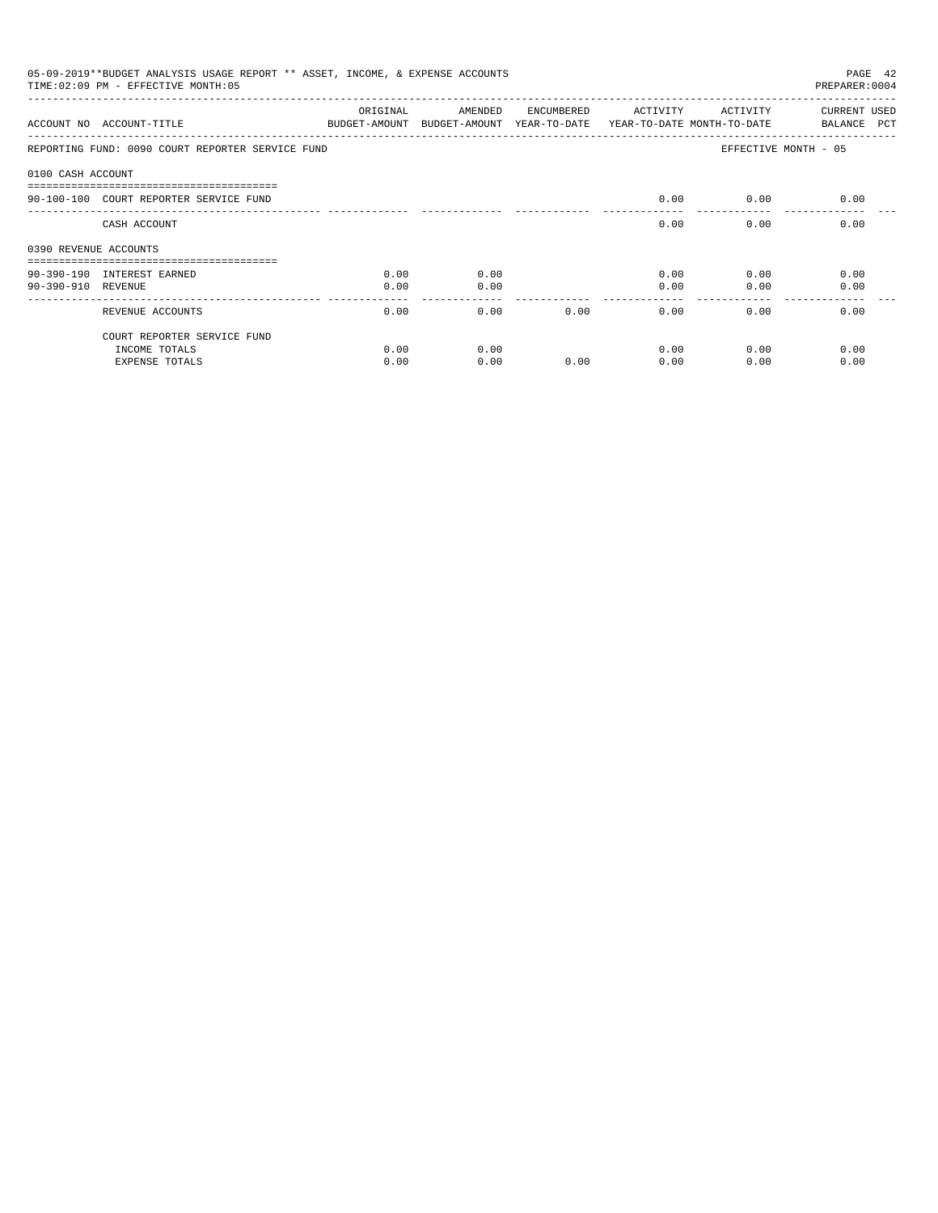05-09-2019**BUDGET ANALYSIS USAGE REPORT ** ASSET, INCOME, & EXPENSE ACCOUNTS
TIME:02:09 PM - EFFECTIVE MONTH:05

PREPARER:0004

| ACCOUNT NO | ACCOUNT-TITLE | ORIGINAL BUDGET-AMOUNT | AMENDED BUDGET-AMOUNT | ENCUMBERED YEAR-TO-DATE | ACTIVITY YEAR-TO-DATE | ACTIVITY MONTH-TO-DATE | CURRENT BALANCE | USED PCT |
|---|---|---|---|---|---|---|---|---|
| REPORTING FUND: 0090 COURT REPORTER SERVICE FUND | | | | | | EFFECTIVE MONTH - 05 | | |
| 0100 CASH ACCOUNT | | | | | | | | |
| 90-100-100 | COURT REPORTER SERVICE FUND | | | | 0.00 | 0.00 | 0.00 | |
| | CASH ACCOUNT | | | | 0.00 | 0.00 | 0.00 | |
| 0390 REVENUE ACCOUNTS | | | | | | | | |
| 90-390-190 | INTEREST EARNED | 0.00 | 0.00 | | 0.00 | 0.00 | 0.00 | |
| 90-390-910 | REVENUE | 0.00 | 0.00 | | 0.00 | 0.00 | 0.00 | |
| | REVENUE ACCOUNTS | 0.00 | 0.00 | 0.00 | 0.00 | 0.00 | 0.00 | |
| | COURT REPORTER SERVICE FUND | | | | | | | |
| | INCOME TOTALS | 0.00 | 0.00 | | 0.00 | 0.00 | 0.00 | |
| | EXPENSE TOTALS | 0.00 | 0.00 | 0.00 | 0.00 | 0.00 | 0.00 | |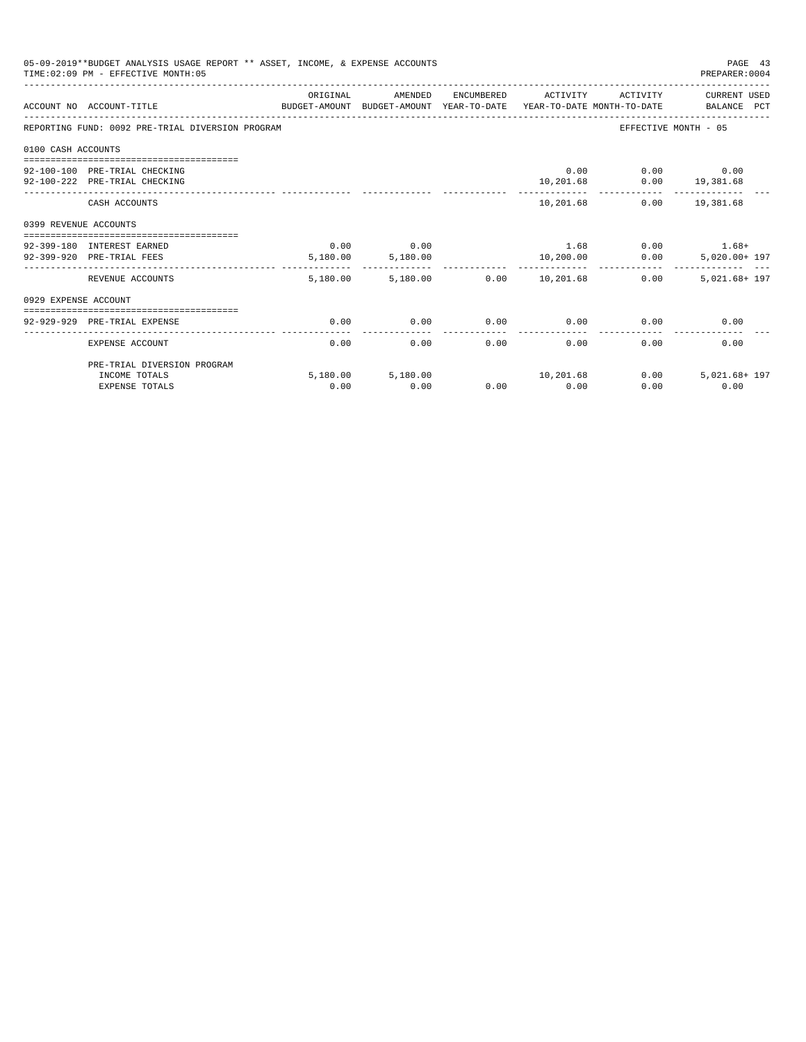05-09-2019**BUDGET ANALYSIS USAGE REPORT ** ASSET, INCOME, & EXPENSE ACCOUNTS
TIME:02:09 PM - EFFECTIVE MONTH:05
PREPARER:0004

| ACCOUNT NO | ACCOUNT-TITLE | ORIGINAL BUDGET-AMOUNT | AMENDED BUDGET-AMOUNT | ENCUMBERED YEAR-TO-DATE | ACTIVITY YEAR-TO-DATE | ACTIVITY MONTH-TO-DATE | CURRENT USED BALANCE | PCT |
|---|---|---|---|---|---|---|---|---|
| REPORTING FUND: 0092 PRE-TRIAL DIVERSION PROGRAM | | | | | | EFFECTIVE MONTH - 05 | | |
| 0100 CASH ACCOUNTS | | | | | | | | |
| 92-100-100 | PRE-TRIAL CHECKING | | | | 0.00 | 0.00 | 0.00 | |
| 92-100-222 | PRE-TRIAL CHECKING | | | | 10,201.68 | 0.00 | 19,381.68 | |
| | CASH ACCOUNTS | | | | 10,201.68 | 0.00 | 19,381.68 | |
| 0399 REVENUE ACCOUNTS | | | | | | | | |
| 92-399-180 | INTEREST EARNED | 0.00 | 0.00 | | 1.68 | 0.00 | 1.68+ | |
| 92-399-920 | PRE-TRIAL FEES | 5,180.00 | 5,180.00 | | 10,200.00 | 0.00 | 5,020.00+ | 197 |
| | REVENUE ACCOUNTS | 5,180.00 | 5,180.00 | 0.00 | 10,201.68 | 0.00 | 5,021.68+ | 197 |
| 0929 EXPENSE ACCOUNT | | | | | | | | |
| 92-929-929 | PRE-TRIAL EXPENSE | 0.00 | 0.00 | 0.00 | 0.00 | 0.00 | 0.00 | |
| | EXPENSE ACCOUNT | 0.00 | 0.00 | 0.00 | 0.00 | 0.00 | 0.00 | |
| | PRE-TRIAL DIVERSION PROGRAM | | | | | | | |
| | INCOME TOTALS | 5,180.00 | 5,180.00 | | 10,201.68 | 0.00 | 5,021.68+ | 197 |
| | EXPENSE TOTALS | 0.00 | 0.00 | 0.00 | 0.00 | 0.00 | 0.00 | |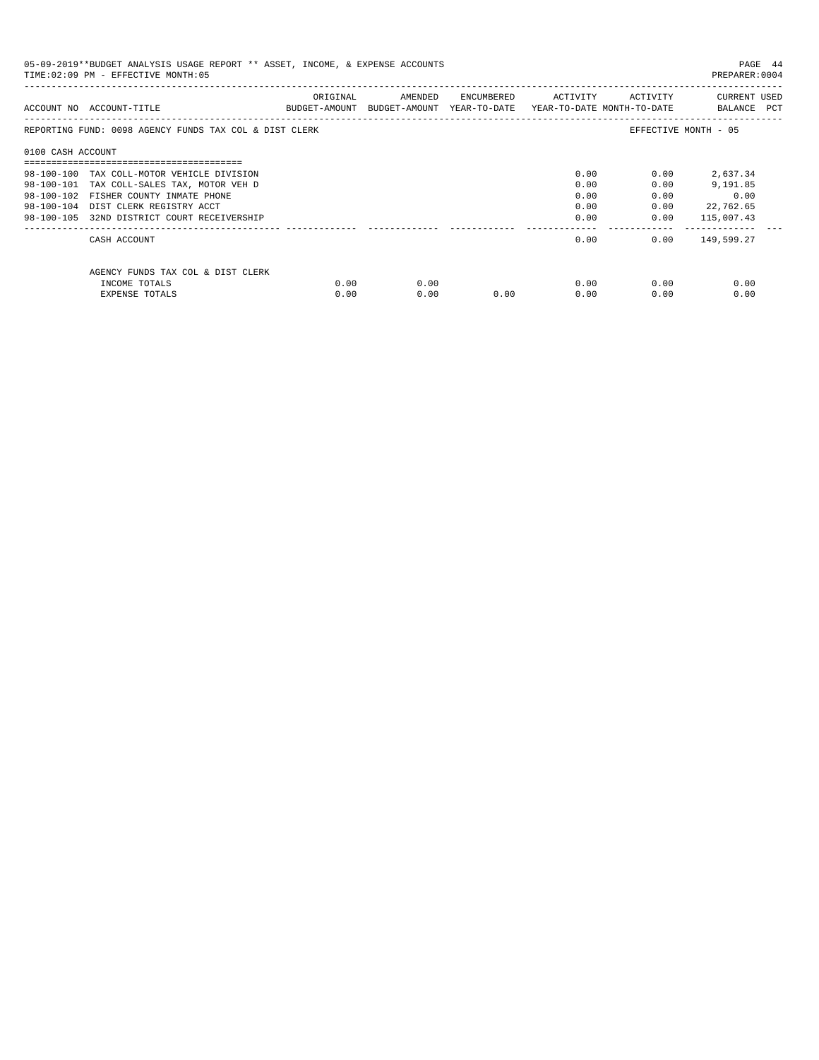05-09-2019**BUDGET ANALYSIS USAGE REPORT ** ASSET, INCOME, & EXPENSE ACCOUNTS

TIME:02:09 PM - EFFECTIVE MONTH:05

PREPARER:0004

| ACCOUNT NO | ACCOUNT-TITLE | ORIGINAL BUDGET-AMOUNT | AMENDED BUDGET-AMOUNT | ENCUMBERED YEAR-TO-DATE | ACTIVITY YEAR-TO-DATE | ACTIVITY MONTH-TO-DATE | CURRENT BALANCE | USED PCT |
|---|---|---|---|---|---|---|---|---|
| REPORTING FUND: 0098 AGENCY FUNDS TAX COL & DIST CLERK | | | | | | EFFECTIVE MONTH - 05 | | |
| 0100 CASH ACCOUNT | | | | | | | | |
| 98-100-100 | TAX COLL-MOTOR VEHICLE DIVISION | | | | 0.00 | 0.00 | 2,637.34 | |
| 98-100-101 | TAX COLL-SALES TAX, MOTOR VEH D | | | | 0.00 | 0.00 | 9,191.85 | |
| 98-100-102 | FISHER COUNTY INMATE PHONE | | | | 0.00 | 0.00 | 0.00 | |
| 98-100-104 | DIST CLERK REGISTRY ACCT | | | | 0.00 | 0.00 | 22,762.65 | |
| 98-100-105 | 32ND DISTRICT COURT RECEIVERSHIP | | | | 0.00 | 0.00 | 115,007.43 | |
| | CASH ACCOUNT | | | | 0.00 | 0.00 | 149,599.27 | |
| | AGENCY FUNDS TAX COL & DIST CLERK | | | | | | | |
| | INCOME TOTALS | 0.00 | 0.00 | | 0.00 | 0.00 | 0.00 | |
| | EXPENSE TOTALS | 0.00 | 0.00 | 0.00 | 0.00 | 0.00 | 0.00 | |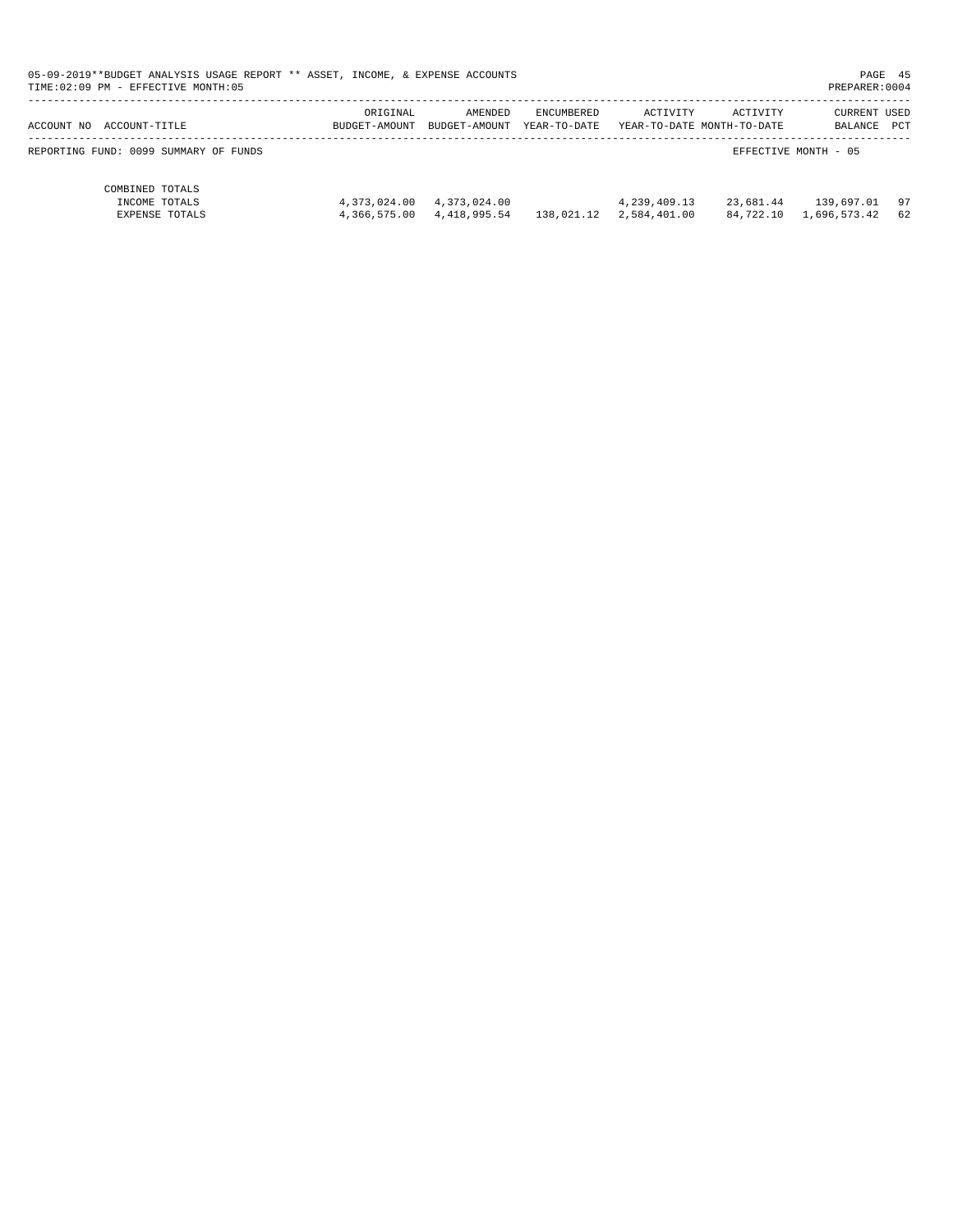05-09-2019**BUDGET ANALYSIS USAGE REPORT ** ASSET, INCOME, & EXPENSE ACCOUNTS

TIME:02:09 PM - EFFECTIVE MONTH:05

PREPARER:0004

| ACCOUNT NO ACCOUNT-TITLE | ORIGINAL BUDGET-AMOUNT | AMENDED BUDGET-AMOUNT | ENCUMBERED YEAR-TO-DATE | ACTIVITY YEAR-TO-DATE | ACTIVITY MONTH-TO-DATE | CURRENT BALANCE | USED PCT |
|---|---|---|---|---|---|---|---|
| REPORTING FUND: 0099 SUMMARY OF FUNDS | | | | | EFFECTIVE MONTH - 05 | | |
| COMBINED TOTALS | | | | | | | |
| INCOME TOTALS | 4,373,024.00 | 4,373,024.00 | | 4,239,409.13 | 23,681.44 | 139,697.01 | 97 |
| EXPENSE TOTALS | 4,366,575.00 | 4,418,995.54 | 138,021.12 | 2,584,401.00 | 84,722.10 | 1,696,573.42 | 62 |